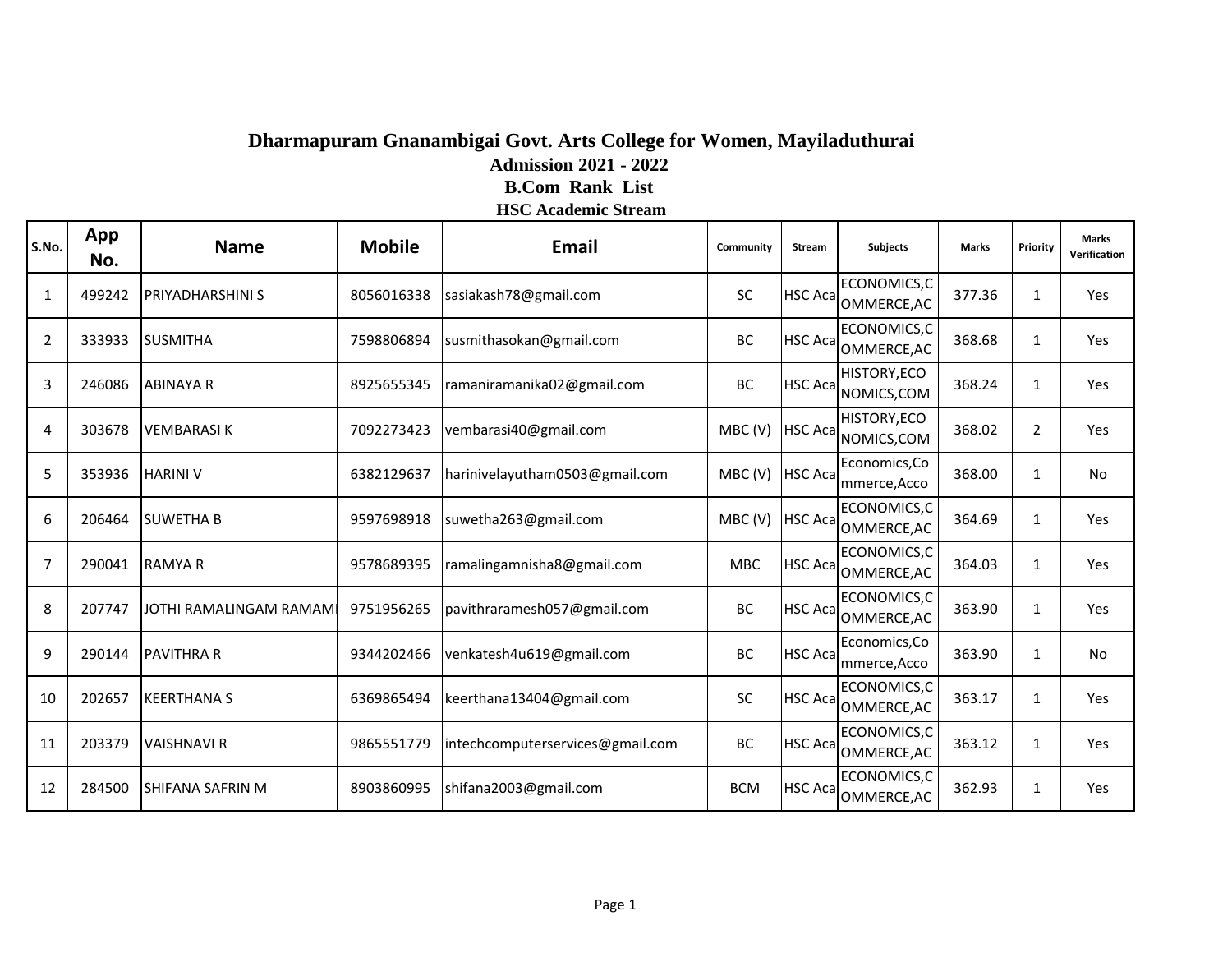# Dharmapuram Gnanambigai Govt. Arts College for Women, Mayiladuthurai

## Admission 2021 - 2022

### B.Com Rank List

### HSC Academic Stream

| S.No. | App No. | Name | Mobile | Email | Community | Stream | Subjects | Marks | Priority | Marks Verification |
|---|---|---|---|---|---|---|---|---|---|---|
| 1 | 499242 | PRIYADHARSHINI S | 8056016338 | sasiakash78@gmail.com | SC | HSC Aca | ECONOMICS,COMMERCE,AC | 377.36 | 1 | Yes |
| 2 | 333933 | SUSMITHA | 7598806894 | susmithasokan@gmail.com | BC | HSC Aca | ECONOMICS,COMMERCE,AC | 368.68 | 1 | Yes |
| 3 | 246086 | ABINAYA R | 8925655345 | ramaniramanika02@gmail.com | BC | HSC Aca | HISTORY,ECONOMICS,COM | 368.24 | 1 | Yes |
| 4 | 303678 | VEMBARASI K | 7092273423 | vembarasi40@gmail.com | MBC (V) | HSC Aca | HISTORY,ECONOMICS,COM | 368.02 | 2 | Yes |
| 5 | 353936 | HARINI V | 6382129637 | harinivelayutham0503@gmail.com | MBC (V) | HSC Aca | Economics,Commerce,Acco | 368.00 | 1 | No |
| 6 | 206464 | SUWETHA B | 9597698918 | suwetha263@gmail.com | MBC (V) | HSC Aca | ECONOMICS,COMMERCE,AC | 364.69 | 1 | Yes |
| 7 | 290041 | RAMYA R | 9578689395 | ramalingamnisha8@gmail.com | MBC | HSC Aca | ECONOMICS,COMMERCE,AC | 364.03 | 1 | Yes |
| 8 | 207747 | JOTHI RAMALINGAM RAMAMI | 9751956265 | pavithraramesh057@gmail.com | BC | HSC Aca | ECONOMICS,COMMERCE,AC | 363.90 | 1 | Yes |
| 9 | 290144 | PAVITHRA R | 9344202466 | venkatesh4u619@gmail.com | BC | HSC Aca | Economics,Commerce,Acco | 363.90 | 1 | No |
| 10 | 202657 | KEERTHANA S | 6369865494 | keerthana13404@gmail.com | SC | HSC Aca | ECONOMICS,COMMERCE,AC | 363.17 | 1 | Yes |
| 11 | 203379 | VAISHNAVI R | 9865551779 | intechcomputerservices@gmail.com | BC | HSC Aca | ECONOMICS,COMMERCE,AC | 363.12 | 1 | Yes |
| 12 | 284500 | SHIFANA SAFRIN M | 8903860995 | shifana2003@gmail.com | BCM | HSC Aca | ECONOMICS,COMMERCE,AC | 362.93 | 1 | Yes |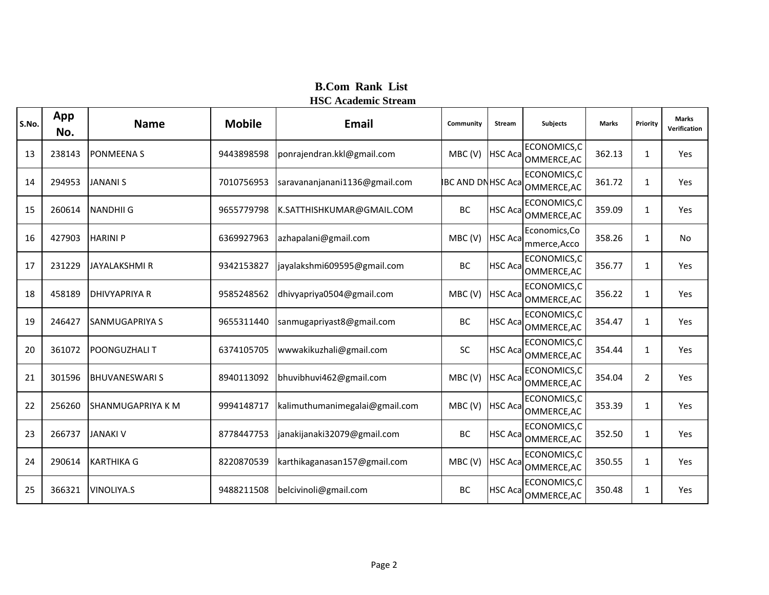# B.Com Rank List

## HSC Academic Stream

| S.No. | App No. | Name | Mobile | Email | Community | Stream | Subjects | Marks | Priority | Marks Verification |
|---|---|---|---|---|---|---|---|---|---|---|
| 13 | 238143 | PONMEENA S | 9443898598 | ponrajendran.kkl@gmail.com | MBC (V) | HSC Aca | ECONOMICS,COMMERCE,AC | 362.13 | 1 | Yes |
| 14 | 294953 | JANANI S | 7010756953 | saravananjanani1136@gmail.com | IBC AND DN | HSC Aca | ECONOMICS,COMMERCE,AC | 361.72 | 1 | Yes |
| 15 | 260614 | NANDHII G | 9655779798 | K.SATTHISHKUMAR@GMAIL.COM | BC | HSC Aca | ECONOMICS,COMMERCE,AC | 359.09 | 1 | Yes |
| 16 | 427903 | HARINI P | 6369927963 | azhapalani@gmail.com | MBC (V) | HSC Aca | Economics,Commerce,Acco | 358.26 | 1 | No |
| 17 | 231229 | JAYALAKSHMI R | 9342153827 | jayalakshmi609595@gmail.com | BC | HSC Aca | ECONOMICS,COMMERCE,AC | 356.77 | 1 | Yes |
| 18 | 458189 | DHIVYAPRIYA R | 9585248562 | dhivyapriya0504@gmail.com | MBC (V) | HSC Aca | ECONOMICS,COMMERCE,AC | 356.22 | 1 | Yes |
| 19 | 246427 | SANMUGAPRIYA S | 9655311440 | sanmugapriyast8@gmail.com | BC | HSC Aca | ECONOMICS,COMMERCE,AC | 354.47 | 1 | Yes |
| 20 | 361072 | POONGUZHALI T | 6374105705 | wwwakikuzhali@gmail.com | SC | HSC Aca | ECONOMICS,COMMERCE,AC | 354.44 | 1 | Yes |
| 21 | 301596 | BHUVANESWARI S | 8940113092 | bhuvibhuvi462@gmail.com | MBC (V) | HSC Aca | ECONOMICS,COMMERCE,AC | 354.04 | 2 | Yes |
| 22 | 256260 | SHANMUGAPRIYA K M | 9994148717 | kalimuthumanimegalai@gmail.com | MBC (V) | HSC Aca | ECONOMICS,COMMERCE,AC | 353.39 | 1 | Yes |
| 23 | 266737 | JANAKI V | 8778447753 | janakijanaki32079@gmail.com | BC | HSC Aca | ECONOMICS,COMMERCE,AC | 352.50 | 1 | Yes |
| 24 | 290614 | KARTHIKA G | 8220870539 | karthikaganasan157@gmail.com | MBC (V) | HSC Aca | ECONOMICS,COMMERCE,AC | 350.55 | 1 | Yes |
| 25 | 366321 | VINOLIYA.S | 9488211508 | belcivinoli@gmail.com | BC | HSC Aca | ECONOMICS,COMMERCE,AC | 350.48 | 1 | Yes |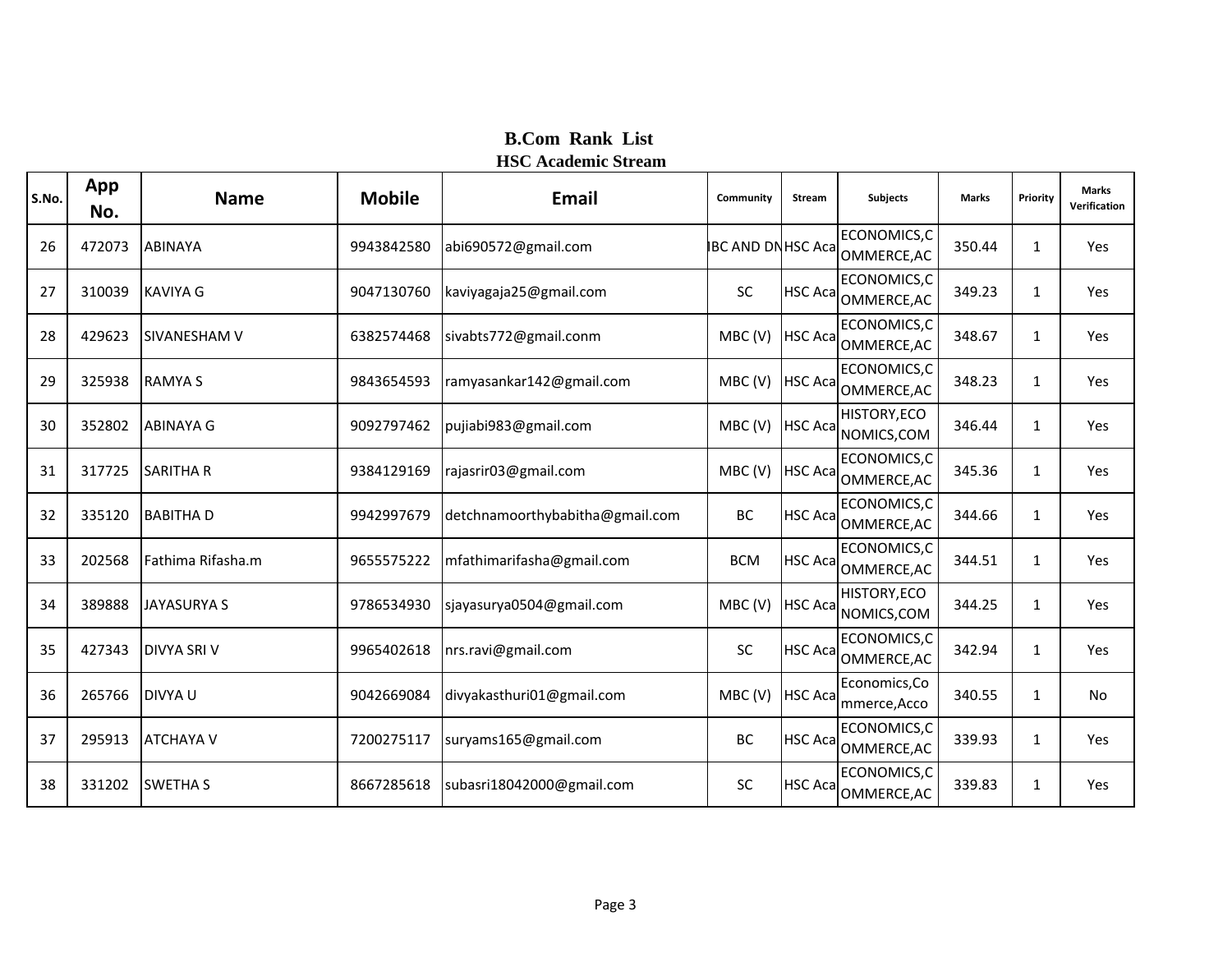## B.Com Rank List
### HSC Academic Stream

| S.No. | App No. | Name | Mobile | Email | Community | Stream | Subjects | Marks | Priority | Marks Verification |
|---|---|---|---|---|---|---|---|---|---|---|
| 26 | 472073 | ABINAYA | 9943842580 | abi690572@gmail.com | IBC AND DN | HSC Aca | ECONOMICS,COMMERCE,AC | 350.44 | 1 | Yes |
| 27 | 310039 | KAVIYA G | 9047130760 | kaviyagaja25@gmail.com | SC | HSC Aca | ECONOMICS,COMMERCE,AC | 349.23 | 1 | Yes |
| 28 | 429623 | SIVANESHAM V | 6382574468 | sivabts772@gmail.conm | MBC (V) | HSC Aca | ECONOMICS,COMMERCE,AC | 348.67 | 1 | Yes |
| 29 | 325938 | RAMYA S | 9843654593 | ramyasankar142@gmail.com | MBC (V) | HSC Aca | ECONOMICS,COMMERCE,AC | 348.23 | 1 | Yes |
| 30 | 352802 | ABINAYA G | 9092797462 | pujiabi983@gmail.com | MBC (V) | HSC Aca | HISTORY,ECONOMICS,COM | 346.44 | 1 | Yes |
| 31 | 317725 | SARITHA R | 9384129169 | rajasrir03@gmail.com | MBC (V) | HSC Aca | ECONOMICS,COMMERCE,AC | 345.36 | 1 | Yes |
| 32 | 335120 | BABITHA D | 9942997679 | detchnamoorthybabitha@gmail.com | BC | HSC Aca | ECONOMICS,COMMERCE,AC | 344.66 | 1 | Yes |
| 33 | 202568 | Fathima Rifasha.m | 9655575222 | mfathimarifasha@gmail.com | BCM | HSC Aca | ECONOMICS,COMMERCE,AC | 344.51 | 1 | Yes |
| 34 | 389888 | JAYASURYA S | 9786534930 | sjayasurya0504@gmail.com | MBC (V) | HSC Aca | HISTORY,ECONOMICS,COM | 344.25 | 1 | Yes |
| 35 | 427343 | DIVYA SRI V | 9965402618 | nrs.ravi@gmail.com | SC | HSC Aca | ECONOMICS,COMMERCE,AC | 342.94 | 1 | Yes |
| 36 | 265766 | DIVYA U | 9042669084 | divyakasthuri01@gmail.com | MBC (V) | HSC Aca | Economics,Commerce,Acco | 340.55 | 1 | No |
| 37 | 295913 | ATCHAYA V | 7200275117 | suryams165@gmail.com | BC | HSC Aca | ECONOMICS,COMMERCE,AC | 339.93 | 1 | Yes |
| 38 | 331202 | SWETHA S | 8667285618 | subasri18042000@gmail.com | SC | HSC Aca | ECONOMICS,COMMERCE,AC | 339.83 | 1 | Yes |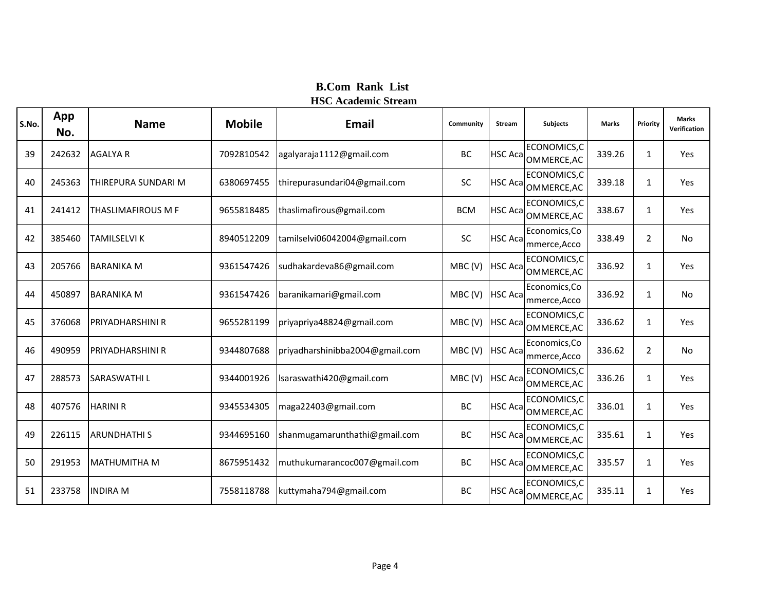## B.Com Rank List

### HSC Academic Stream

| S.No. | App No. | Name | Mobile | Email | Community | Stream | Subjects | Marks | Priority | Marks Verification |
|---|---|---|---|---|---|---|---|---|---|---|
| 39 | 242632 | AGALYA R | 7092810542 | agalyaraja1112@gmail.com | BC | HSC Aca | ECONOMICS,COMMERCE,AC | 339.26 | 1 | Yes |
| 40 | 245363 | THIREPURA SUNDARI M | 6380697455 | thirepurasundari04@gmail.com | SC | HSC Aca | ECONOMICS,COMMERCE,AC | 339.18 | 1 | Yes |
| 41 | 241412 | THASLIMAFIROUS M F | 9655818485 | thaslimafirous@gmail.com | BCM | HSC Aca | ECONOMICS,COMMERCE,AC | 338.67 | 1 | Yes |
| 42 | 385460 | TAMILSELVI K | 8940512209 | tamilselvi06042004@gmail.com | SC | HSC Aca | Economics,Commerce,Acco | 338.49 | 2 | No |
| 43 | 205766 | BARANIKA M | 9361547426 | sudhakardeva86@gmail.com | MBC (V) | HSC Aca | ECONOMICS,COMMERCE,AC | 336.92 | 1 | Yes |
| 44 | 450897 | BARANIKA M | 9361547426 | baranikamari@gmail.com | MBC (V) | HSC Aca | Economics,Commerce,Acco | 336.92 | 1 | No |
| 45 | 376068 | PRIYADHARSHINI R | 9655281199 | priyapriya48824@gmail.com | MBC (V) | HSC Aca | ECONOMICS,COMMERCE,AC | 336.62 | 1 | Yes |
| 46 | 490959 | PRIYADHARSHINI R | 9344807688 | priyadharshinibba2004@gmail.com | MBC (V) | HSC Aca | Economics,Commerce,Acco | 336.62 | 2 | No |
| 47 | 288573 | SARASWATHI L | 9344001926 | lsaraswathi420@gmail.com | MBC (V) | HSC Aca | ECONOMICS,COMMERCE,AC | 336.26 | 1 | Yes |
| 48 | 407576 | HARINI R | 9345534305 | maga22403@gmail.com | BC | HSC Aca | ECONOMICS,COMMERCE,AC | 336.01 | 1 | Yes |
| 49 | 226115 | ARUNDHATHI S | 9344695160 | shanmugamarunthathi@gmail.com | BC | HSC Aca | ECONOMICS,COMMERCE,AC | 335.61 | 1 | Yes |
| 50 | 291953 | MATHUMITHA M | 8675951432 | muthukumarancoc007@gmail.com | BC | HSC Aca | ECONOMICS,COMMERCE,AC | 335.57 | 1 | Yes |
| 51 | 233758 | INDIRA M | 7558118788 | kuttymaha794@gmail.com | BC | HSC Aca | ECONOMICS,COMMERCE,AC | 335.11 | 1 | Yes |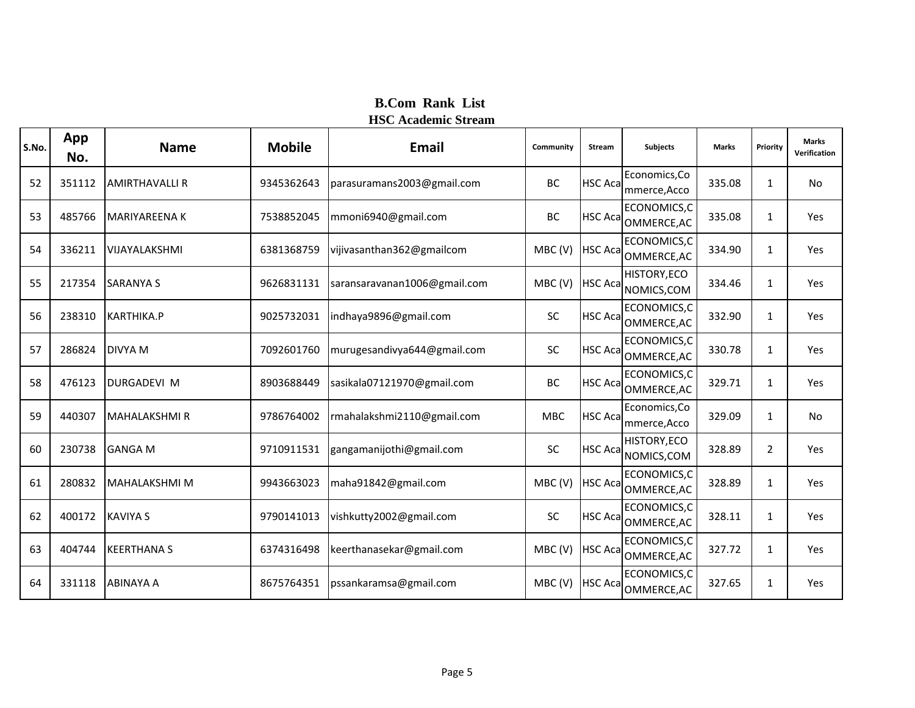# B.Com Rank List

## HSC Academic Stream

| S.No. | App No. | Name | Mobile | Email | Community | Stream | Subjects | Marks | Priority | Marks Verification |
|---|---|---|---|---|---|---|---|---|---|---|
| 52 | 351112 | AMIRTHAVALLI R | 9345362643 | parasuramans2003@gmail.com | BC | HSC Aca | Economics,Commerce,Acco | 335.08 | 1 | No |
| 53 | 485766 | MARIYAREENA K | 7538852045 | mmoni6940@gmail.com | BC | HSC Aca | ECONOMICS,COMMERCE,AC | 335.08 | 1 | Yes |
| 54 | 336211 | VIJAYALAKSHMI | 6381368759 | vijivasanthan362@gmailcom | MBC (V) | HSC Aca | ECONOMICS,COMMERCE,AC | 334.90 | 1 | Yes |
| 55 | 217354 | SARANYA S | 9626831131 | saransaravanan1006@gmail.com | MBC (V) | HSC Aca | HISTORY,ECONOMICS,COM | 334.46 | 1 | Yes |
| 56 | 238310 | KARTHIKA.P | 9025732031 | indhaya9896@gmail.com | SC | HSC Aca | ECONOMICS,COMMERCE,AC | 332.90 | 1 | Yes |
| 57 | 286824 | DIVYA M | 7092601760 | murugesandivya644@gmail.com | SC | HSC Aca | ECONOMICS,COMMERCE,AC | 330.78 | 1 | Yes |
| 58 | 476123 | DURGADEVI M | 8903688449 | sasikala07121970@gmail.com | BC | HSC Aca | ECONOMICS,COMMERCE,AC | 329.71 | 1 | Yes |
| 59 | 440307 | MAHALAKSHMI R | 9786764002 | rmahalakshmi2110@gmail.com | MBC | HSC Aca | Economics,Commerce,Acco | 329.09 | 1 | No |
| 60 | 230738 | GANGA M | 9710911531 | gangamanijothi@gmail.com | SC | HSC Aca | HISTORY,ECONOMICS,COM | 328.89 | 2 | Yes |
| 61 | 280832 | MAHALAKSHMI M | 9943663023 | maha91842@gmail.com | MBC (V) | HSC Aca | ECONOMICS,COMMERCE,AC | 328.89 | 1 | Yes |
| 62 | 400172 | KAVIYA S | 9790141013 | vishkutty2002@gmail.com | SC | HSC Aca | ECONOMICS,COMMERCE,AC | 328.11 | 1 | Yes |
| 63 | 404744 | KEERTHANA S | 6374316498 | keerthanasekar@gmail.com | MBC (V) | HSC Aca | ECONOMICS,COMMERCE,AC | 327.72 | 1 | Yes |
| 64 | 331118 | ABINAYA A | 8675764351 | pssankaramsa@gmail.com | MBC (V) | HSC Aca | ECONOMICS,COMMERCE,AC | 327.65 | 1 | Yes |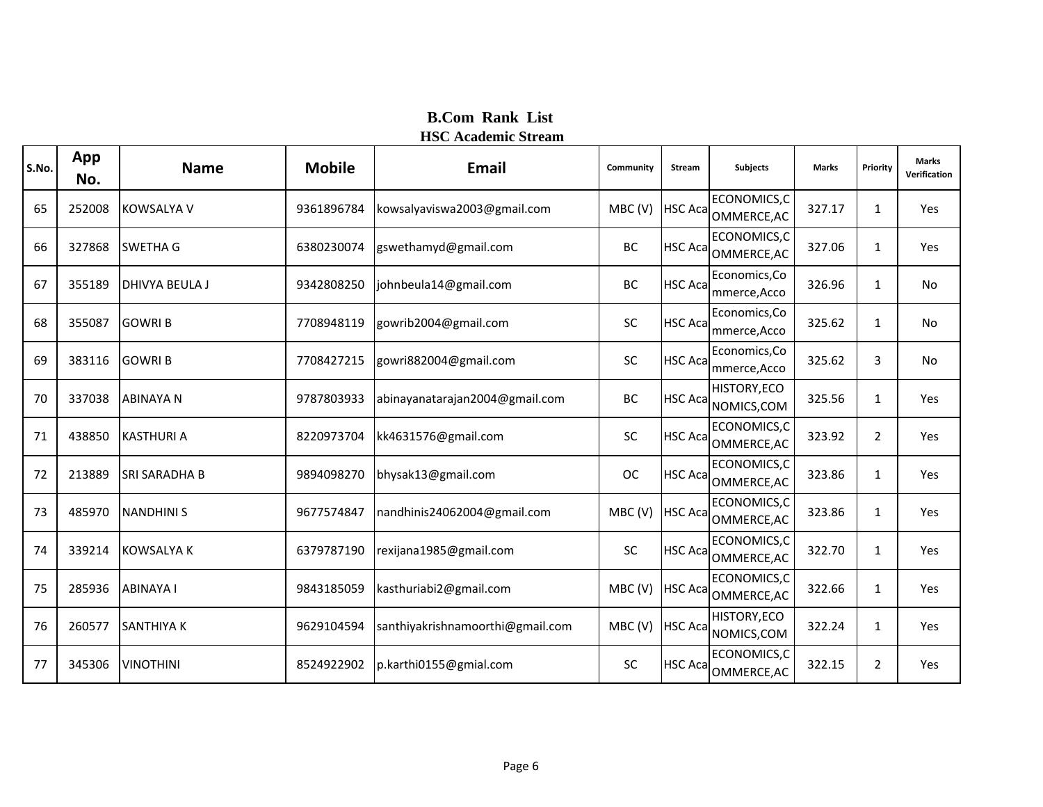# B.Com Rank List
## HSC Academic Stream

| S.No. | App No. | Name | Mobile | Email | Community | Stream | Subjects | Marks | Priority | Marks Verification |
|---|---|---|---|---|---|---|---|---|---|---|
| 65 | 252008 | KOWSALYA V | 9361896784 | kowsalyaviswa2003@gmail.com | MBC (V) | HSC Aca | ECONOMICS,COMMERCE,AC | 327.17 | 1 | Yes |
| 66 | 327868 | SWETHA G | 6380230074 | gswethamyd@gmail.com | BC | HSC Aca | ECONOMICS,COMMERCE,AC | 327.06 | 1 | Yes |
| 67 | 355189 | DHIVYA BEULA J | 9342808250 | johnbeula14@gmail.com | BC | HSC Aca | Economics,Commerce,Acco | 326.96 | 1 | No |
| 68 | 355087 | GOWRI B | 7708948119 | gowrib2004@gmail.com | SC | HSC Aca | Economics,Commerce,Acco | 325.62 | 1 | No |
| 69 | 383116 | GOWRI B | 7708427215 | gowri882004@gmail.com | SC | HSC Aca | Economics,Commerce,Acco | 325.62 | 3 | No |
| 70 | 337038 | ABINAYA N | 9787803933 | abinayanatarajan2004@gmail.com | BC | HSC Aca | HISTORY,ECONOMICS,COM | 325.56 | 1 | Yes |
| 71 | 438850 | KASTHURI A | 8220973704 | kk4631576@gmail.com | SC | HSC Aca | ECONOMICS,COMMERCE,AC | 323.92 | 2 | Yes |
| 72 | 213889 | SRI SARADHA B | 9894098270 | bhysak13@gmail.com | OC | HSC Aca | ECONOMICS,COMMERCE,AC | 323.86 | 1 | Yes |
| 73 | 485970 | NANDHINI S | 9677574847 | nandhinis24062004@gmail.com | MBC (V) | HSC Aca | ECONOMICS,COMMERCE,AC | 323.86 | 1 | Yes |
| 74 | 339214 | KOWSALYA K | 6379787190 | rexijana1985@gmail.com | SC | HSC Aca | ECONOMICS,COMMERCE,AC | 322.70 | 1 | Yes |
| 75 | 285936 | ABINAYA I | 9843185059 | kasthuriabi2@gmail.com | MBC (V) | HSC Aca | ECONOMICS,COMMERCE,AC | 322.66 | 1 | Yes |
| 76 | 260577 | SANTHIYA K | 9629104594 | santhiyakrishnamoorthi@gmail.com | MBC (V) | HSC Aca | HISTORY,ECONOMICS,COM | 322.24 | 1 | Yes |
| 77 | 345306 | VINOTHINI | 8524922902 | p.karthi0155@gmial.com | SC | HSC Aca | ECONOMICS,COMMERCE,AC | 322.15 | 2 | Yes |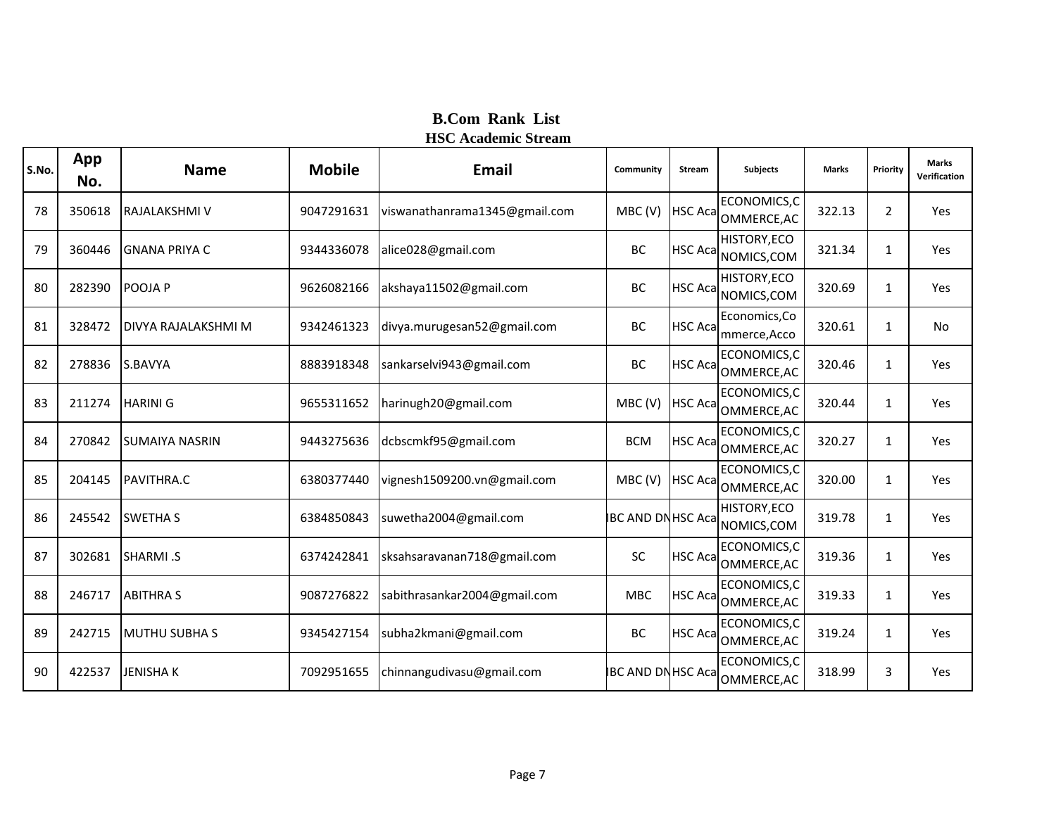# B.Com Rank List
## HSC Academic Stream

| S.No. | App No. | Name | Mobile | Email | Community | Stream | Subjects | Marks | Priority | Marks Verification |
|---|---|---|---|---|---|---|---|---|---|---|
| 78 | 350618 | RAJALAKSHMI V | 9047291631 | viswanathanrama1345@gmail.com | MBC (V) | HSC Aca | ECONOMICS,COMMERCE,AC | 322.13 | 2 | Yes |
| 79 | 360446 | GNANA PRIYA C | 9344336078 | alice028@gmail.com | BC | HSC Aca | HISTORY,ECONOMICS,COM | 321.34 | 1 | Yes |
| 80 | 282390 | POOJA P | 9626082166 | akshaya11502@gmail.com | BC | HSC Aca | HISTORY,ECONOMICS,COM | 320.69 | 1 | Yes |
| 81 | 328472 | DIVYA RAJALAKSHMI M | 9342461323 | divya.murugesan52@gmail.com | BC | HSC Aca | Economics,Commerce,Acco | 320.61 | 1 | No |
| 82 | 278836 | S.BAVYA | 8883918348 | sankarselvi943@gmail.com | BC | HSC Aca | ECONOMICS,COMMERCE,AC | 320.46 | 1 | Yes |
| 83 | 211274 | HARINI G | 9655311652 | harinugh20@gmail.com | MBC (V) | HSC Aca | ECONOMICS,COMMERCE,AC | 320.44 | 1 | Yes |
| 84 | 270842 | SUMAIYA NASRIN | 9443275636 | dcbscmkf95@gmail.com | BCM | HSC Aca | ECONOMICS,COMMERCE,AC | 320.27 | 1 | Yes |
| 85 | 204145 | PAVITHRA.C | 6380377440 | vignesh1509200.vn@gmail.com | MBC (V) | HSC Aca | ECONOMICS,COMMERCE,AC | 320.00 | 1 | Yes |
| 86 | 245542 | SWETHA S | 6384850843 | suwetha2004@gmail.com | IBC AND DN | HSC Aca | HISTORY,ECONOMICS,COM | 319.78 | 1 | Yes |
| 87 | 302681 | SHARMI .S | 6374242841 | sksahsaravanan718@gmail.com | SC | HSC Aca | ECONOMICS,COMMERCE,AC | 319.36 | 1 | Yes |
| 88 | 246717 | ABITHRA S | 9087276822 | sabithrasankar2004@gmail.com | MBC | HSC Aca | ECONOMICS,COMMERCE,AC | 319.33 | 1 | Yes |
| 89 | 242715 | MUTHU SUBHA S | 9345427154 | subha2kmani@gmail.com | BC | HSC Aca | ECONOMICS,COMMERCE,AC | 319.24 | 1 | Yes |
| 90 | 422537 | JENISHA K | 7092951655 | chinnangudivasu@gmail.com | IBC AND DN | HSC Aca | ECONOMICS,COMMERCE,AC | 318.99 | 3 | Yes |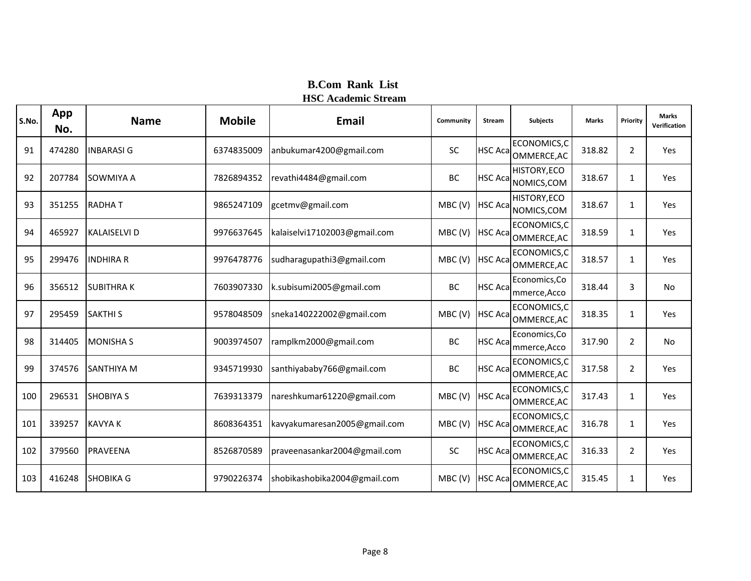# B.Com Rank List
## HSC Academic Stream

| S.No. | App No. | Name | Mobile | Email | Community | Stream | Subjects | Marks | Priority | Marks Verification |
|---|---|---|---|---|---|---|---|---|---|---|
| 91 | 474280 | INBARASI G | 6374835009 | anbukumar4200@gmail.com | SC | HSC Aca | ECONOMICS,COMMERCE,AC | 318.82 | 2 | Yes |
| 92 | 207784 | SOWMIYA A | 7826894352 | revathi4484@gmail.com | BC | HSC Aca | HISTORY,ECONOMICS,COM | 318.67 | 1 | Yes |
| 93 | 351255 | RADHA T | 9865247109 | gcetmv@gmail.com | MBC (V) | HSC Aca | HISTORY,ECONOMICS,COM | 318.67 | 1 | Yes |
| 94 | 465927 | KALAISELVI D | 9976637645 | kalaiselvi17102003@gmail.com | MBC (V) | HSC Aca | ECONOMICS,COMMERCE,AC | 318.59 | 1 | Yes |
| 95 | 299476 | INDHIRA R | 9976478776 | sudharagupathi3@gmail.com | MBC (V) | HSC Aca | ECONOMICS,COMMERCE,AC | 318.57 | 1 | Yes |
| 96 | 356512 | SUBITHRA K | 7603907330 | k.subisumi2005@gmail.com | BC | HSC Aca | Economics,Commerce,Acco | 318.44 | 3 | No |
| 97 | 295459 | SAKTHI S | 9578048509 | sneka140222002@gmail.com | MBC (V) | HSC Aca | ECONOMICS,COMMERCE,AC | 318.35 | 1 | Yes |
| 98 | 314405 | MONISHA S | 9003974507 | ramplkm2000@gmail.com | BC | HSC Aca | Economics,Commerce,Acco | 317.90 | 2 | No |
| 99 | 374576 | SANTHIYA M | 9345719930 | santhiyababy766@gmail.com | BC | HSC Aca | ECONOMICS,COMMERCE,AC | 317.58 | 2 | Yes |
| 100 | 296531 | SHOBIYA S | 7639313379 | nareshkumar61220@gmail.com | MBC (V) | HSC Aca | ECONOMICS,COMMERCE,AC | 317.43 | 1 | Yes |
| 101 | 339257 | KAVYA K | 8608364351 | kavyakumaresan2005@gmail.com | MBC (V) | HSC Aca | ECONOMICS,COMMERCE,AC | 316.78 | 1 | Yes |
| 102 | 379560 | PRAVEENA | 8526870589 | praveenasankar2004@gmail.com | SC | HSC Aca | ECONOMICS,COMMERCE,AC | 316.33 | 2 | Yes |
| 103 | 416248 | SHOBIKA G | 9790226374 | shobikashobika2004@gmail.com | MBC (V) | HSC Aca | ECONOMICS,COMMERCE,AC | 315.45 | 1 | Yes |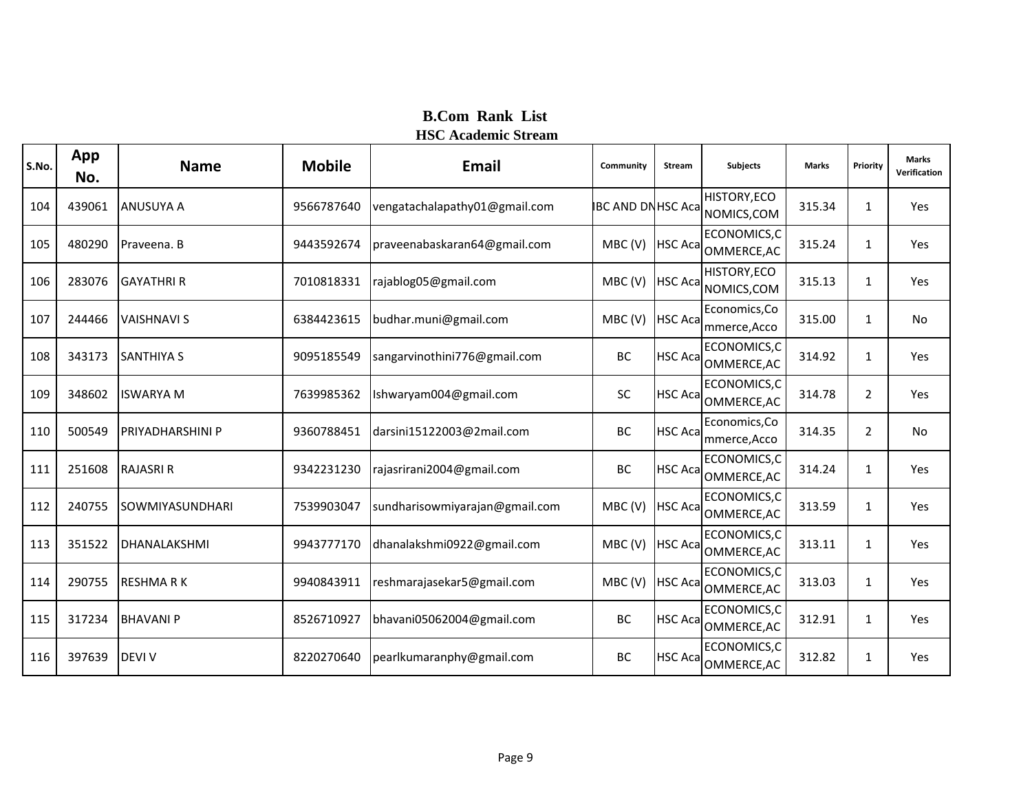# B.Com Rank List
## HSC Academic Stream

| S.No. | App No. | Name | Mobile | Email | Community | Stream | Subjects | Marks | Priority | Marks Verification |
|---|---|---|---|---|---|---|---|---|---|---|
| 104 | 439061 | ANUSUYA A | 9566787640 | vengatachalapathy01@gmail.com | BC AND DN | HSC Aca | HISTORY,ECONOMICS,COM | 315.34 | 1 | Yes |
| 105 | 480290 | Praveena. B | 9443592674 | praveenabaskaran64@gmail.com | MBC (V) | HSC Aca | ECONOMICS,COMMERCE,AC | 315.24 | 1 | Yes |
| 106 | 283076 | GAYATHRI R | 7010818331 | rajablog05@gmail.com | MBC (V) | HSC Aca | HISTORY,ECONOMICS,COM | 315.13 | 1 | Yes |
| 107 | 244466 | VAISHNAVI S | 6384423615 | budhar.muni@gmail.com | MBC (V) | HSC Aca | Economics,Commerce,Acco | 315.00 | 1 | No |
| 108 | 343173 | SANTHIYA S | 9095185549 | sangarvinothini776@gmail.com | BC | HSC Aca | ECONOMICS,COMMERCE,AC | 314.92 | 1 | Yes |
| 109 | 348602 | ISWARYA M | 7639985362 | Ishwaryam004@gmail.com | SC | HSC Aca | ECONOMICS,COMMERCE,AC | 314.78 | 2 | Yes |
| 110 | 500549 | PRIYADHARSHINI P | 9360788451 | darsini15122003@2mail.com | BC | HSC Aca | Economics,Commerce,Acco | 314.35 | 2 | No |
| 111 | 251608 | RAJASRI R | 9342231230 | rajasrirani2004@gmail.com | BC | HSC Aca | ECONOMICS,COMMERCE,AC | 314.24 | 1 | Yes |
| 112 | 240755 | SOWMIYASUNDHARI | 7539903047 | sundharisowmiyarajan@gmail.com | MBC (V) | HSC Aca | ECONOMICS,COMMERCE,AC | 313.59 | 1 | Yes |
| 113 | 351522 | DHANALAKSHMI | 9943777170 | dhanalakshmi0922@gmail.com | MBC (V) | HSC Aca | ECONOMICS,COMMERCE,AC | 313.11 | 1 | Yes |
| 114 | 290755 | RESHMA R K | 9940843911 | reshmarajasekar5@gmail.com | MBC (V) | HSC Aca | ECONOMICS,COMMERCE,AC | 313.03 | 1 | Yes |
| 115 | 317234 | BHAVANI P | 8526710927 | bhavani05062004@gmail.com | BC | HSC Aca | ECONOMICS,COMMERCE,AC | 312.91 | 1 | Yes |
| 116 | 397639 | DEVI V | 8220270640 | pearlkumaranphy@gmail.com | BC | HSC Aca | ECONOMICS,COMMERCE,AC | 312.82 | 1 | Yes |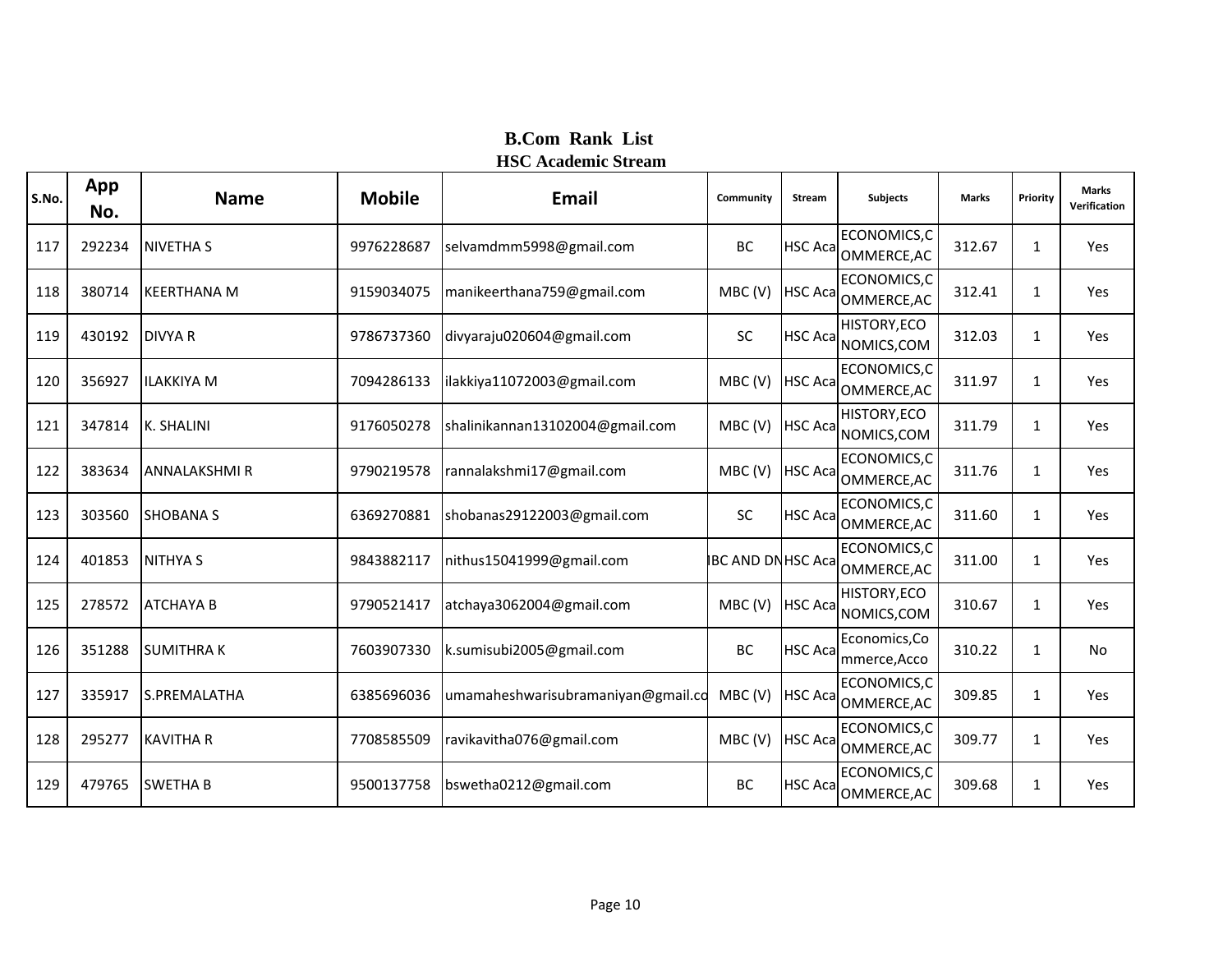## B.Com Rank List
### HSC Academic Stream

| S.No. | App No. | Name | Mobile | Email | Community | Stream | Subjects | Marks | Priority | Marks Verification |
|---|---|---|---|---|---|---|---|---|---|---|
| 117 | 292234 | NIVETHA S | 9976228687 | selvamdmm5998@gmail.com | BC | HSC Aca | ECONOMICS,COMMERCE,AC | 312.67 | 1 | Yes |
| 118 | 380714 | KEERTHANA M | 9159034075 | manikeerthana759@gmail.com | MBC (V) | HSC Aca | ECONOMICS,COMMERCE,AC | 312.41 | 1 | Yes |
| 119 | 430192 | DIVYA R | 9786737360 | divyaraju020604@gmail.com | SC | HSC Aca | HISTORY,ECONOMICS,COM | 312.03 | 1 | Yes |
| 120 | 356927 | ILAKKIYA M | 7094286133 | ilakkiya11072003@gmail.com | MBC (V) | HSC Aca | ECONOMICS,COMMERCE,AC | 311.97 | 1 | Yes |
| 121 | 347814 | K. SHALINI | 9176050278 | shalinikannan13102004@gmail.com | MBC (V) | HSC Aca | HISTORY,ECONOMICS,COM | 311.79 | 1 | Yes |
| 122 | 383634 | ANNALAKSHMI R | 9790219578 | rannalakshmi17@gmail.com | MBC (V) | HSC Aca | ECONOMICS,COMMERCE,AC | 311.76 | 1 | Yes |
| 123 | 303560 | SHOBANA S | 6369270881 | shobanas29122003@gmail.com | SC | HSC Aca | ECONOMICS,COMMERCE,AC | 311.60 | 1 | Yes |
| 124 | 401853 | NITHYA S | 9843882117 | nithus15041999@gmail.com | IBC AND DN | HSC Aca | ECONOMICS,COMMERCE,AC | 311.00 | 1 | Yes |
| 125 | 278572 | ATCHAYA B | 9790521417 | atchaya3062004@gmail.com | MBC (V) | HSC Aca | HISTORY,ECONOMICS,COM | 310.67 | 1 | Yes |
| 126 | 351288 | SUMITHRA K | 7603907330 | k.sumisubi2005@gmail.com | BC | HSC Aca | Economics,Commerce,Acco | 310.22 | 1 | No |
| 127 | 335917 | S.PREMALATHA | 6385696036 | umamaheshwarisubramaniyan@gmail.co | MBC (V) | HSC Aca | ECONOMICS,COMMERCE,AC | 309.85 | 1 | Yes |
| 128 | 295277 | KAVITHA R | 7708585509 | ravikavitha076@gmail.com | MBC (V) | HSC Aca | ECONOMICS,COMMERCE,AC | 309.77 | 1 | Yes |
| 129 | 479765 | SWETHA B | 9500137758 | bswetha0212@gmail.com | BC | HSC Aca | ECONOMICS,COMMERCE,AC | 309.68 | 1 | Yes |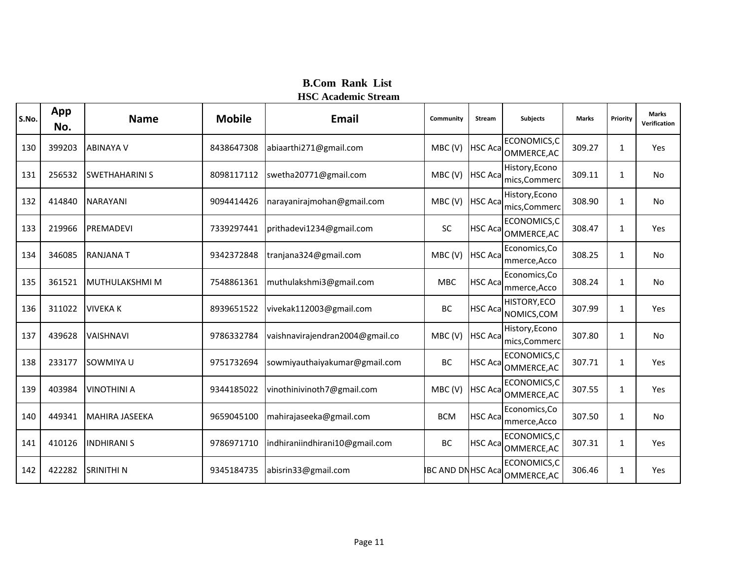# B.Com Rank List

## HSC Academic Stream

| S.No. | App No. | Name | Mobile | Email | Community | Stream | Subjects | Marks | Priority | Marks Verification |
|---|---|---|---|---|---|---|---|---|---|---|
| 130 | 399203 | ABINAYA V | 8438647308 | abiaarthi271@gmail.com | MBC (V) | HSC Aca | ECONOMICS,COMMERCE,AC | 309.27 | 1 | Yes |
| 131 | 256532 | SWETHAHARINI S | 8098117112 | swetha20771@gmail.com | MBC (V) | HSC Aca | History,Economics,Commerc | 309.11 | 1 | No |
| 132 | 414840 | NARAYANI | 9094414426 | narayanirajmohan@gmail.com | MBC (V) | HSC Aca | History,Economics,Commerc | 308.90 | 1 | No |
| 133 | 219966 | PREMADEVI | 7339297441 | prithadevi1234@gmail.com | SC | HSC Aca | ECONOMICS,COMMERCE,AC | 308.47 | 1 | Yes |
| 134 | 346085 | RANJANA T | 9342372848 | tranjana324@gmail.com | MBC (V) | HSC Aca | Economics,Commerce,Acco | 308.25 | 1 | No |
| 135 | 361521 | MUTHULAKSHMI M | 7548861361 | muthulakshmi3@gmail.com | MBC | HSC Aca | Economics,Commerce,Acco | 308.24 | 1 | No |
| 136 | 311022 | VIVEKA K | 8939651522 | vivekak112003@gmail.com | BC | HSC Aca | HISTORY,ECONOMICS,COM | 307.99 | 1 | Yes |
| 137 | 439628 | VAISHNAVI | 9786332784 | vaishnavirajendran2004@gmail.co | MBC (V) | HSC Aca | History,Economics,Commerc | 307.80 | 1 | No |
| 138 | 233177 | SOWMIYA U | 9751732694 | sowmiyauthaiyakumar@gmail.com | BC | HSC Aca | ECONOMICS,COMMERCE,AC | 307.71 | 1 | Yes |
| 139 | 403984 | VINOTHINI A | 9344185022 | vinothinivinoth7@gmail.com | MBC (V) | HSC Aca | ECONOMICS,COMMERCE,AC | 307.55 | 1 | Yes |
| 140 | 449341 | MAHIRA JASEEKA | 9659045100 | mahirajaseeka@gmail.com | BCM | HSC Aca | Economics,Commerce,Acco | 307.50 | 1 | No |
| 141 | 410126 | INDHIRANI S | 9786971710 | indhiraniindhirani10@gmail.com | BC | HSC Aca | ECONOMICS,COMMERCE,AC | 307.31 | 1 | Yes |
| 142 | 422282 | SRINITHI N | 9345184735 | abisrin33@gmail.com | IBC AND DN | HSC Aca | ECONOMICS,COMMERCE,AC | 306.46 | 1 | Yes |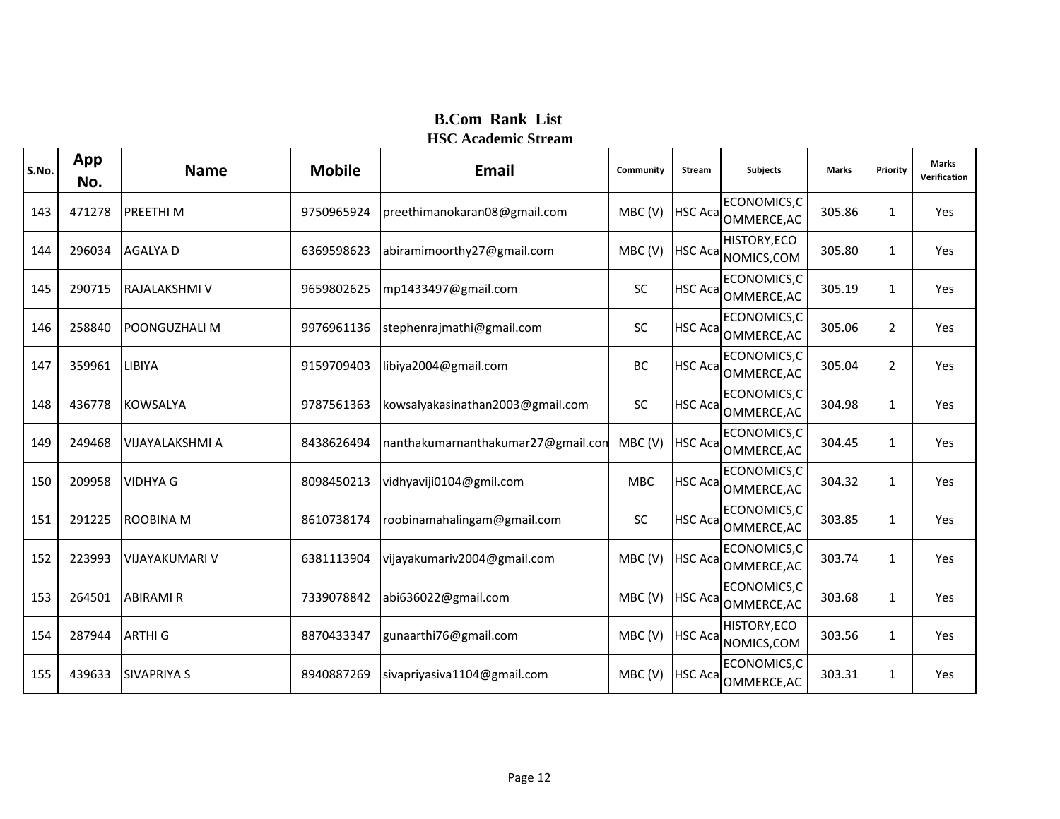# B.Com Rank List
## HSC Academic Stream

| S.No. | App No. | Name | Mobile | Email | Community | Stream | Subjects | Marks | Priority | Marks Verification |
|---|---|---|---|---|---|---|---|---|---|---|
| 143 | 471278 | PREETHI M | 9750965924 | preethimanokaran08@gmail.com | MBC (V) | HSC Aca | ECONOMICS,COMMERCE,AC | 305.86 | 1 | Yes |
| 144 | 296034 | AGALYA D | 6369598623 | abiramimoorthy27@gmail.com | MBC (V) | HSC Aca | HISTORY,ECONOMICS,COM | 305.80 | 1 | Yes |
| 145 | 290715 | RAJALAKSHMI V | 9659802625 | mp1433497@gmail.com | SC | HSC Aca | ECONOMICS,COMMERCE,AC | 305.19 | 1 | Yes |
| 146 | 258840 | POONGUZHALI M | 9976961136 | stephenrajmathi@gmail.com | SC | HSC Aca | ECONOMICS,COMMERCE,AC | 305.06 | 2 | Yes |
| 147 | 359961 | LIBIYA | 9159709403 | libiya2004@gmail.com | BC | HSC Aca | ECONOMICS,COMMERCE,AC | 305.04 | 2 | Yes |
| 148 | 436778 | KOWSALYA | 9787561363 | kowsalyakasinathan2003@gmail.com | SC | HSC Aca | ECONOMICS,COMMERCE,AC | 304.98 | 1 | Yes |
| 149 | 249468 | VIJAYALAKSHMI A | 8438626494 | nanthakumarnanthakumar27@gmail.com | MBC (V) | HSC Aca | ECONOMICS,COMMERCE,AC | 304.45 | 1 | Yes |
| 150 | 209958 | VIDHYA G | 8098450213 | vidhyaviji0104@gmil.com | MBC | HSC Aca | ECONOMICS,COMMERCE,AC | 304.32 | 1 | Yes |
| 151 | 291225 | ROOBINA M | 8610738174 | roobinamahalingam@gmail.com | SC | HSC Aca | ECONOMICS,COMMERCE,AC | 303.85 | 1 | Yes |
| 152 | 223993 | VIJAYAKUMARI V | 6381113904 | vijayakumariv2004@gmail.com | MBC (V) | HSC Aca | ECONOMICS,COMMERCE,AC | 303.74 | 1 | Yes |
| 153 | 264501 | ABIRAMI R | 7339078842 | abi636022@gmail.com | MBC (V) | HSC Aca | ECONOMICS,COMMERCE,AC | 303.68 | 1 | Yes |
| 154 | 287944 | ARTHI G | 8870433347 | gunaarthi76@gmail.com | MBC (V) | HSC Aca | HISTORY,ECONOMICS,COM | 303.56 | 1 | Yes |
| 155 | 439633 | SIVAPRIYA S | 8940887269 | sivapriyasiva1104@gmail.com | MBC (V) | HSC Aca | ECONOMICS,COMMERCE,AC | 303.31 | 1 | Yes |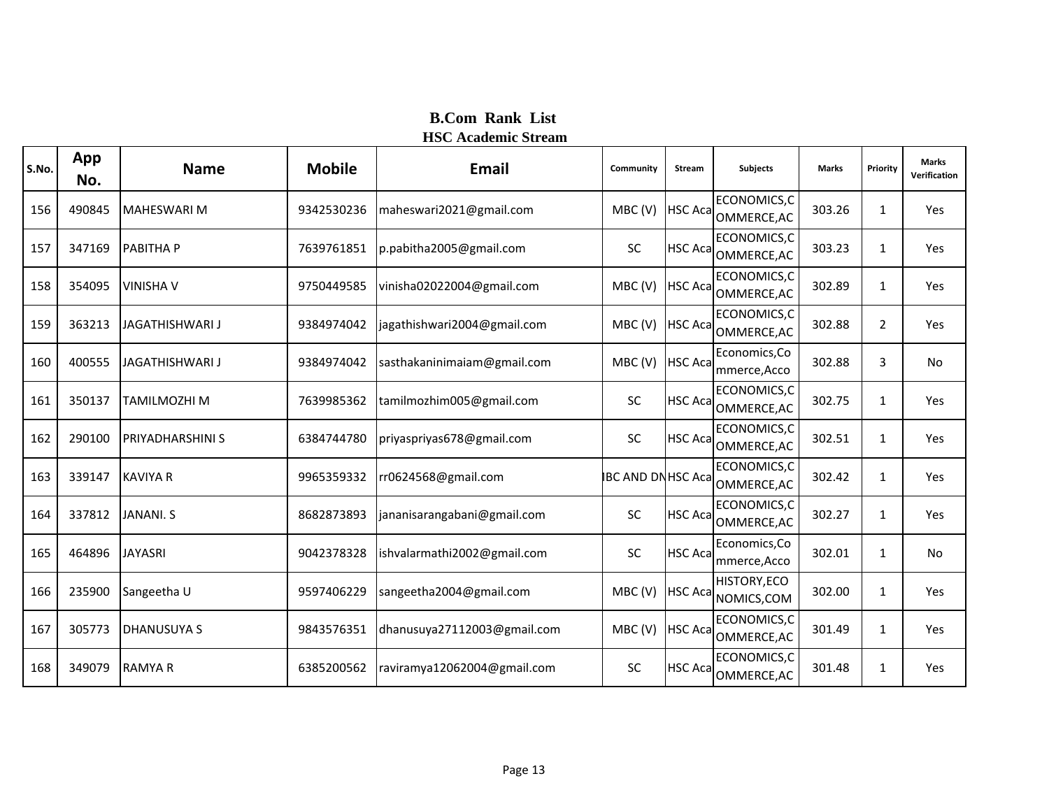# B.Com Rank List

## HSC Academic Stream

| S.No. | App No. | Name | Mobile | Email | Community | Stream | Subjects | Marks | Priority | Marks Verification |
|---|---|---|---|---|---|---|---|---|---|---|
| 156 | 490845 | MAHESWARI M | 9342530236 | maheswari2021@gmail.com | MBC (V) | HSC Aca | ECONOMICS,COMMERCE,AC | 303.26 | 1 | Yes |
| 157 | 347169 | PABITHA P | 7639761851 | p.pabitha2005@gmail.com | SC | HSC Aca | ECONOMICS,COMMERCE,AC | 303.23 | 1 | Yes |
| 158 | 354095 | VINISHA V | 9750449585 | vinisha02022004@gmail.com | MBC (V) | HSC Aca | ECONOMICS,COMMERCE,AC | 302.89 | 1 | Yes |
| 159 | 363213 | JAGATHISHWARI J | 9384974042 | jagathishwari2004@gmail.com | MBC (V) | HSC Aca | ECONOMICS,COMMERCE,AC | 302.88 | 2 | Yes |
| 160 | 400555 | JAGATHISHWARI J | 9384974042 | sasthakaninimaiam@gmail.com | MBC (V) | HSC Aca | Economics,Commerce,Acco | 302.88 | 3 | No |
| 161 | 350137 | TAMILMOZHI M | 7639985362 | tamilmozhim005@gmail.com | SC | HSC Aca | ECONOMICS,COMMERCE,AC | 302.75 | 1 | Yes |
| 162 | 290100 | PRIYADHARSHINI S | 6384744780 | priyaspriyas678@gmail.com | SC | HSC Aca | ECONOMICS,COMMERCE,AC | 302.51 | 1 | Yes |
| 163 | 339147 | KAVIYA R | 9965359332 | rr0624568@gmail.com | BC AND DN | HSC Aca | ECONOMICS,COMMERCE,AC | 302.42 | 1 | Yes |
| 164 | 337812 | JANANI. S | 8682873893 | jananisarangabani@gmail.com | SC | HSC Aca | ECONOMICS,COMMERCE,AC | 302.27 | 1 | Yes |
| 165 | 464896 | JAYASRI | 9042378328 | ishvalarmathi2002@gmail.com | SC | HSC Aca | Economics,Commerce,Acco | 302.01 | 1 | No |
| 166 | 235900 | Sangeetha U | 9597406229 | sangeetha2004@gmail.com | MBC (V) | HSC Aca | HISTORY,ECONOMICS,COM | 302.00 | 1 | Yes |
| 167 | 305773 | DHANUSUYA S | 9843576351 | dhanusuya27112003@gmail.com | MBC (V) | HSC Aca | ECONOMICS,COMMERCE,AC | 301.49 | 1 | Yes |
| 168 | 349079 | RAMYA R | 6385200562 | raviramya12062004@gmail.com | SC | HSC Aca | ECONOMICS,COMMERCE,AC | 301.48 | 1 | Yes |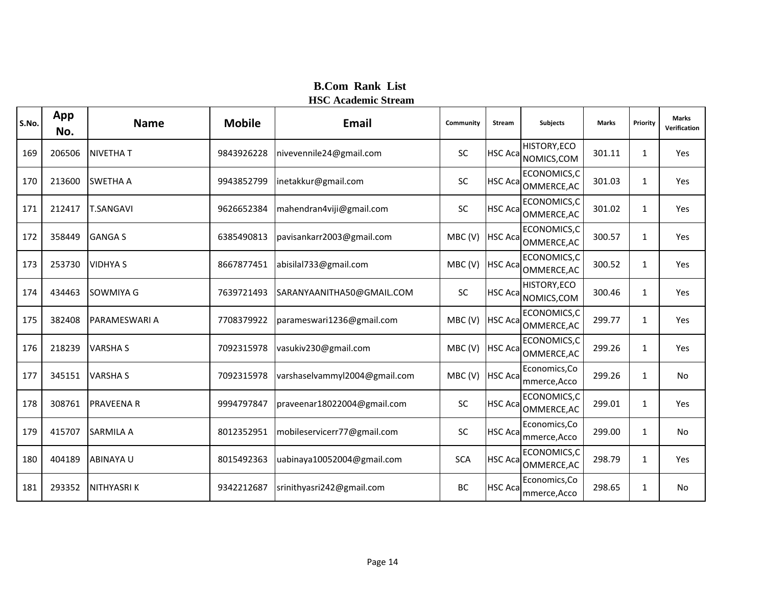# B.Com Rank List

## HSC Academic Stream

| S.No. | App No. | Name | Mobile | Email | Community | Stream | Subjects | Marks | Priority | Marks Verification |
|---|---|---|---|---|---|---|---|---|---|---|
| 169 | 206506 | NIVETHA T | 9843926228 | nivevennile24@gmail.com | SC | HSC Aca | HISTORY,ECONOMICS,COM | 301.11 | 1 | Yes |
| 170 | 213600 | SWETHA A | 9943852799 | inetakkur@gmail.com | SC | HSC Aca | ECONOMICS,COMMERCE,AC | 301.03 | 1 | Yes |
| 171 | 212417 | T.SANGAVI | 9626652384 | mahendran4viji@gmail.com | SC | HSC Aca | ECONOMICS,COMMERCE,AC | 301.02 | 1 | Yes |
| 172 | 358449 | GANGA S | 6385490813 | pavisankarr2003@gmail.com | MBC (V) | HSC Aca | ECONOMICS,COMMERCE,AC | 300.57 | 1 | Yes |
| 173 | 253730 | VIDHYA S | 8667877451 | abisilal733@gmail.com | MBC (V) | HSC Aca | ECONOMICS,COMMERCE,AC | 300.52 | 1 | Yes |
| 174 | 434463 | SOWMIYA G | 7639721493 | SARANYAANITHA50@GMAIL.COM | SC | HSC Aca | HISTORY,ECONOMICS,COM | 300.46 | 1 | Yes |
| 175 | 382408 | PARAMESWARI A | 7708379922 | parameswari1236@gmail.com | MBC (V) | HSC Aca | ECONOMICS,COMMERCE,AC | 299.77 | 1 | Yes |
| 176 | 218239 | VARSHA S | 7092315978 | vasukiv230@gmail.com | MBC (V) | HSC Aca | ECONOMICS,COMMERCE,AC | 299.26 | 1 | Yes |
| 177 | 345151 | VARSHA S | 7092315978 | varshaselvammyl2004@gmail.com | MBC (V) | HSC Aca | Economics,Commerce,Acco | 299.26 | 1 | No |
| 178 | 308761 | PRAVEENA R | 9994797847 | praveenar18022004@gmail.com | SC | HSC Aca | ECONOMICS,COMMERCE,AC | 299.01 | 1 | Yes |
| 179 | 415707 | SARMILA A | 8012352951 | mobileservicerr77@gmail.com | SC | HSC Aca | Economics,Commerce,Acco | 299.00 | 1 | No |
| 180 | 404189 | ABINAYA U | 8015492363 | uabinaya10052004@gmail.com | SCA | HSC Aca | ECONOMICS,COMMERCE,AC | 298.79 | 1 | Yes |
| 181 | 293352 | NITHYASRI K | 9342212687 | srinithyasri242@gmail.com | BC | HSC Aca | Economics,Commerce,Acco | 298.65 | 1 | No |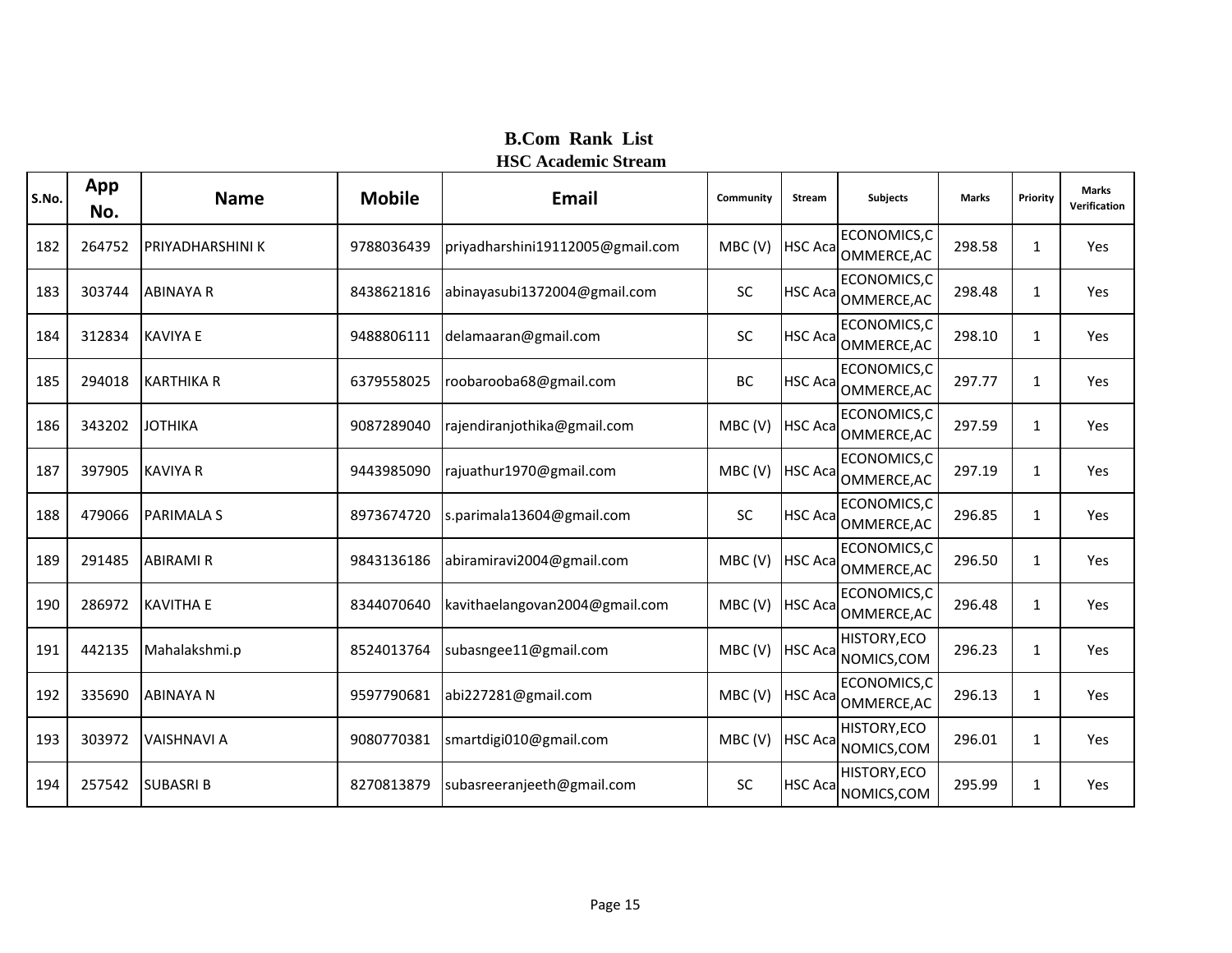# B.Com Rank List
## HSC Academic Stream

| S.No. | App No. | Name | Mobile | Email | Community | Stream | Subjects | Marks | Priority | Marks Verification |
|---|---|---|---|---|---|---|---|---|---|---|
| 182 | 264752 | PRIYADHARSHINI K | 9788036439 | priyadharshini19112005@gmail.com | MBC (V) | HSC Aca | ECONOMICS,COMMERCE,AC | 298.58 | 1 | Yes |
| 183 | 303744 | ABINAYA R | 8438621816 | abinayasubi1372004@gmail.com | SC | HSC Aca | ECONOMICS,COMMERCE,AC | 298.48 | 1 | Yes |
| 184 | 312834 | KAVIYA E | 9488806111 | delamaaran@gmail.com | SC | HSC Aca | ECONOMICS,COMMERCE,AC | 298.10 | 1 | Yes |
| 185 | 294018 | KARTHIKA R | 6379558025 | roobarooba68@gmail.com | BC | HSC Aca | ECONOMICS,COMMERCE,AC | 297.77 | 1 | Yes |
| 186 | 343202 | JOTHIKA | 9087289040 | rajendiranjothika@gmail.com | MBC (V) | HSC Aca | ECONOMICS,COMMERCE,AC | 297.59 | 1 | Yes |
| 187 | 397905 | KAVIYA R | 9443985090 | rajuathur1970@gmail.com | MBC (V) | HSC Aca | ECONOMICS,COMMERCE,AC | 297.19 | 1 | Yes |
| 188 | 479066 | PARIMALA S | 8973674720 | s.parimala13604@gmail.com | SC | HSC Aca | ECONOMICS,COMMERCE,AC | 296.85 | 1 | Yes |
| 189 | 291485 | ABIRAMI R | 9843136186 | abiramiravi2004@gmail.com | MBC (V) | HSC Aca | ECONOMICS,COMMERCE,AC | 296.50 | 1 | Yes |
| 190 | 286972 | KAVITHA E | 8344070640 | kavithaelangovan2004@gmail.com | MBC (V) | HSC Aca | ECONOMICS,COMMERCE,AC | 296.48 | 1 | Yes |
| 191 | 442135 | Mahalakshmi.p | 8524013764 | subasngee11@gmail.com | MBC (V) | HSC Aca | HISTORY,ECONOMICS,COM | 296.23 | 1 | Yes |
| 192 | 335690 | ABINAYA N | 9597790681 | abi227281@gmail.com | MBC (V) | HSC Aca | ECONOMICS,COMMERCE,AC | 296.13 | 1 | Yes |
| 193 | 303972 | VAISHNAVI A | 9080770381 | smartdigi010@gmail.com | MBC (V) | HSC Aca | HISTORY,ECONOMICS,COM | 296.01 | 1 | Yes |
| 194 | 257542 | SUBASRI B | 8270813879 | subasreeranjeeth@gmail.com | SC | HSC Aca | HISTORY,ECONOMICS,COM | 295.99 | 1 | Yes |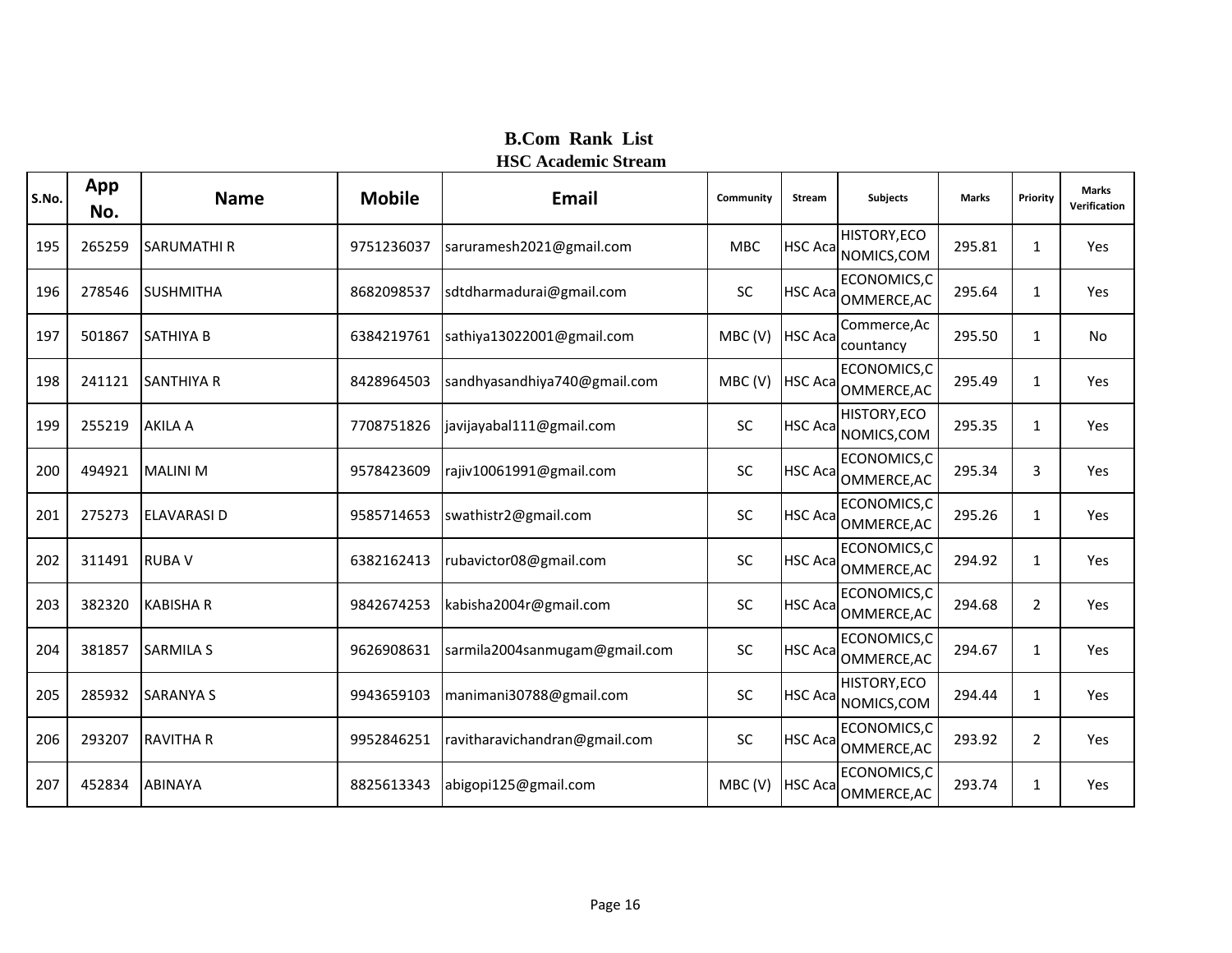# B.Com Rank List
## HSC Academic Stream

| S.No. | App No. | Name | Mobile | Email | Community | Stream | Subjects | Marks | Priority | Marks Verification |
|---|---|---|---|---|---|---|---|---|---|---|
| 195 | 265259 | SARUMATHI R | 9751236037 | saruramesh2021@gmail.com | MBC | HSC Aca | HISTORY,ECONOMICS,COM | 295.81 | 1 | Yes |
| 196 | 278546 | SUSHMITHA | 8682098537 | sdtdharmadurai@gmail.com | SC | HSC Aca | ECONOMICS,COMMERCE,AC | 295.64 | 1 | Yes |
| 197 | 501867 | SATHIYA B | 6384219761 | sathiya13022001@gmail.com | MBC (V) | HSC Aca | Commerce,Accountancy | 295.50 | 1 | No |
| 198 | 241121 | SANTHIYA R | 8428964503 | sandhyasandhiya740@gmail.com | MBC (V) | HSC Aca | ECONOMICS,COMMERCE,AC | 295.49 | 1 | Yes |
| 199 | 255219 | AKILA A | 7708751826 | javijayabal111@gmail.com | SC | HSC Aca | HISTORY,ECONOMICS,COM | 295.35 | 1 | Yes |
| 200 | 494921 | MALINI M | 9578423609 | rajiv10061991@gmail.com | SC | HSC Aca | ECONOMICS,COMMERCE,AC | 295.34 | 3 | Yes |
| 201 | 275273 | ELAVARASI D | 9585714653 | swathistr2@gmail.com | SC | HSC Aca | ECONOMICS,COMMERCE,AC | 295.26 | 1 | Yes |
| 202 | 311491 | RUBA V | 6382162413 | rubavictor08@gmail.com | SC | HSC Aca | ECONOMICS,COMMERCE,AC | 294.92 | 1 | Yes |
| 203 | 382320 | KABISHA R | 9842674253 | kabisha2004r@gmail.com | SC | HSC Aca | ECONOMICS,COMMERCE,AC | 294.68 | 2 | Yes |
| 204 | 381857 | SARMILA S | 9626908631 | sarmila2004sanmugam@gmail.com | SC | HSC Aca | ECONOMICS,COMMERCE,AC | 294.67 | 1 | Yes |
| 205 | 285932 | SARANYA S | 9943659103 | manimani30788@gmail.com | SC | HSC Aca | HISTORY,ECONOMICS,COM | 294.44 | 1 | Yes |
| 206 | 293207 | RAVITHA R | 9952846251 | ravitharavichandran@gmail.com | SC | HSC Aca | ECONOMICS,COMMERCE,AC | 293.92 | 2 | Yes |
| 207 | 452834 | ABINAYA | 8825613343 | abigopi125@gmail.com | MBC (V) | HSC Aca | ECONOMICS,COMMERCE,AC | 293.74 | 1 | Yes |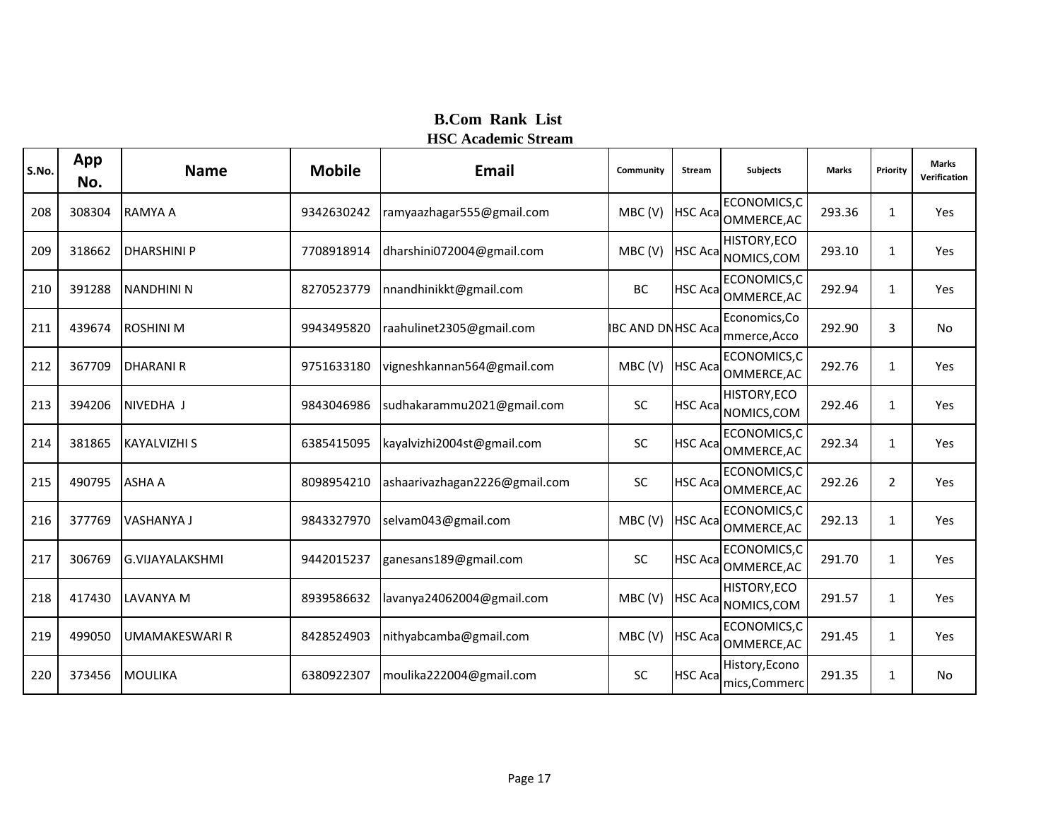## B.Com Rank List
### HSC Academic Stream

| S.No. | App No. | Name | Mobile | Email | Community | Stream | Subjects | Marks | Priority | Marks Verification |
|---|---|---|---|---|---|---|---|---|---|---|
| 208 | 308304 | RAMYA A | 9342630242 | ramyaazhagar555@gmail.com | MBC (V) | HSC Aca | ECONOMICS,COMMERCE,AC | 293.36 | 1 | Yes |
| 209 | 318662 | DHARSHINI P | 7708918914 | dharshini072004@gmail.com | MBC (V) | HSC Aca | HISTORY,ECONOMICS,COM | 293.10 | 1 | Yes |
| 210 | 391288 | NANDHINI N | 8270523779 | nnandhinikkt@gmail.com | BC | HSC Aca | ECONOMICS,COMMERCE,AC | 292.94 | 1 | Yes |
| 211 | 439674 | ROSHINI M | 9943495820 | raahulinet2305@gmail.com | IBC AND DN | HSC Aca | Economics,Commerce,Acco | 292.90 | 3 | No |
| 212 | 367709 | DHARANI R | 9751633180 | vigneshkannan564@gmail.com | MBC (V) | HSC Aca | ECONOMICS,COMMERCE,AC | 292.76 | 1 | Yes |
| 213 | 394206 | NIVEDHA J | 9843046986 | sudhakarammu2021@gmail.com | SC | HSC Aca | HISTORY,ECONOMICS,COM | 292.46 | 1 | Yes |
| 214 | 381865 | KAYALVIZHI S | 6385415095 | kayalvizhi2004st@gmail.com | SC | HSC Aca | ECONOMICS,COMMERCE,AC | 292.34 | 1 | Yes |
| 215 | 490795 | ASHA A | 8098954210 | ashaarivazhagan2226@gmail.com | SC | HSC Aca | ECONOMICS,COMMERCE,AC | 292.26 | 2 | Yes |
| 216 | 377769 | VASHANYA J | 9843327970 | selvam043@gmail.com | MBC (V) | HSC Aca | ECONOMICS,COMMERCE,AC | 292.13 | 1 | Yes |
| 217 | 306769 | G.VIJAYALAKSHMI | 9442015237 | ganesans189@gmail.com | SC | HSC Aca | ECONOMICS,COMMERCE,AC | 291.70 | 1 | Yes |
| 218 | 417430 | LAVANYA M | 8939586632 | lavanya24062004@gmail.com | MBC (V) | HSC Aca | HISTORY,ECONOMICS,COM | 291.57 | 1 | Yes |
| 219 | 499050 | UMAMAKESWARI R | 8428524903 | nithyabcamba@gmail.com | MBC (V) | HSC Aca | ECONOMICS,COMMERCE,AC | 291.45 | 1 | Yes |
| 220 | 373456 | MOULIKA | 6380922307 | moulika222004@gmail.com | SC | HSC Aca | History,Economics,Commerc | 291.35 | 1 | No |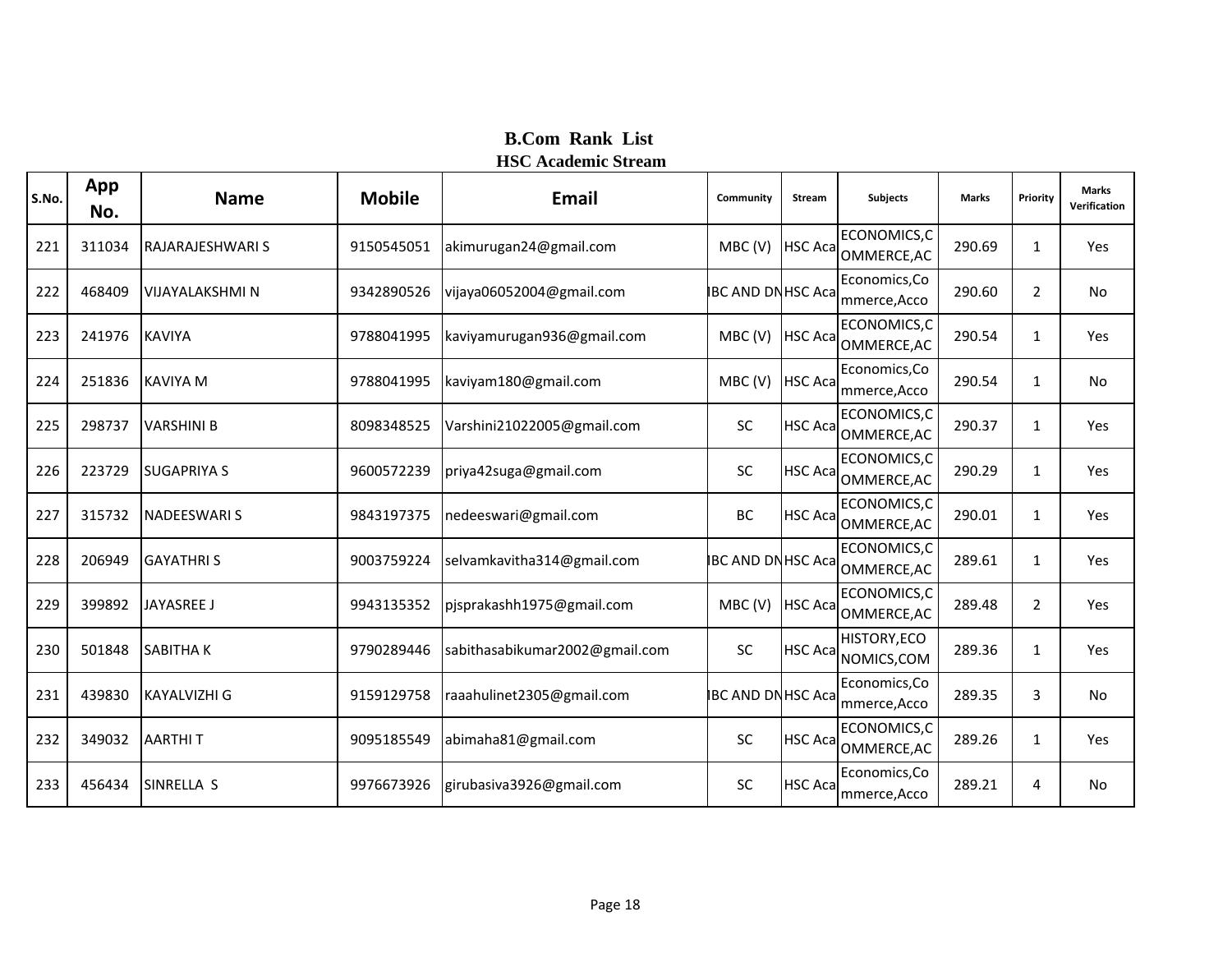# B.Com Rank List
## HSC Academic Stream

| S.No. | App No. | Name | Mobile | Email | Community | Stream | Subjects | Marks | Priority | Marks Verification |
|---|---|---|---|---|---|---|---|---|---|---|
| 221 | 311034 | RAJARAJESHWARI S | 9150545051 | akimurugan24@gmail.com | MBC (V) | HSC Aca | ECONOMICS,COMMERCE,AC | 290.69 | 1 | Yes |
| 222 | 468409 | VIJAYALAKSHMI N | 9342890526 | vijaya06052004@gmail.com | BC AND DN | HSC Aca | Economics,Commerce,Acco | 290.60 | 2 | No |
| 223 | 241976 | KAVIYA | 9788041995 | kaviyamurugan936@gmail.com | MBC (V) | HSC Aca | ECONOMICS,COMMERCE,AC | 290.54 | 1 | Yes |
| 224 | 251836 | KAVIYA M | 9788041995 | kaviyam180@gmail.com | MBC (V) | HSC Aca | Economics,Commerce,Acco | 290.54 | 1 | No |
| 225 | 298737 | VARSHINI B | 8098348525 | Varshini21022005@gmail.com | SC | HSC Aca | ECONOMICS,COMMERCE,AC | 290.37 | 1 | Yes |
| 226 | 223729 | SUGAPRIYA S | 9600572239 | priya42suga@gmail.com | SC | HSC Aca | ECONOMICS,COMMERCE,AC | 290.29 | 1 | Yes |
| 227 | 315732 | NADEESWARI S | 9843197375 | nedeeswari@gmail.com | BC | HSC Aca | ECONOMICS,COMMERCE,AC | 290.01 | 1 | Yes |
| 228 | 206949 | GAYATHRI S | 9003759224 | selvamkavitha314@gmail.com | BC AND DN | HSC Aca | ECONOMICS,COMMERCE,AC | 289.61 | 1 | Yes |
| 229 | 399892 | JAYASREE J | 9943135352 | pjsprakashh1975@gmail.com | MBC (V) | HSC Aca | ECONOMICS,COMMERCE,AC | 289.48 | 2 | Yes |
| 230 | 501848 | SABITHA K | 9790289446 | sabithasabikumar2002@gmail.com | SC | HSC Aca | HISTORY,ECONOMICS,COM | 289.36 | 1 | Yes |
| 231 | 439830 | KAYALVIZHI G | 9159129758 | raaahulinet2305@gmail.com | BC AND DN | HSC Aca | Economics,Commerce,Acco | 289.35 | 3 | No |
| 232 | 349032 | AARTHI T | 9095185549 | abimaha81@gmail.com | SC | HSC Aca | ECONOMICS,COMMERCE,AC | 289.26 | 1 | Yes |
| 233 | 456434 | SINRELLA S | 9976673926 | girubasiva3926@gmail.com | SC | HSC Aca | Economics,Commerce,Acco | 289.21 | 4 | No |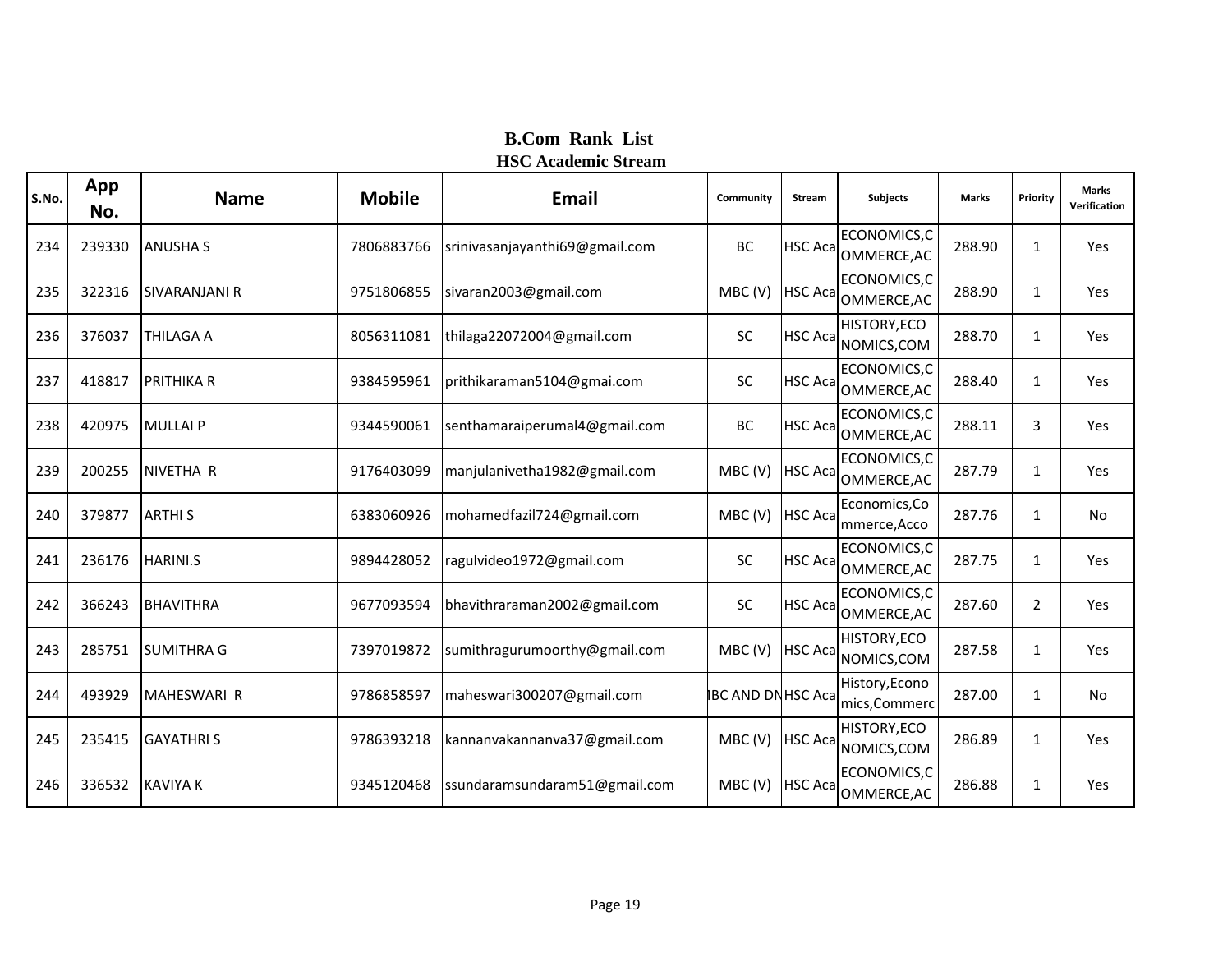# B.Com Rank List

## HSC Academic Stream

| S.No. | App No. | Name | Mobile | Email | Community | Stream | Subjects | Marks | Priority | Marks Verification |
|---|---|---|---|---|---|---|---|---|---|---|
| 234 | 239330 | ANUSHA S | 7806883766 | srinivasanjayanthi69@gmail.com | BC | HSC Aca | ECONOMICS,COMMERCE,AC | 288.90 | 1 | Yes |
| 235 | 322316 | SIVARANJANI R | 9751806855 | sivaran2003@gmail.com | MBC (V) | HSC Aca | ECONOMICS,COMMERCE,AC | 288.90 | 1 | Yes |
| 236 | 376037 | THILAGA A | 8056311081 | thilaga22072004@gmail.com | SC | HSC Aca | HISTORY,ECONOMICS,COM | 288.70 | 1 | Yes |
| 237 | 418817 | PRITHIKA R | 9384595961 | prithikaraman5104@gmai.com | SC | HSC Aca | ECONOMICS,COMMERCE,AC | 288.40 | 1 | Yes |
| 238 | 420975 | MULLAI P | 9344590061 | senthamaraiperumal4@gmail.com | BC | HSC Aca | ECONOMICS,COMMERCE,AC | 288.11 | 3 | Yes |
| 239 | 200255 | NIVETHA R | 9176403099 | manjulanivetha1982@gmail.com | MBC (V) | HSC Aca | ECONOMICS,COMMERCE,AC | 287.79 | 1 | Yes |
| 240 | 379877 | ARTHI S | 6383060926 | mohamedfazil724@gmail.com | MBC (V) | HSC Aca | Economics,Commerce,Acco | 287.76 | 1 | No |
| 241 | 236176 | HARINI.S | 9894428052 | ragulvideo1972@gmail.com | SC | HSC Aca | ECONOMICS,COMMERCE,AC | 287.75 | 1 | Yes |
| 242 | 366243 | BHAVITHRA | 9677093594 | bhavithraraman2002@gmail.com | SC | HSC Aca | ECONOMICS,COMMERCE,AC | 287.60 | 2 | Yes |
| 243 | 285751 | SUMITHRA G | 7397019872 | sumithragurumoorthy@gmail.com | MBC (V) | HSC Aca | HISTORY,ECONOMICS,COM | 287.58 | 1 | Yes |
| 244 | 493929 | MAHESWARI R | 9786858597 | maheswari300207@gmail.com | IBC AND DN | HSC Aca | History,Economics,Commerc | 287.00 | 1 | No |
| 245 | 235415 | GAYATHRI S | 9786393218 | kannanvakannanva37@gmail.com | MBC (V) | HSC Aca | HISTORY,ECONOMICS,COM | 286.89 | 1 | Yes |
| 246 | 336532 | KAVIYA K | 9345120468 | ssundaramsundaram51@gmail.com | MBC (V) | HSC Aca | ECONOMICS,COMMERCE,AC | 286.88 | 1 | Yes |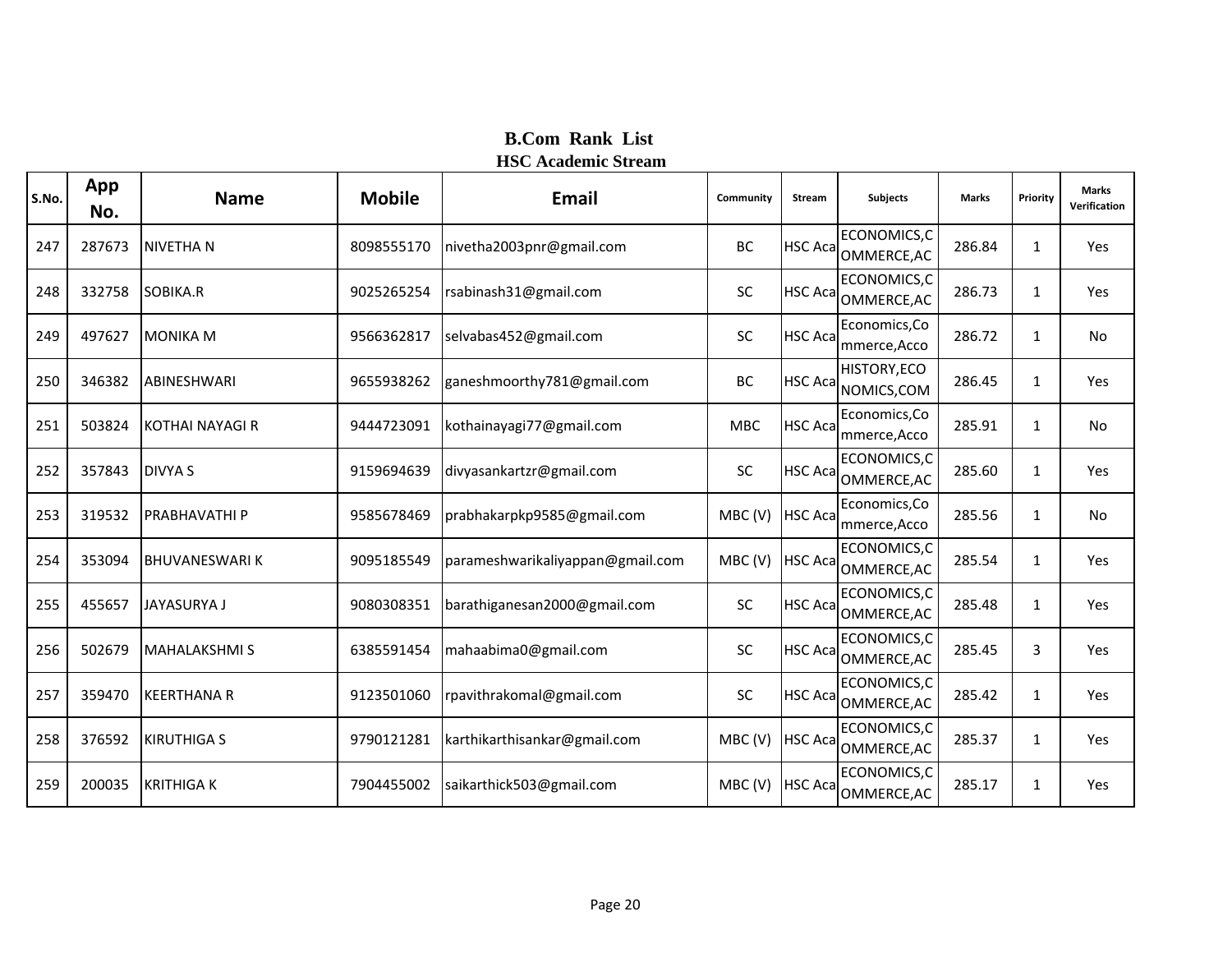# B.Com Rank List
## HSC Academic Stream

| S.No. | App No. | Name | Mobile | Email | Community | Stream | Subjects | Marks | Priority | Marks Verification |
|---|---|---|---|---|---|---|---|---|---|---|
| 247 | 287673 | NIVETHA N | 8098555170 | nivetha2003pnr@gmail.com | BC | HSC Aca | ECONOMICS,COMMERCE,AC | 286.84 | 1 | Yes |
| 248 | 332758 | SOBIKA.R | 9025265254 | rsabinash31@gmail.com | SC | HSC Aca | ECONOMICS,COMMERCE,AC | 286.73 | 1 | Yes |
| 249 | 497627 | MONIKA M | 9566362817 | selvabas452@gmail.com | SC | HSC Aca | Economics,Commerce,Acco | 286.72 | 1 | No |
| 250 | 346382 | ABINESHWARI | 9655938262 | ganeshmoorthy781@gmail.com | BC | HSC Aca | HISTORY,ECONOMICS,COM | 286.45 | 1 | Yes |
| 251 | 503824 | KOTHAI NAYAGI R | 9444723091 | kothainayagi77@gmail.com | MBC | HSC Aca | Economics,Commerce,Acco | 285.91 | 1 | No |
| 252 | 357843 | DIVYA S | 9159694639 | divyasankartzr@gmail.com | SC | HSC Aca | ECONOMICS,COMMERCE,AC | 285.60 | 1 | Yes |
| 253 | 319532 | PRABHAVATHI P | 9585678469 | prabhakarpkp9585@gmail.com | MBC (V) | HSC Aca | Economics,Commerce,Acco | 285.56 | 1 | No |
| 254 | 353094 | BHUVANESWARI K | 9095185549 | parameshwarikaliyappan@gmail.com | MBC (V) | HSC Aca | ECONOMICS,COMMERCE,AC | 285.54 | 1 | Yes |
| 255 | 455657 | JAYASURYA J | 9080308351 | barathiganesan2000@gmail.com | SC | HSC Aca | ECONOMICS,COMMERCE,AC | 285.48 | 1 | Yes |
| 256 | 502679 | MAHALAKSHMI S | 6385591454 | mahaabima0@gmail.com | SC | HSC Aca | ECONOMICS,COMMERCE,AC | 285.45 | 3 | Yes |
| 257 | 359470 | KEERTHANA R | 9123501060 | rpavithrakomal@gmail.com | SC | HSC Aca | ECONOMICS,COMMERCE,AC | 285.42 | 1 | Yes |
| 258 | 376592 | KIRUTHIGA S | 9790121281 | karthikarthisankar@gmail.com | MBC (V) | HSC Aca | ECONOMICS,COMMERCE,AC | 285.37 | 1 | Yes |
| 259 | 200035 | KRITHIGA K | 7904455002 | saikarthick503@gmail.com | MBC (V) | HSC Aca | ECONOMICS,COMMERCE,AC | 285.17 | 1 | Yes |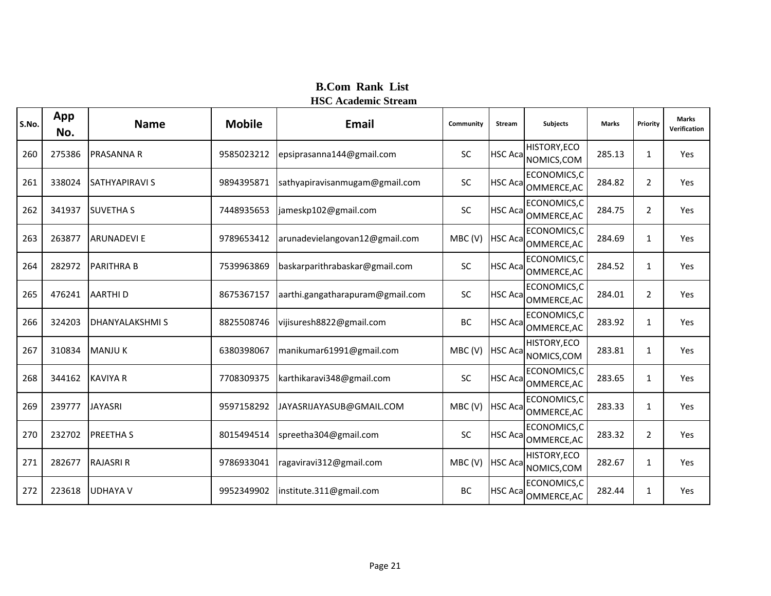**B.Com Rank List**

**HSC Academic Stream**

| S.No. | App No. | Name | Mobile | Email | Community | Stream | Subjects | Marks | Priority | Marks Verification |
|---|---|---|---|---|---|---|---|---|---|---|
| 260 | 275386 | PRASANNA R | 9585023212 | epsiprasanna144@gmail.com | SC | HSC Aca | HISTORY,ECONOMICS,COM | 285.13 | 1 | Yes |
| 261 | 338024 | SATHYAPIRAVI S | 9894395871 | sathyapiravisanmugam@gmail.com | SC | HSC Aca | ECONOMICS,COMMERCE,AC | 284.82 | 2 | Yes |
| 262 | 341937 | SUVETHA S | 7448935653 | jameskp102@gmail.com | SC | HSC Aca | ECONOMICS,COMMERCE,AC | 284.75 | 2 | Yes |
| 263 | 263877 | ARUNADEVI E | 9789653412 | arunadevielangovan12@gmail.com | MBC (V) | HSC Aca | ECONOMICS,COMMERCE,AC | 284.69 | 1 | Yes |
| 264 | 282972 | PARITHRA B | 7539963869 | baskarparithrabaskar@gmail.com | SC | HSC Aca | ECONOMICS,COMMERCE,AC | 284.52 | 1 | Yes |
| 265 | 476241 | AARTHI D | 8675367157 | aarthi.gangatharapuram@gmail.com | SC | HSC Aca | ECONOMICS,COMMERCE,AC | 284.01 | 2 | Yes |
| 266 | 324203 | DHANYALAKSHMI S | 8825508746 | vijisuresh8822@gmail.com | BC | HSC Aca | ECONOMICS,COMMERCE,AC | 283.92 | 1 | Yes |
| 267 | 310834 | MANJU K | 6380398067 | manikumar61991@gmail.com | MBC (V) | HSC Aca | HISTORY,ECONOMICS,COM | 283.81 | 1 | Yes |
| 268 | 344162 | KAVIYA R | 7708309375 | karthikaravi348@gmail.com | SC | HSC Aca | ECONOMICS,COMMERCE,AC | 283.65 | 1 | Yes |
| 269 | 239777 | JAYASRI | 9597158292 | JAYASRIJAYASUB@GMAIL.COM | MBC (V) | HSC Aca | ECONOMICS,COMMERCE,AC | 283.33 | 1 | Yes |
| 270 | 232702 | PREETHA S | 8015494514 | spreetha304@gmail.com | SC | HSC Aca | ECONOMICS,COMMERCE,AC | 283.32 | 2 | Yes |
| 271 | 282677 | RAJASRI R | 9786933041 | ragaviravi312@gmail.com | MBC (V) | HSC Aca | HISTORY,ECONOMICS,COM | 282.67 | 1 | Yes |
| 272 | 223618 | UDHAYA V | 9952349902 | institute.311@gmail.com | BC | HSC Aca | ECONOMICS,COMMERCE,AC | 282.44 | 1 | Yes |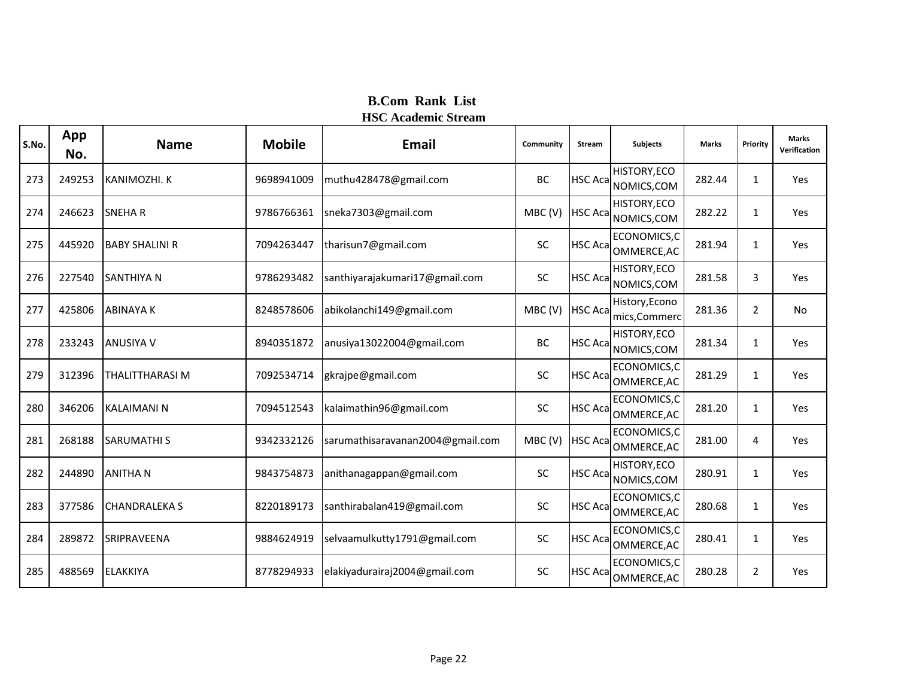# B.Com Rank List
## HSC Academic Stream

| S.No. | App No. | Name | Mobile | Email | Community | Stream | Subjects | Marks | Priority | Marks Verification |
|---|---|---|---|---|---|---|---|---|---|---|
| 273 | 249253 | KANIMOZHI. K | 9698941009 | muthu428478@gmail.com | BC | HSC Aca | HISTORY,ECONOMICS,COM | 282.44 | 1 | Yes |
| 274 | 246623 | SNEHA R | 9786766361 | sneka7303@gmail.com | MBC (V) | HSC Aca | HISTORY,ECONOMICS,COM | 282.22 | 1 | Yes |
| 275 | 445920 | BABY SHALINI R | 7094263447 | tharisun7@gmail.com | SC | HSC Aca | ECONOMICS,COMMERCE,AC | 281.94 | 1 | Yes |
| 276 | 227540 | SANTHIYA N | 9786293482 | santhiyarajakumari17@gmail.com | SC | HSC Aca | HISTORY,ECONOMICS,COM | 281.58 | 3 | Yes |
| 277 | 425806 | ABINAYA K | 8248578606 | abikolanchi149@gmail.com | MBC (V) | HSC Aca | History,Economics,Commerc | 281.36 | 2 | No |
| 278 | 233243 | ANUSIYA V | 8940351872 | anusiya13022004@gmail.com | BC | HSC Aca | HISTORY,ECONOMICS,COM | 281.34 | 1 | Yes |
| 279 | 312396 | THALITTHARASI M | 7092534714 | gkrajpe@gmail.com | SC | HSC Aca | ECONOMICS,COMMERCE,AC | 281.29 | 1 | Yes |
| 280 | 346206 | KALAIMANI N | 7094512543 | kalaimathin96@gmail.com | SC | HSC Aca | ECONOMICS,COMMERCE,AC | 281.20 | 1 | Yes |
| 281 | 268188 | SARUMATHI S | 9342332126 | sarumathisaravanan2004@gmail.com | MBC (V) | HSC Aca | ECONOMICS,COMMERCE,AC | 281.00 | 4 | Yes |
| 282 | 244890 | ANITHA N | 9843754873 | anithanagappan@gmail.com | SC | HSC Aca | HISTORY,ECONOMICS,COM | 280.91 | 1 | Yes |
| 283 | 377586 | CHANDRALEKA S | 8220189173 | santhirabalan419@gmail.com | SC | HSC Aca | ECONOMICS,COMMERCE,AC | 280.68 | 1 | Yes |
| 284 | 289872 | SRIPRAVEENA | 9884624919 | selvaamulkutty1791@gmail.com | SC | HSC Aca | ECONOMICS,COMMERCE,AC | 280.41 | 1 | Yes |
| 285 | 488569 | ELAKKIYA | 8778294933 | elakiyadurairaj2004@gmail.com | SC | HSC Aca | ECONOMICS,COMMERCE,AC | 280.28 | 2 | Yes |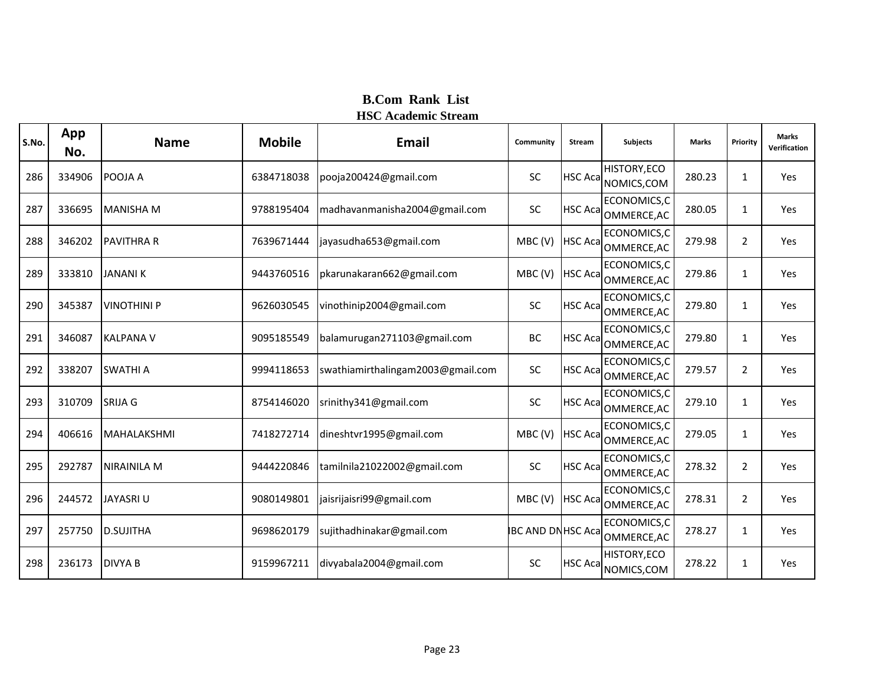**B.Com Rank List**
**HSC Academic Stream**

| S.No. | App No. | Name | Mobile | Email | Community | Stream | Subjects | Marks | Priority | Marks Verification |
|---|---|---|---|---|---|---|---|---|---|---|
| 286 | 334906 | POOJA A | 6384718038 | pooja200424@gmail.com | SC | HSC Aca | HISTORY,ECONOMICS,COM | 280.23 | 1 | Yes |
| 287 | 336695 | MANISHA M | 9788195404 | madhavanmanisha2004@gmail.com | SC | HSC Aca | ECONOMICS,COMMERCE,AC | 280.05 | 1 | Yes |
| 288 | 346202 | PAVITHRA R | 7639671444 | jayasudha653@gmail.com | MBC (V) | HSC Aca | ECONOMICS,COMMERCE,AC | 279.98 | 2 | Yes |
| 289 | 333810 | JANANI K | 9443760516 | pkarunakaran662@gmail.com | MBC (V) | HSC Aca | ECONOMICS,COMMERCE,AC | 279.86 | 1 | Yes |
| 290 | 345387 | VINOTHINI P | 9626030545 | vinothinip2004@gmail.com | SC | HSC Aca | ECONOMICS,COMMERCE,AC | 279.80 | 1 | Yes |
| 291 | 346087 | KALPANA V | 9095185549 | balamurugan271103@gmail.com | BC | HSC Aca | ECONOMICS,COMMERCE,AC | 279.80 | 1 | Yes |
| 292 | 338207 | SWATHI A | 9994118653 | swathiamirthalingam2003@gmail.com | SC | HSC Aca | ECONOMICS,COMMERCE,AC | 279.57 | 2 | Yes |
| 293 | 310709 | SRIJA G | 8754146020 | srinithy341@gmail.com | SC | HSC Aca | ECONOMICS,COMMERCE,AC | 279.10 | 1 | Yes |
| 294 | 406616 | MAHALAKSHMI | 7418272714 | dineshtvr1995@gmail.com | MBC (V) | HSC Aca | ECONOMICS,COMMERCE,AC | 279.05 | 1 | Yes |
| 295 | 292787 | NIRAINILA M | 9444220846 | tamilnila21022002@gmail.com | SC | HSC Aca | ECONOMICS,COMMERCE,AC | 278.32 | 2 | Yes |
| 296 | 244572 | JAYASRI U | 9080149801 | jaisrijaisri99@gmail.com | MBC (V) | HSC Aca | ECONOMICS,COMMERCE,AC | 278.31 | 2 | Yes |
| 297 | 257750 | D.SUJITHA | 9698620179 | sujithadhinakar@gmail.com | BC AND DN | HSC Aca | ECONOMICS,COMMERCE,AC | 278.27 | 1 | Yes |
| 298 | 236173 | DIVYA B | 9159967211 | divyabala2004@gmail.com | SC | HSC Aca | HISTORY,ECONOMICS,COM | 278.22 | 1 | Yes |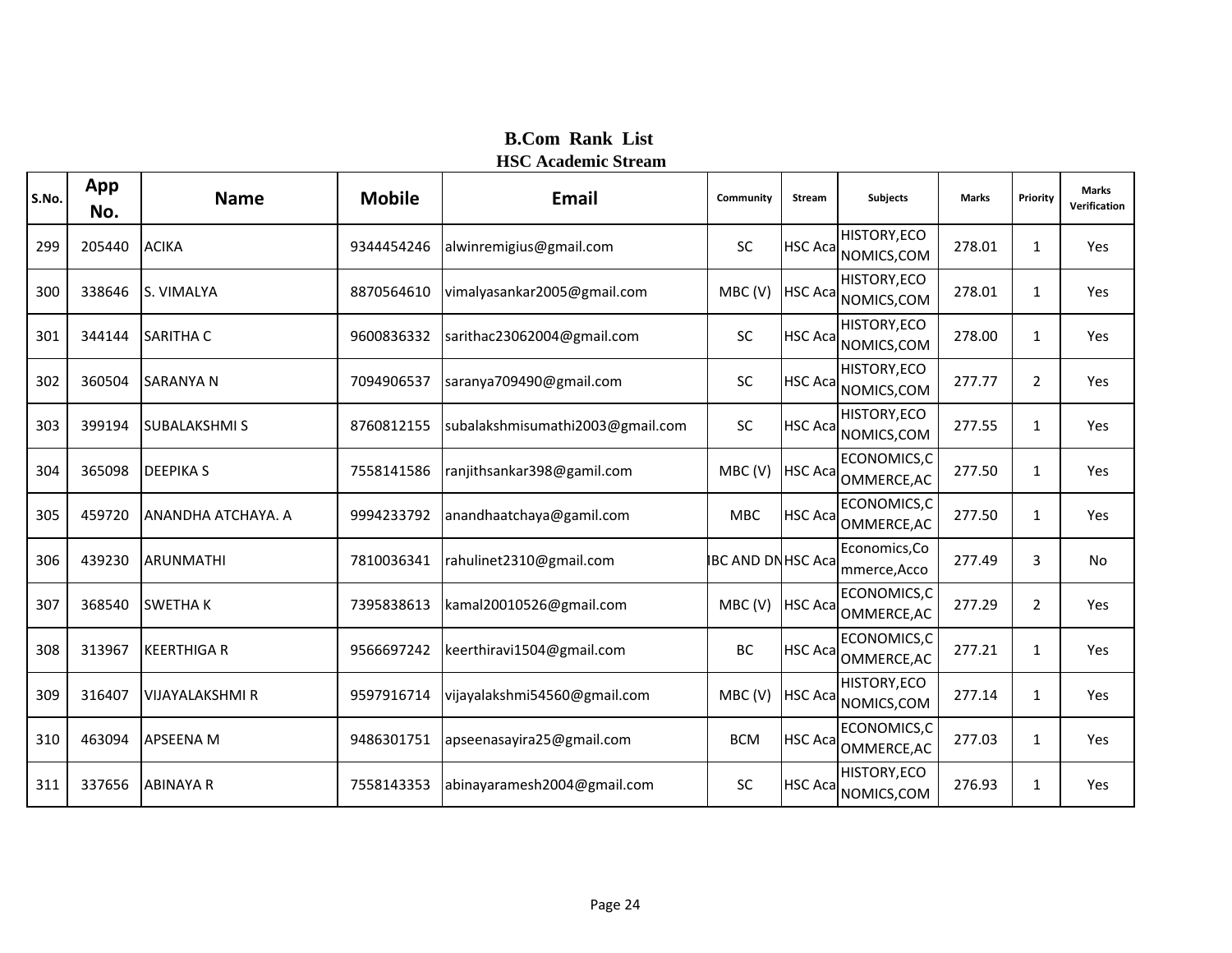# B.Com Rank List
## HSC Academic Stream

| S.No. | App No. | Name | Mobile | Email | Community | Stream | Subjects | Marks | Priority | Marks Verification |
|---|---|---|---|---|---|---|---|---|---|---|
| 299 | 205440 | ACIKA | 9344454246 | alwinremigius@gmail.com | SC | HSC Aca | HISTORY,ECONOMICS,COM | 278.01 | 1 | Yes |
| 300 | 338646 | S. VIMALYA | 8870564610 | vimalyasankar2005@gmail.com | MBC (V) | HSC Aca | HISTORY,ECONOMICS,COM | 278.01 | 1 | Yes |
| 301 | 344144 | SARITHA C | 9600836332 | sarithac23062004@gmail.com | SC | HSC Aca | HISTORY,ECONOMICS,COM | 278.00 | 1 | Yes |
| 302 | 360504 | SARANYA N | 7094906537 | saranya709490@gmail.com | SC | HSC Aca | HISTORY,ECONOMICS,COM | 277.77 | 2 | Yes |
| 303 | 399194 | SUBALAKSHMI S | 8760812155 | subalakshmisumathi2003@gmail.com | SC | HSC Aca | HISTORY,ECONOMICS,COM | 277.55 | 1 | Yes |
| 304 | 365098 | DEEPIKA S | 7558141586 | ranjithsankar398@gamil.com | MBC (V) | HSC Aca | ECONOMICS,COMMERCE,AC | 277.50 | 1 | Yes |
| 305 | 459720 | ANANDHA ATCHAYA. A | 9994233792 | anandhaatchaya@gamil.com | MBC | HSC Aca | ECONOMICS,COMMERCE,AC | 277.50 | 1 | Yes |
| 306 | 439230 | ARUNMATHI | 7810036341 | rahulinet2310@gmail.com | BC AND DN | HSC Aca | Economics,Commerce,Acco | 277.49 | 3 | No |
| 307 | 368540 | SWETHA K | 7395838613 | kamal20010526@gmail.com | MBC (V) | HSC Aca | ECONOMICS,COMMERCE,AC | 277.29 | 2 | Yes |
| 308 | 313967 | KEERTHIGA R | 9566697242 | keerthiravi1504@gmail.com | BC | HSC Aca | ECONOMICS,COMMERCE,AC | 277.21 | 1 | Yes |
| 309 | 316407 | VIJAYALAKSHMI R | 9597916714 | vijayalakshmi54560@gmail.com | MBC (V) | HSC Aca | HISTORY,ECONOMICS,COM | 277.14 | 1 | Yes |
| 310 | 463094 | APSEENA M | 9486301751 | apseenasayira25@gmail.com | BCM | HSC Aca | ECONOMICS,COMMERCE,AC | 277.03 | 1 | Yes |
| 311 | 337656 | ABINAYA R | 7558143353 | abinayaramesh2004@gmail.com | SC | HSC Aca | HISTORY,ECONOMICS,COM | 276.93 | 1 | Yes |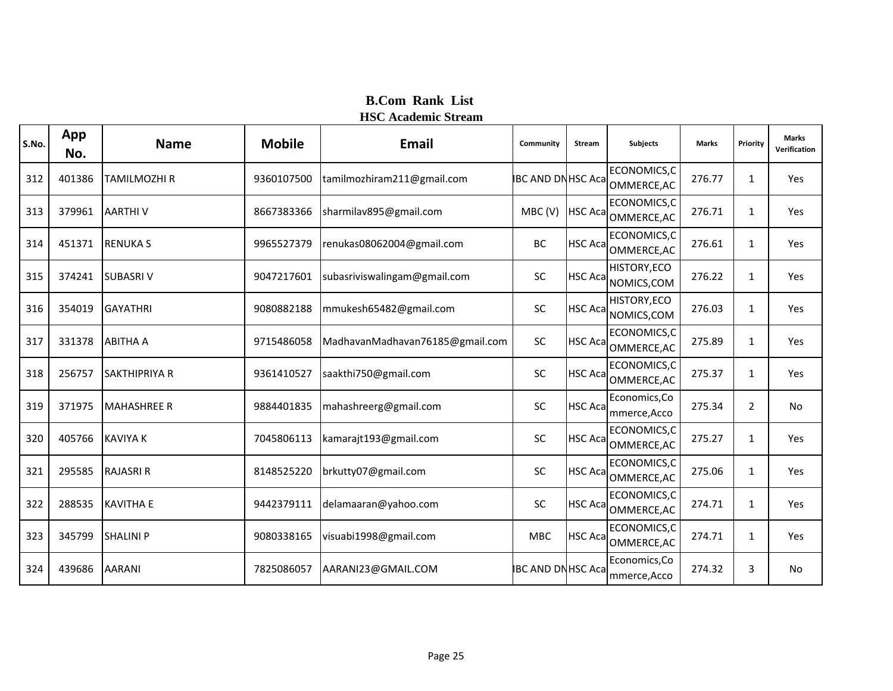## B.Com Rank List
### HSC Academic Stream

| S.No. | App No. | Name | Mobile | Email | Community | Stream | Subjects | Marks | Priority | Marks Verification |
|---|---|---|---|---|---|---|---|---|---|---|
| 312 | 401386 | TAMILMOZHI R | 9360107500 | tamilmozhiram211@gmail.com | BC AND DN | HSC Aca | ECONOMICS,COMMERCE,AC | 276.77 | 1 | Yes |
| 313 | 379961 | AARTHI V | 8667383366 | sharmilav895@gmail.com | MBC (V) | HSC Aca | ECONOMICS,COMMERCE,AC | 276.71 | 1 | Yes |
| 314 | 451371 | RENUKA S | 9965527379 | renukas08062004@gmail.com | BC | HSC Aca | ECONOMICS,COMMERCE,AC | 276.61 | 1 | Yes |
| 315 | 374241 | SUBASRI V | 9047217601 | subasriviswalingam@gmail.com | SC | HSC Aca | HISTORY,ECONOMICS,COM | 276.22 | 1 | Yes |
| 316 | 354019 | GAYATHRI | 9080882188 | mmukesh65482@gmail.com | SC | HSC Aca | HISTORY,ECONOMICS,COM | 276.03 | 1 | Yes |
| 317 | 331378 | ABITHA A | 9715486058 | MadhavanMadhavan76185@gmail.com | SC | HSC Aca | ECONOMICS,COMMERCE,AC | 275.89 | 1 | Yes |
| 318 | 256757 | SAKTHIPRIYA R | 9361410527 | saakthi750@gmail.com | SC | HSC Aca | ECONOMICS,COMMERCE,AC | 275.37 | 1 | Yes |
| 319 | 371975 | MAHASHREE R | 9884401835 | mahashreerg@gmail.com | SC | HSC Aca | Economics,Commerce,Acco | 275.34 | 2 | No |
| 320 | 405766 | KAVIYA K | 7045806113 | kamarajt193@gmail.com | SC | HSC Aca | ECONOMICS,COMMERCE,AC | 275.27 | 1 | Yes |
| 321 | 295585 | RAJASRI R | 8148525220 | brkutty07@gmail.com | SC | HSC Aca | ECONOMICS,COMMERCE,AC | 275.06 | 1 | Yes |
| 322 | 288535 | KAVITHA E | 9442379111 | delamaaran@yahoo.com | SC | HSC Aca | ECONOMICS,COMMERCE,AC | 274.71 | 1 | Yes |
| 323 | 345799 | SHALINI P | 9080338165 | visuabi1998@gmail.com | MBC | HSC Aca | ECONOMICS,COMMERCE,AC | 274.71 | 1 | Yes |
| 324 | 439686 | AARANI | 7825086057 | AARANI23@GMAIL.COM | BC AND DN | HSC Aca | Economics,Commerce,Acco | 274.32 | 3 | No |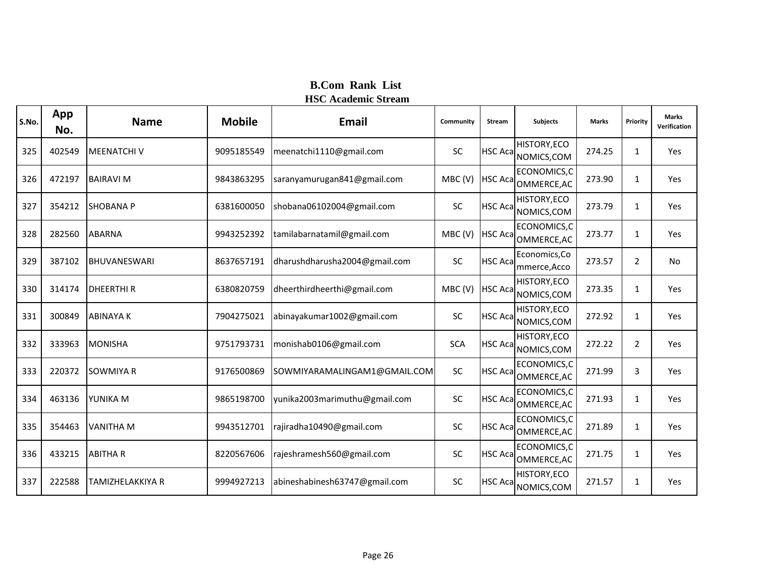# B.Com Rank List
## HSC Academic Stream

| S.No. | App No. | Name | Mobile | Email | Community | Stream | Subjects | Marks | Priority | Marks Verification |
|---|---|---|---|---|---|---|---|---|---|---|
| 325 | 402549 | MEENATCHI V | 9095185549 | meenatchi1110@gmail.com | SC | HSC Aca | HISTORY,ECONOMICS,COM | 274.25 | 1 | Yes |
| 326 | 472197 | BAIRAVI M | 9843863295 | saranyamurugan841@gmail.com | MBC (V) | HSC Aca | ECONOMICS,COMMERCE,AC | 273.90 | 1 | Yes |
| 327 | 354212 | SHOBANA P | 6381600050 | shobana06102004@gmail.com | SC | HSC Aca | HISTORY,ECONOMICS,COM | 273.79 | 1 | Yes |
| 328 | 282560 | ABARNA | 9943252392 | tamilabarnatamil@gmail.com | MBC (V) | HSC Aca | ECONOMICS,COMMERCE,AC | 273.77 | 1 | Yes |
| 329 | 387102 | BHUVANESWARI | 8637657191 | dharushdharusha2004@gmail.com | SC | HSC Aca | Economics,Commerce,Acco | 273.57 | 2 | No |
| 330 | 314174 | DHEERTHI R | 6380820759 | dheerthirdheerthi@gmail.com | MBC (V) | HSC Aca | HISTORY,ECONOMICS,COM | 273.35 | 1 | Yes |
| 331 | 300849 | ABINAYA K | 7904275021 | abinayakumar1002@gmail.com | SC | HSC Aca | HISTORY,ECONOMICS,COM | 272.92 | 1 | Yes |
| 332 | 333963 | MONISHA | 9751793731 | monishab0106@gmail.com | SCA | HSC Aca | HISTORY,ECONOMICS,COM | 272.22 | 2 | Yes |
| 333 | 220372 | SOWMIYA R | 9176500869 | SOWMIYARAMALINGAM1@GMAIL.COM | SC | HSC Aca | ECONOMICS,COMMERCE,AC | 271.99 | 3 | Yes |
| 334 | 463136 | YUNIKA M | 9865198700 | yunika2003marimuthu@gmail.com | SC | HSC Aca | ECONOMICS,COMMERCE,AC | 271.93 | 1 | Yes |
| 335 | 354463 | VANITHA M | 9943512701 | rajiradha10490@gmail.com | SC | HSC Aca | ECONOMICS,COMMERCE,AC | 271.89 | 1 | Yes |
| 336 | 433215 | ABITHA R | 8220567606 | rajeshramesh560@gmail.com | SC | HSC Aca | ECONOMICS,COMMERCE,AC | 271.75 | 1 | Yes |
| 337 | 222588 | TAMIZHELAKKIYA R | 9994927213 | abineshabinesh63747@gmail.com | SC | HSC Aca | HISTORY,ECONOMICS,COM | 271.57 | 1 | Yes |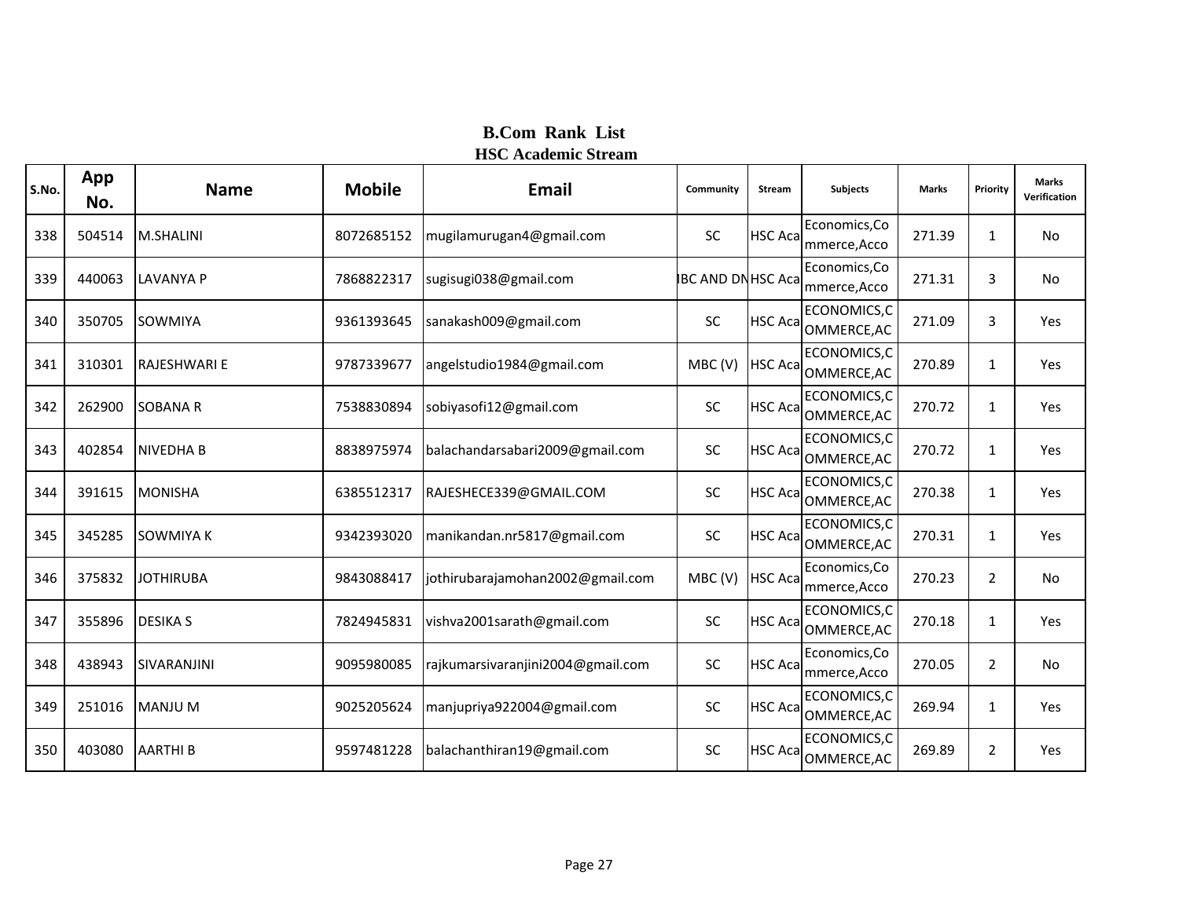# B.Com Rank List
## HSC Academic Stream

| S.No. | App No. | Name | Mobile | Email | Community | Stream | Subjects | Marks | Priority | Marks Verification |
|---|---|---|---|---|---|---|---|---|---|---|
| 338 | 504514 | M.SHALINI | 8072685152 | mugilamurugan4@gmail.com | SC | HSC Aca | Economics,Commerce,Acco | 271.39 | 1 | No |
| 339 | 440063 | LAVANYA P | 7868822317 | sugisugi038@gmail.com | BC AND DN | HSC Aca | Economics,Commerce,Acco | 271.31 | 3 | No |
| 340 | 350705 | SOWMIYA | 9361393645 | sanakash009@gmail.com | SC | HSC Aca | ECONOMICS,COMMERCE,AC | 271.09 | 3 | Yes |
| 341 | 310301 | RAJESHWARI E | 9787339677 | angelstudio1984@gmail.com | MBC (V) | HSC Aca | ECONOMICS,COMMERCE,AC | 270.89 | 1 | Yes |
| 342 | 262900 | SOBANA R | 7538830894 | sobiyasofi12@gmail.com | SC | HSC Aca | ECONOMICS,COMMERCE,AC | 270.72 | 1 | Yes |
| 343 | 402854 | NIVEDHA B | 8838975974 | balachandarsabari2009@gmail.com | SC | HSC Aca | ECONOMICS,COMMERCE,AC | 270.72 | 1 | Yes |
| 344 | 391615 | MONISHA | 6385512317 | RAJESHECE339@GMAIL.COM | SC | HSC Aca | ECONOMICS,COMMERCE,AC | 270.38 | 1 | Yes |
| 345 | 345285 | SOWMIYA K | 9342393020 | manikandan.nr5817@gmail.com | SC | HSC Aca | ECONOMICS,COMMERCE,AC | 270.31 | 1 | Yes |
| 346 | 375832 | JOTHIRUBA | 9843088417 | jothirubarajamohan2002@gmail.com | MBC (V) | HSC Aca | Economics,Commerce,Acco | 270.23 | 2 | No |
| 347 | 355896 | DESIKA S | 7824945831 | vishva2001sarath@gmail.com | SC | HSC Aca | ECONOMICS,COMMERCE,AC | 270.18 | 1 | Yes |
| 348 | 438943 | SIVARANJINI | 9095980085 | rajkumarsivaranjini2004@gmail.com | SC | HSC Aca | Economics,Commerce,Acco | 270.05 | 2 | No |
| 349 | 251016 | MANJU M | 9025205624 | manjupriya922004@gmail.com | SC | HSC Aca | ECONOMICS,COMMERCE,AC | 269.94 | 1 | Yes |
| 350 | 403080 | AARTHI B | 9597481228 | balachanthiran19@gmail.com | SC | HSC Aca | ECONOMICS,COMMERCE,AC | 269.89 | 2 | Yes |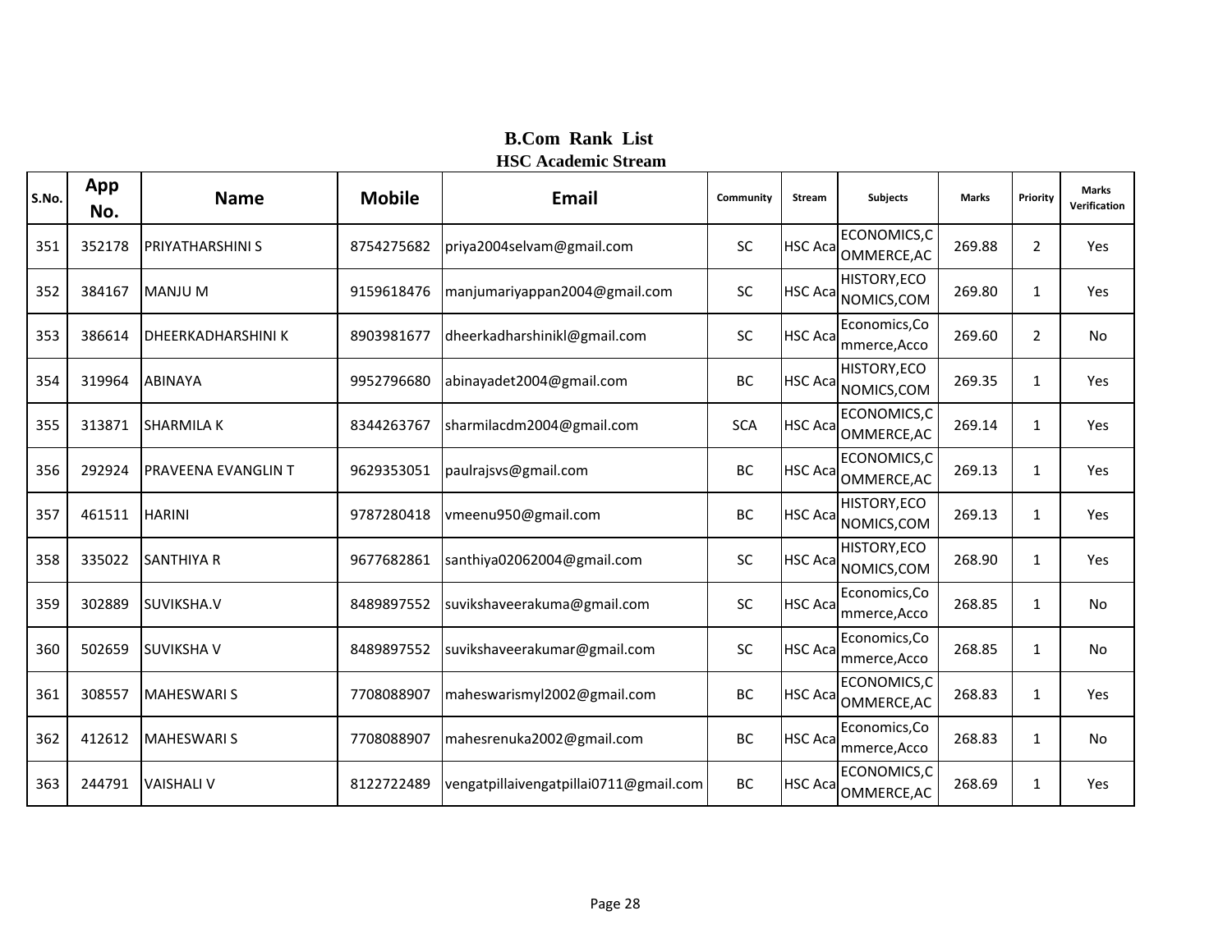## B.Com Rank List

### HSC Academic Stream

| S.No. | App No. | Name | Mobile | Email | Community | Stream | Subjects | Marks | Priority | Marks Verification |
|---|---|---|---|---|---|---|---|---|---|---|
| 351 | 352178 | PRIYATHARSHINI S | 8754275682 | priya2004selvam@gmail.com | SC | HSC Aca | ECONOMICS,COMMERCE,AC | 269.88 | 2 | Yes |
| 352 | 384167 | MANJU M | 9159618476 | manjumariyappan2004@gmail.com | SC | HSC Aca | HISTORY,ECONOMICS,COM | 269.80 | 1 | Yes |
| 353 | 386614 | DHEERKADHARSHINI K | 8903981677 | dheerkadharshinikl@gmail.com | SC | HSC Aca | Economics,Commerce,Acco | 269.60 | 2 | No |
| 354 | 319964 | ABINAYA | 9952796680 | abinayadet2004@gmail.com | BC | HSC Aca | HISTORY,ECONOMICS,COM | 269.35 | 1 | Yes |
| 355 | 313871 | SHARMILA K | 8344263767 | sharmilacdm2004@gmail.com | SCA | HSC Aca | ECONOMICS,COMMERCE,AC | 269.14 | 1 | Yes |
| 356 | 292924 | PRAVEENA EVANGLIN T | 9629353051 | paulrajsvs@gmail.com | BC | HSC Aca | ECONOMICS,COMMERCE,AC | 269.13 | 1 | Yes |
| 357 | 461511 | HARINI | 9787280418 | vmeenu950@gmail.com | BC | HSC Aca | HISTORY,ECONOMICS,COM | 269.13 | 1 | Yes |
| 358 | 335022 | SANTHIYA R | 9677682861 | santhiya02062004@gmail.com | SC | HSC Aca | HISTORY,ECONOMICS,COM | 268.90 | 1 | Yes |
| 359 | 302889 | SUVIKSHA.V | 8489897552 | suvikshaveerakuma@gmail.com | SC | HSC Aca | Economics,Commerce,Acco | 268.85 | 1 | No |
| 360 | 502659 | SUVIKSHA V | 8489897552 | suvikshaveerakumar@gmail.com | SC | HSC Aca | Economics,Commerce,Acco | 268.85 | 1 | No |
| 361 | 308557 | MAHESWARI S | 7708088907 | maheswarismyl2002@gmail.com | BC | HSC Aca | ECONOMICS,COMMERCE,AC | 268.83 | 1 | Yes |
| 362 | 412612 | MAHESWARI S | 7708088907 | mahesrenuka2002@gmail.com | BC | HSC Aca | Economics,Commerce,Acco | 268.83 | 1 | No |
| 363 | 244791 | VAISHALI V | 8122722489 | vengatpillaivengatpillai0711@gmail.com | BC | HSC Aca | ECONOMICS,COMMERCE,AC | 268.69 | 1 | Yes |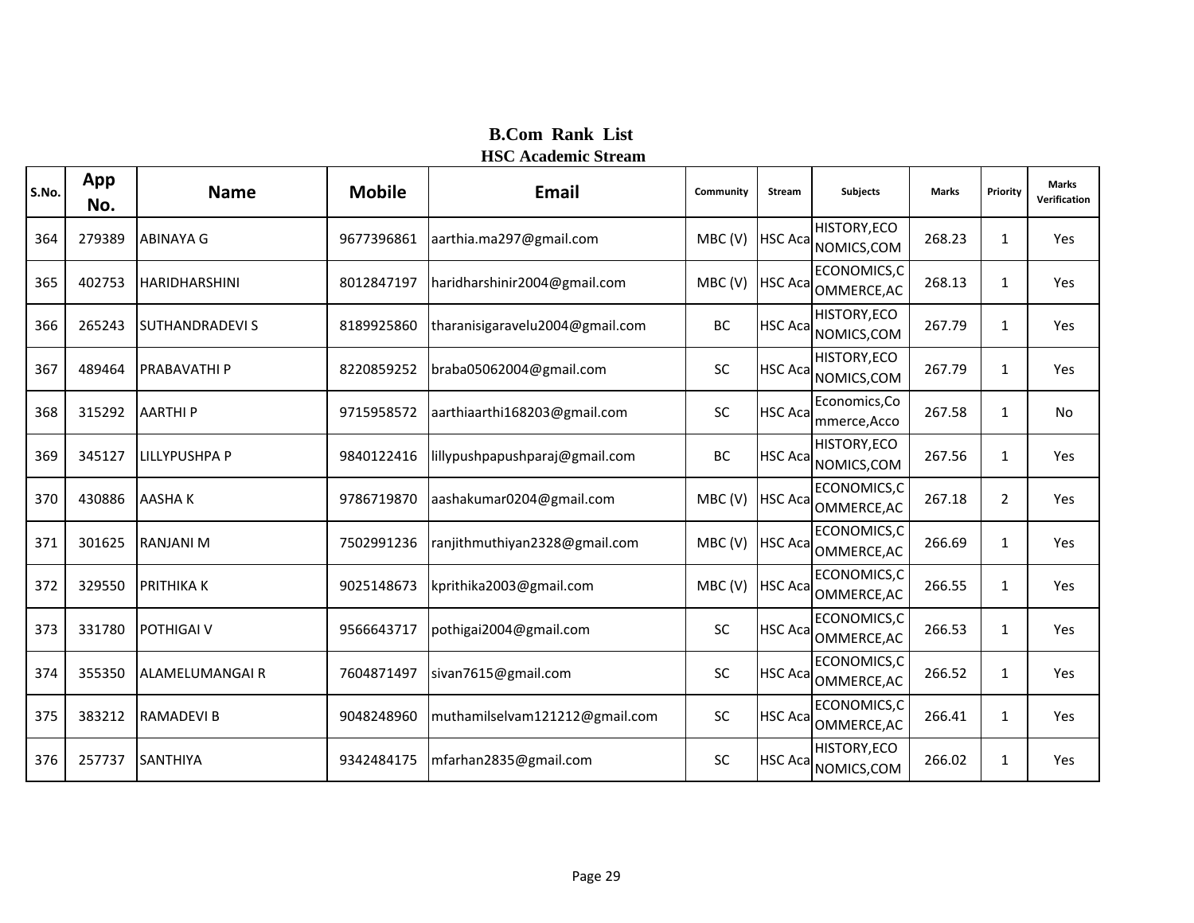# B.Com Rank List

## HSC Academic Stream

| S.No. | App No. | Name | Mobile | Email | Community | Stream | Subjects | Marks | Priority | Marks Verification |
|---|---|---|---|---|---|---|---|---|---|---|
| 364 | 279389 | ABINAYA G | 9677396861 | aarthia.ma297@gmail.com | MBC (V) | HSC Aca | HISTORY,ECONOMICS,COM | 268.23 | 1 | Yes |
| 365 | 402753 | HARIDHARSHINI | 8012847197 | haridharshinir2004@gmail.com | MBC (V) | HSC Aca | ECONOMICS,COMMERCE,AC | 268.13 | 1 | Yes |
| 366 | 265243 | SUTHANDRADEVI S | 8189925860 | tharanisigaravelu2004@gmail.com | BC | HSC Aca | HISTORY,ECONOMICS,COM | 267.79 | 1 | Yes |
| 367 | 489464 | PRABAVATHI P | 8220859252 | braba05062004@gmail.com | SC | HSC Aca | HISTORY,ECONOMICS,COM | 267.79 | 1 | Yes |
| 368 | 315292 | AARTHI P | 9715958572 | aarthiaarthi168203@gmail.com | SC | HSC Aca | Economics,Commerce,Acco | 267.58 | 1 | No |
| 369 | 345127 | LILLYPUSHPA P | 9840122416 | lillypushpapushparaj@gmail.com | BC | HSC Aca | HISTORY,ECONOMICS,COM | 267.56 | 1 | Yes |
| 370 | 430886 | AASHA K | 9786719870 | aashakumar0204@gmail.com | MBC (V) | HSC Aca | ECONOMICS,COMMERCE,AC | 267.18 | 2 | Yes |
| 371 | 301625 | RANJANI M | 7502991236 | ranjithmuthiyan2328@gmail.com | MBC (V) | HSC Aca | ECONOMICS,COMMERCE,AC | 266.69 | 1 | Yes |
| 372 | 329550 | PRITHIKA K | 9025148673 | kprithika2003@gmail.com | MBC (V) | HSC Aca | ECONOMICS,COMMERCE,AC | 266.55 | 1 | Yes |
| 373 | 331780 | POTHIGAI V | 9566643717 | pothigai2004@gmail.com | SC | HSC Aca | ECONOMICS,COMMERCE,AC | 266.53 | 1 | Yes |
| 374 | 355350 | ALAMELUMANGAI R | 7604871497 | sivan7615@gmail.com | SC | HSC Aca | ECONOMICS,COMMERCE,AC | 266.52 | 1 | Yes |
| 375 | 383212 | RAMADEVI B | 9048248960 | muthamilselvam121212@gmail.com | SC | HSC Aca | ECONOMICS,COMMERCE,AC | 266.41 | 1 | Yes |
| 376 | 257737 | SANTHIYA | 9342484175 | mfarhan2835@gmail.com | SC | HSC Aca | HISTORY,ECONOMICS,COM | 266.02 | 1 | Yes |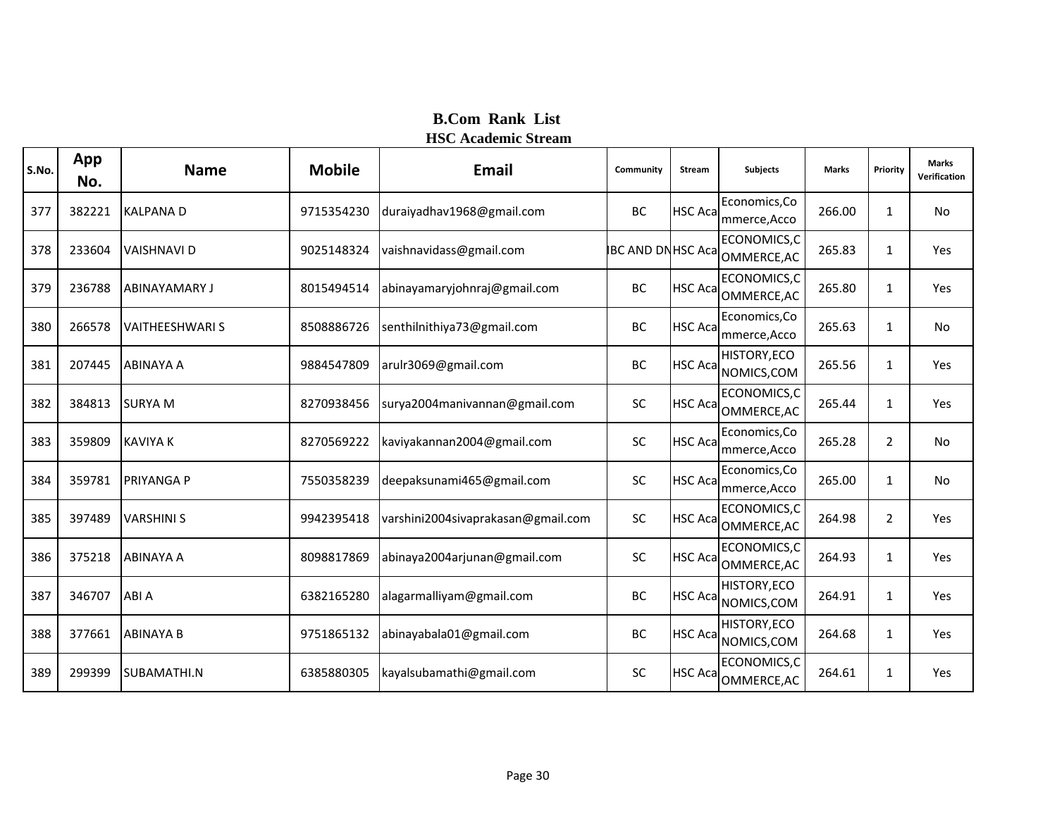# B.Com Rank List
## HSC Academic Stream

| S.No. | App No. | Name | Mobile | Email | Community | Stream | Subjects | Marks | Priority | Marks Verification |
|---|---|---|---|---|---|---|---|---|---|---|
| 377 | 382221 | KALPANA D | 9715354230 | duraiyadhav1968@gmail.com | BC | HSC Aca | Economics,Commerce,Acco | 266.00 | 1 | No |
| 378 | 233604 | VAISHNAVI D | 9025148324 | vaishnavidass@gmail.com | IBC AND DN | HSC Aca | ECONOMICS,COMMERCE,AC | 265.83 | 1 | Yes |
| 379 | 236788 | ABINAYAMARY J | 8015494514 | abinayamaryjohnraj@gmail.com | BC | HSC Aca | ECONOMICS,COMMERCE,AC | 265.80 | 1 | Yes |
| 380 | 266578 | VAITHEESHWARI S | 8508886726 | senthilnithiya73@gmail.com | BC | HSC Aca | Economics,Commerce,Acco | 265.63 | 1 | No |
| 381 | 207445 | ABINAYA A | 9884547809 | arulr3069@gmail.com | BC | HSC Aca | HISTORY,ECONOMICS,COM | 265.56 | 1 | Yes |
| 382 | 384813 | SURYA M | 8270938456 | surya2004manivannan@gmail.com | SC | HSC Aca | ECONOMICS,COMMERCE,AC | 265.44 | 1 | Yes |
| 383 | 359809 | KAVIYA K | 8270569222 | kaviyakannan2004@gmail.com | SC | HSC Aca | Economics,Commerce,Acco | 265.28 | 2 | No |
| 384 | 359781 | PRIYANGA P | 7550358239 | deepaksunami465@gmail.com | SC | HSC Aca | Economics,Commerce,Acco | 265.00 | 1 | No |
| 385 | 397489 | VARSHINI S | 9942395418 | varshini2004sivaprakasan@gmail.com | SC | HSC Aca | ECONOMICS,COMMERCE,AC | 264.98 | 2 | Yes |
| 386 | 375218 | ABINAYA A | 8098817869 | abinaya2004arjunan@gmail.com | SC | HSC Aca | ECONOMICS,COMMERCE,AC | 264.93 | 1 | Yes |
| 387 | 346707 | ABI A | 6382165280 | alagarmalliyam@gmail.com | BC | HSC Aca | HISTORY,ECONOMICS,COM | 264.91 | 1 | Yes |
| 388 | 377661 | ABINAYA B | 9751865132 | abinayabala01@gmail.com | BC | HSC Aca | HISTORY,ECONOMICS,COM | 264.68 | 1 | Yes |
| 389 | 299399 | SUBAMATHI.N | 6385880305 | kayalsubamathi@gmail.com | SC | HSC Aca | ECONOMICS,COMMERCE,AC | 264.61 | 1 | Yes |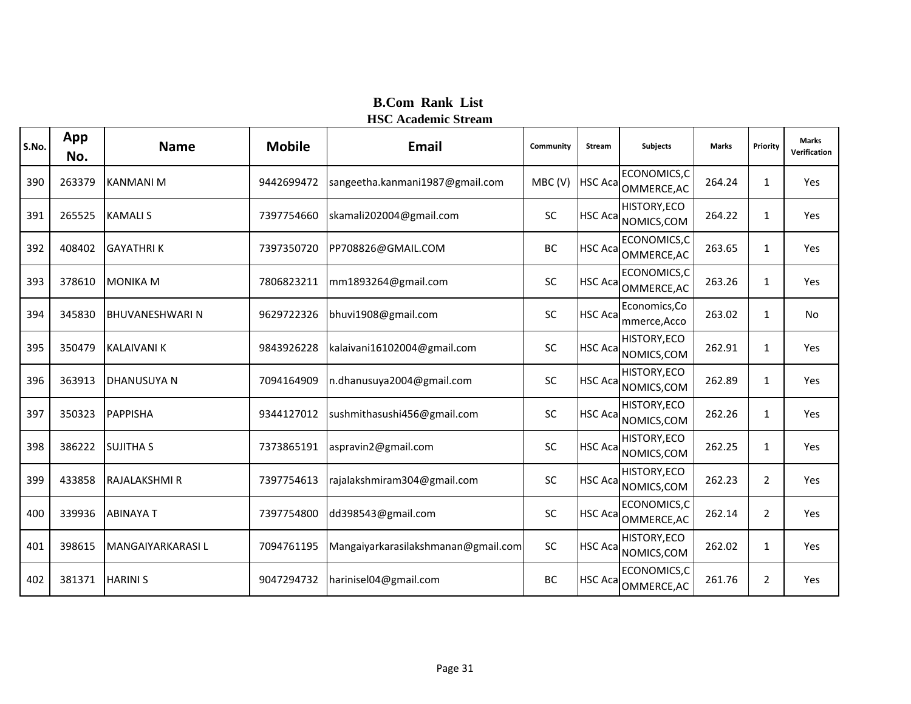# B.Com Rank List

## HSC Academic Stream

| S.No. | App No. | Name | Mobile | Email | Community | Stream | Subjects | Marks | Priority | Marks Verification |
|---|---|---|---|---|---|---|---|---|---|---|
| 390 | 263379 | KANMANI M | 9442699472 | sangeetha.kanmani1987@gmail.com | MBC (V) | HSC Aca | ECONOMICS,COMMERCE,AC | 264.24 | 1 | Yes |
| 391 | 265525 | KAMALI S | 7397754660 | skamali202004@gmail.com | SC | HSC Aca | HISTORY,ECONOMICS,COM | 264.22 | 1 | Yes |
| 392 | 408402 | GAYATHRI K | 7397350720 | PP708826@GMAIL.COM | BC | HSC Aca | ECONOMICS,COMMERCE,AC | 263.65 | 1 | Yes |
| 393 | 378610 | MONIKA M | 7806823211 | mm1893264@gmail.com | SC | HSC Aca | ECONOMICS,COMMERCE,AC | 263.26 | 1 | Yes |
| 394 | 345830 | BHUVANESHWARI N | 9629722326 | bhuvi1908@gmail.com | SC | HSC Aca | Economics,Commerce,Acco | 263.02 | 1 | No |
| 395 | 350479 | KALAIVANI K | 9843926228 | kalaivani16102004@gmail.com | SC | HSC Aca | HISTORY,ECONOMICS,COM | 262.91 | 1 | Yes |
| 396 | 363913 | DHANUSUYA N | 7094164909 | n.dhanusuya2004@gmail.com | SC | HSC Aca | HISTORY,ECONOMICS,COM | 262.89 | 1 | Yes |
| 397 | 350323 | PAPPISHA | 9344127012 | sushmithasushi456@gmail.com | SC | HSC Aca | HISTORY,ECONOMICS,COM | 262.26 | 1 | Yes |
| 398 | 386222 | SUJITHA S | 7373865191 | aspravin2@gmail.com | SC | HSC Aca | HISTORY,ECONOMICS,COM | 262.25 | 1 | Yes |
| 399 | 433858 | RAJALAKSHMI R | 7397754613 | rajalakshmiram304@gmail.com | SC | HSC Aca | HISTORY,ECONOMICS,COM | 262.23 | 2 | Yes |
| 400 | 339936 | ABINAYA T | 7397754800 | dd398543@gmail.com | SC | HSC Aca | ECONOMICS,COMMERCE,AC | 262.14 | 2 | Yes |
| 401 | 398615 | MANGAIYARKARASI L | 7094761195 | Mangaiyarkarasilakshmanan@gmail.com | SC | HSC Aca | HISTORY,ECONOMICS,COM | 262.02 | 1 | Yes |
| 402 | 381371 | HARINI S | 9047294732 | harinisel04@gmail.com | BC | HSC Aca | ECONOMICS,COMMERCE,AC | 261.76 | 2 | Yes |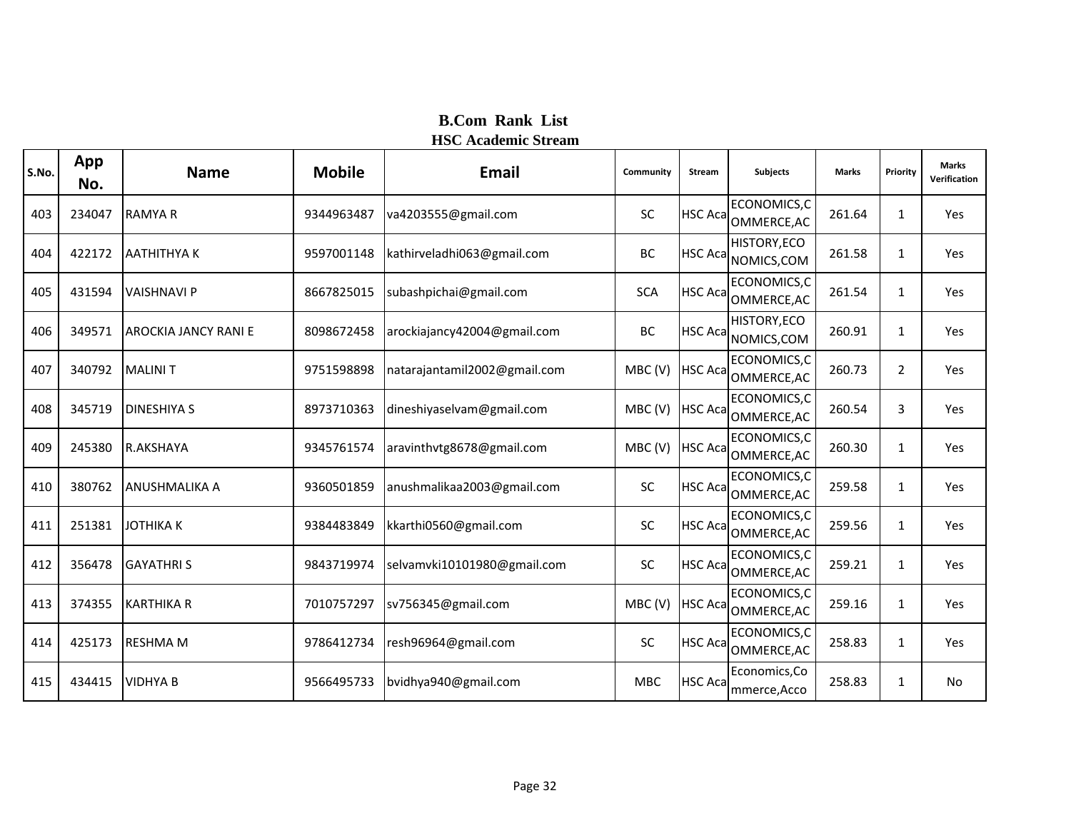# B.Com Rank List

## HSC Academic Stream

| S.No. | App No. | Name | Mobile | Email | Community | Stream | Subjects | Marks | Priority | Marks Verification |
|---|---|---|---|---|---|---|---|---|---|---|
| 403 | 234047 | RAMYA R | 9344963487 | va4203555@gmail.com | SC | HSC Aca | ECONOMICS,COMMERCE,AC | 261.64 | 1 | Yes |
| 404 | 422172 | AATHITHYA K | 9597001148 | kathirveladhi063@gmail.com | BC | HSC Aca | HISTORY,ECONOMICS,COM | 261.58 | 1 | Yes |
| 405 | 431594 | VAISHNAVI P | 8667825015 | subashpichai@gmail.com | SCA | HSC Aca | ECONOMICS,COMMERCE,AC | 261.54 | 1 | Yes |
| 406 | 349571 | AROCKIA JANCY RANI E | 8098672458 | arockiajancy42004@gmail.com | BC | HSC Aca | HISTORY,ECONOMICS,COM | 260.91 | 1 | Yes |
| 407 | 340792 | MALINI T | 9751598898 | natarajantamil2002@gmail.com | MBC (V) | HSC Aca | ECONOMICS,COMMERCE,AC | 260.73 | 2 | Yes |
| 408 | 345719 | DINESHIYA S | 8973710363 | dineshiyaselvam@gmail.com | MBC (V) | HSC Aca | ECONOMICS,COMMERCE,AC | 260.54 | 3 | Yes |
| 409 | 245380 | R.AKSHAYA | 9345761574 | aravinthvtg8678@gmail.com | MBC (V) | HSC Aca | ECONOMICS,COMMERCE,AC | 260.30 | 1 | Yes |
| 410 | 380762 | ANUSHMALIKA A | 9360501859 | anushmalikaa2003@gmail.com | SC | HSC Aca | ECONOMICS,COMMERCE,AC | 259.58 | 1 | Yes |
| 411 | 251381 | JOTHIKA K | 9384483849 | kkarthi0560@gmail.com | SC | HSC Aca | ECONOMICS,COMMERCE,AC | 259.56 | 1 | Yes |
| 412 | 356478 | GAYATHRI S | 9843719974 | selvamvki10101980@gmail.com | SC | HSC Aca | ECONOMICS,COMMERCE,AC | 259.21 | 1 | Yes |
| 413 | 374355 | KARTHIKA R | 7010757297 | sv756345@gmail.com | MBC (V) | HSC Aca | ECONOMICS,COMMERCE,AC | 259.16 | 1 | Yes |
| 414 | 425173 | RESHMA M | 9786412734 | resh96964@gmail.com | SC | HSC Aca | ECONOMICS,COMMERCE,AC | 258.83 | 1 | Yes |
| 415 | 434415 | VIDHYA B | 9566495733 | bvidhya940@gmail.com | MBC | HSC Aca | Economics,Commerce,Acco | 258.83 | 1 | No |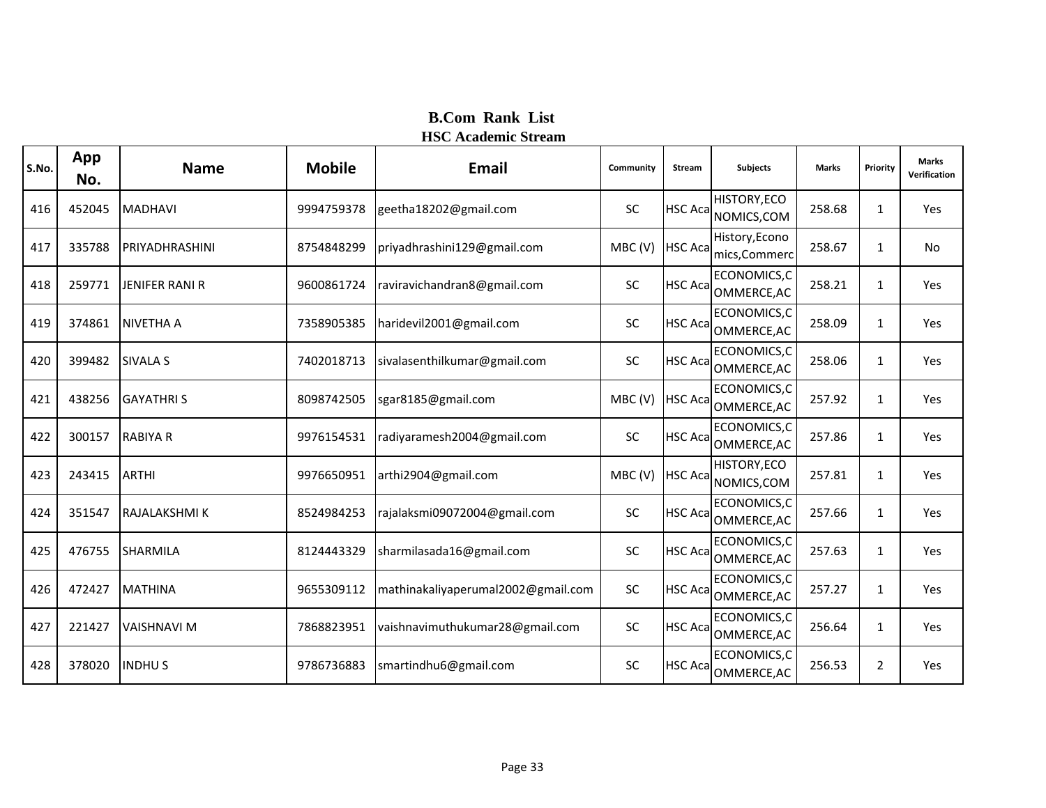# B.Com Rank List

## HSC Academic Stream

| S.No. | App No. | Name | Mobile | Email | Community | Stream | Subjects | Marks | Priority | Marks Verification |
|---|---|---|---|---|---|---|---|---|---|---|
| 416 | 452045 | MADHAVI | 9994759378 | geetha18202@gmail.com | SC | HSC Aca | HISTORY,ECONOMICS,COM | 258.68 | 1 | Yes |
| 417 | 335788 | PRIYADHRASHINI | 8754848299 | priyadhrashini129@gmail.com | MBC (V) | HSC Aca | History,Economics,Commerc | 258.67 | 1 | No |
| 418 | 259771 | JENIFER RANI R | 9600861724 | raviravichandran8@gmail.com | SC | HSC Aca | ECONOMICS,COMMERCE,AC | 258.21 | 1 | Yes |
| 419 | 374861 | NIVETHA A | 7358905385 | haridevil2001@gmail.com | SC | HSC Aca | ECONOMICS,COMMERCE,AC | 258.09 | 1 | Yes |
| 420 | 399482 | SIVALA S | 7402018713 | sivalasenthilkumar@gmail.com | SC | HSC Aca | ECONOMICS,COMMERCE,AC | 258.06 | 1 | Yes |
| 421 | 438256 | GAYATHRI S | 8098742505 | sgar8185@gmail.com | MBC (V) | HSC Aca | ECONOMICS,COMMERCE,AC | 257.92 | 1 | Yes |
| 422 | 300157 | RABIYA R | 9976154531 | radiyaramesh2004@gmail.com | SC | HSC Aca | ECONOMICS,COMMERCE,AC | 257.86 | 1 | Yes |
| 423 | 243415 | ARTHI | 9976650951 | arthi2904@gmail.com | MBC (V) | HSC Aca | HISTORY,ECONOMICS,COM | 257.81 | 1 | Yes |
| 424 | 351547 | RAJALAKSHMI K | 8524984253 | rajalaksmi09072004@gmail.com | SC | HSC Aca | ECONOMICS,COMMERCE,AC | 257.66 | 1 | Yes |
| 425 | 476755 | SHARMILA | 8124443329 | sharmilasada16@gmail.com | SC | HSC Aca | ECONOMICS,COMMERCE,AC | 257.63 | 1 | Yes |
| 426 | 472427 | MATHINA | 9655309112 | mathinakaliyaperumal2002@gmail.com | SC | HSC Aca | ECONOMICS,COMMERCE,AC | 257.27 | 1 | Yes |
| 427 | 221427 | VAISHNAVI M | 7868823951 | vaishnavimuthukumar28@gmail.com | SC | HSC Aca | ECONOMICS,COMMERCE,AC | 256.64 | 1 | Yes |
| 428 | 378020 | INDHU S | 9786736883 | smartindhu6@gmail.com | SC | HSC Aca | ECONOMICS,COMMERCE,AC | 256.53 | 2 | Yes |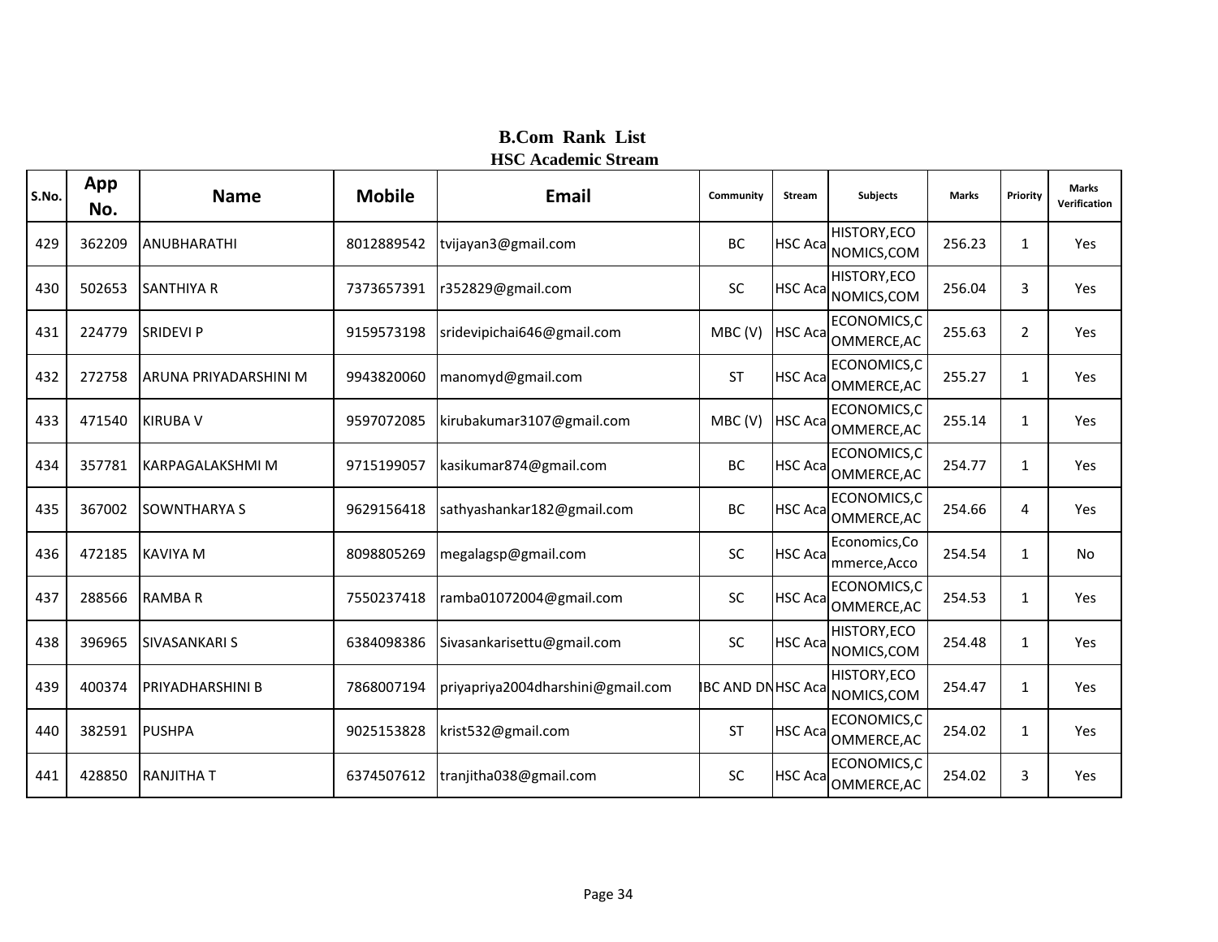# B.Com Rank List

## HSC Academic Stream

| S.No. | App No. | Name | Mobile | Email | Community | Stream | Subjects | Marks | Priority | Marks Verification |
|---|---|---|---|---|---|---|---|---|---|---|
| 429 | 362209 | ANUBHARATHI | 8012889542 | tvijayan3@gmail.com | BC | HSC Aca | HISTORY,ECONOMICS,COM | 256.23 | 1 | Yes |
| 430 | 502653 | SANTHIYA R | 7373657391 | r352829@gmail.com | SC | HSC Aca | HISTORY,ECONOMICS,COM | 256.04 | 3 | Yes |
| 431 | 224779 | SRIDEVI P | 9159573198 | sridevipichai646@gmail.com | MBC (V) | HSC Aca | ECONOMICS,COMMERCE,AC | 255.63 | 2 | Yes |
| 432 | 272758 | ARUNA PRIYADARSHINI M | 9943820060 | manomyd@gmail.com | ST | HSC Aca | ECONOMICS,COMMERCE,AC | 255.27 | 1 | Yes |
| 433 | 471540 | KIRUBA V | 9597072085 | kirubakumar3107@gmail.com | MBC (V) | HSC Aca | ECONOMICS,COMMERCE,AC | 255.14 | 1 | Yes |
| 434 | 357781 | KARPAGALAKSHMI M | 9715199057 | kasikumar874@gmail.com | BC | HSC Aca | ECONOMICS,COMMERCE,AC | 254.77 | 1 | Yes |
| 435 | 367002 | SOWNTHARYA S | 9629156418 | sathyashankar182@gmail.com | BC | HSC Aca | ECONOMICS,COMMERCE,AC | 254.66 | 4 | Yes |
| 436 | 472185 | KAVIYA M | 8098805269 | megalagsp@gmail.com | SC | HSC Aca | Economics,Commerce,Acco | 254.54 | 1 | No |
| 437 | 288566 | RAMBA R | 7550237418 | ramba01072004@gmail.com | SC | HSC Aca | ECONOMICS,COMMERCE,AC | 254.53 | 1 | Yes |
| 438 | 396965 | SIVASANKARI S | 6384098386 | Sivasankarisettu@gmail.com | SC | HSC Aca | HISTORY,ECONOMICS,COM | 254.48 | 1 | Yes |
| 439 | 400374 | PRIYADHARSHINI B | 7868007194 | priyapriya2004dharshini@gmail.com | BC AND DN | HSC Aca | HISTORY,ECONOMICS,COM | 254.47 | 1 | Yes |
| 440 | 382591 | PUSHPA | 9025153828 | krist532@gmail.com | ST | HSC Aca | ECONOMICS,COMMERCE,AC | 254.02 | 1 | Yes |
| 441 | 428850 | RANJITHA T | 6374507612 | tranjitha038@gmail.com | SC | HSC Aca | ECONOMICS,COMMERCE,AC | 254.02 | 3 | Yes |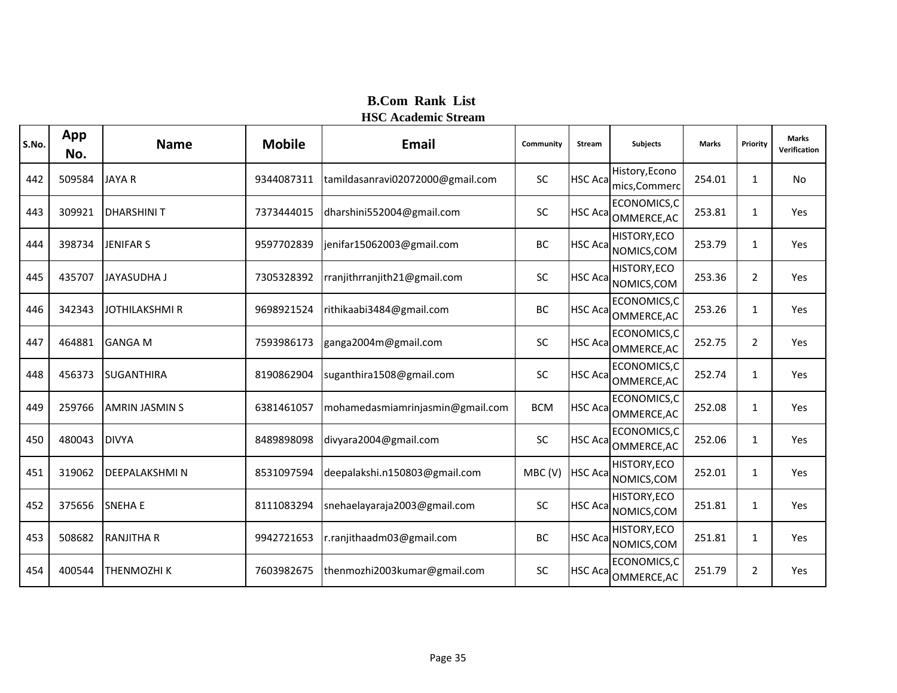## B.Com Rank List

### HSC Academic Stream

| S.No. | App No. | Name | Mobile | Email | Community | Stream | Subjects | Marks | Priority | Marks Verification |
|---|---|---|---|---|---|---|---|---|---|---|
| 442 | 509584 | JAYA R | 9344087311 | tamildasanravi02072000@gmail.com | SC | HSC Aca | History,Economics,Commerc | 254.01 | 1 | No |
| 443 | 309921 | DHARSHINI T | 7373444015 | dharshini552004@gmail.com | SC | HSC Aca | ECONOMICS,COMMERCE,AC | 253.81 | 1 | Yes |
| 444 | 398734 | JENIFAR S | 9597702839 | jenifar15062003@gmail.com | BC | HSC Aca | HISTORY,ECONOMICS,COM | 253.79 | 1 | Yes |
| 445 | 435707 | JAYASUDHA J | 7305328392 | rranjithrranjith21@gmail.com | SC | HSC Aca | HISTORY,ECONOMICS,COM | 253.36 | 2 | Yes |
| 446 | 342343 | JOTHILAKSHMI R | 9698921524 | rithikaabi3484@gmail.com | BC | HSC Aca | ECONOMICS,COMMERCE,AC | 253.26 | 1 | Yes |
| 447 | 464881 | GANGA M | 7593986173 | ganga2004m@gmail.com | SC | HSC Aca | ECONOMICS,COMMERCE,AC | 252.75 | 2 | Yes |
| 448 | 456373 | SUGANTHIRA | 8190862904 | suganthira1508@gmail.com | SC | HSC Aca | ECONOMICS,COMMERCE,AC | 252.74 | 1 | Yes |
| 449 | 259766 | AMRIN JASMIN S | 6381461057 | mohamedasmiamrinjasmin@gmail.com | BCM | HSC Aca | ECONOMICS,COMMERCE,AC | 252.08 | 1 | Yes |
| 450 | 480043 | DIVYA | 8489898098 | divyara2004@gmail.com | SC | HSC Aca | ECONOMICS,COMMERCE,AC | 252.06 | 1 | Yes |
| 451 | 319062 | DEEPALAKSHMI N | 8531097594 | deepalakshi.n150803@gmail.com | MBC (V) | HSC Aca | HISTORY,ECONOMICS,COM | 252.01 | 1 | Yes |
| 452 | 375656 | SNEHA E | 8111083294 | snehaelayaraja2003@gmail.com | SC | HSC Aca | HISTORY,ECONOMICS,COM | 251.81 | 1 | Yes |
| 453 | 508682 | RANJITHA R | 9942721653 | r.ranjithaadm03@gmail.com | BC | HSC Aca | HISTORY,ECONOMICS,COM | 251.81 | 1 | Yes |
| 454 | 400544 | THENMOZHI K | 7603982675 | thenmozhi2003kumar@gmail.com | SC | HSC Aca | ECONOMICS,COMMERCE,AC | 251.79 | 2 | Yes |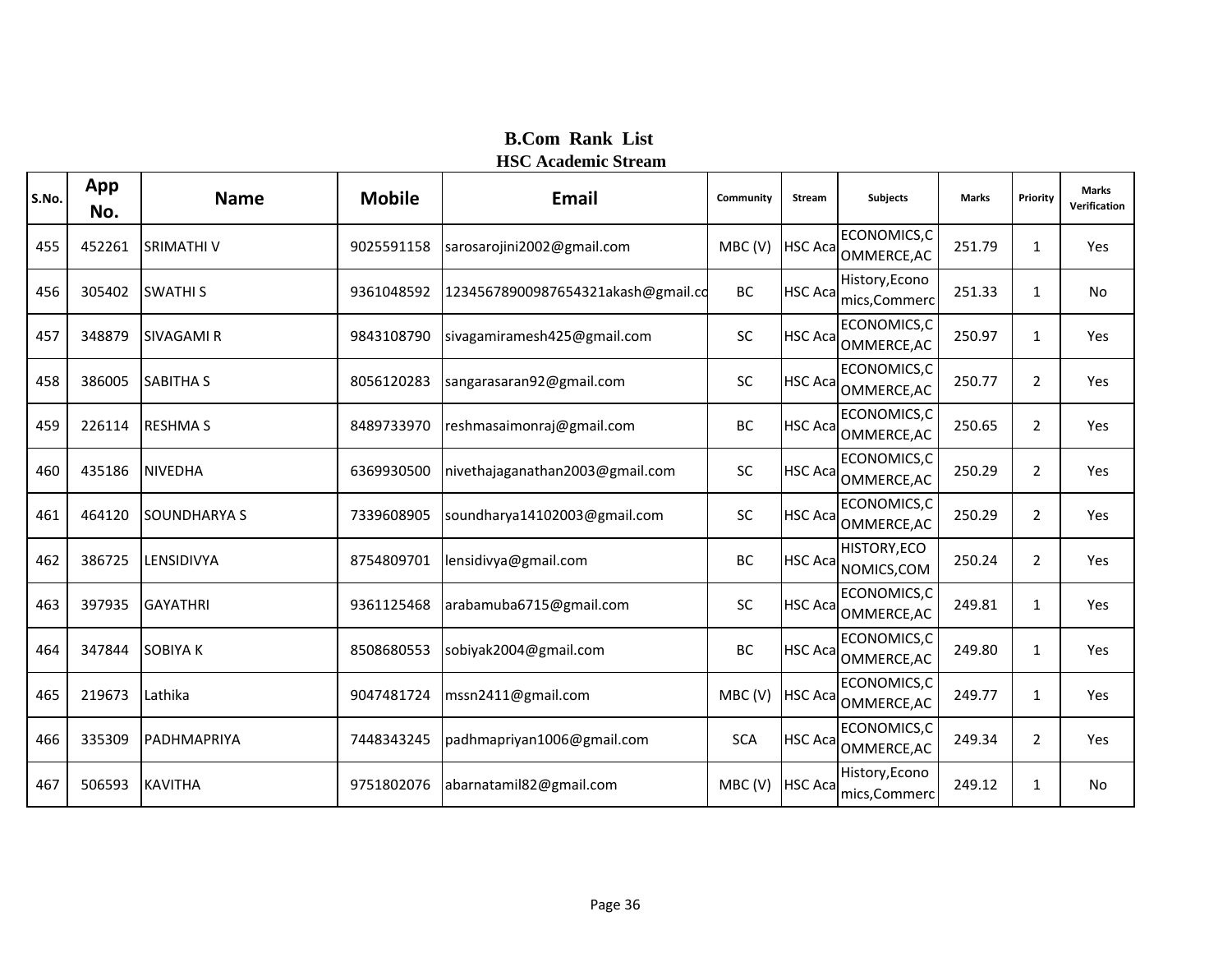# B.Com Rank List
## HSC Academic Stream

| S.No. | App No. | Name | Mobile | Email | Community | Stream | Subjects | Marks | Priority | Marks Verification |
|---|---|---|---|---|---|---|---|---|---|---|
| 455 | 452261 | SRIMATHI V | 9025591158 | sarosarojini2002@gmail.com | MBC (V) | HSC Aca | ECONOMICS,COMMERCE,AC | 251.79 | 1 | Yes |
| 456 | 305402 | SWATHI S | 9361048592 | 12345678900987654321akash@gmail.co | BC | HSC Aca | History,Economics,Commerc | 251.33 | 1 | No |
| 457 | 348879 | SIVAGAMI R | 9843108790 | sivagamiramesh425@gmail.com | SC | HSC Aca | ECONOMICS,COMMERCE,AC | 250.97 | 1 | Yes |
| 458 | 386005 | SABITHA S | 8056120283 | sangarasaran92@gmail.com | SC | HSC Aca | ECONOMICS,COMMERCE,AC | 250.77 | 2 | Yes |
| 459 | 226114 | RESHMA S | 8489733970 | reshmasaimonraj@gmail.com | BC | HSC Aca | ECONOMICS,COMMERCE,AC | 250.65 | 2 | Yes |
| 460 | 435186 | NIVEDHA | 6369930500 | nivethajaganathan2003@gmail.com | SC | HSC Aca | ECONOMICS,COMMERCE,AC | 250.29 | 2 | Yes |
| 461 | 464120 | SOUNDHARYA S | 7339608905 | soundharya14102003@gmail.com | SC | HSC Aca | ECONOMICS,COMMERCE,AC | 250.29 | 2 | Yes |
| 462 | 386725 | LENSIDIVYA | 8754809701 | lensidivya@gmail.com | BC | HSC Aca | HISTORY,ECONOMICS,COM | 250.24 | 2 | Yes |
| 463 | 397935 | GAYATHRI | 9361125468 | arabamuba6715@gmail.com | SC | HSC Aca | ECONOMICS,COMMERCE,AC | 249.81 | 1 | Yes |
| 464 | 347844 | SOBIYA K | 8508680553 | sobiyak2004@gmail.com | BC | HSC Aca | ECONOMICS,COMMERCE,AC | 249.80 | 1 | Yes |
| 465 | 219673 | Lathika | 9047481724 | mssn2411@gmail.com | MBC (V) | HSC Aca | ECONOMICS,COMMERCE,AC | 249.77 | 1 | Yes |
| 466 | 335309 | PADHMAPRIYA | 7448343245 | padhmapriyan1006@gmail.com | SCA | HSC Aca | ECONOMICS,COMMERCE,AC | 249.34 | 2 | Yes |
| 467 | 506593 | KAVITHA | 9751802076 | abarnatamil82@gmail.com | MBC (V) | HSC Aca | History,Economics,Commerc | 249.12 | 1 | No |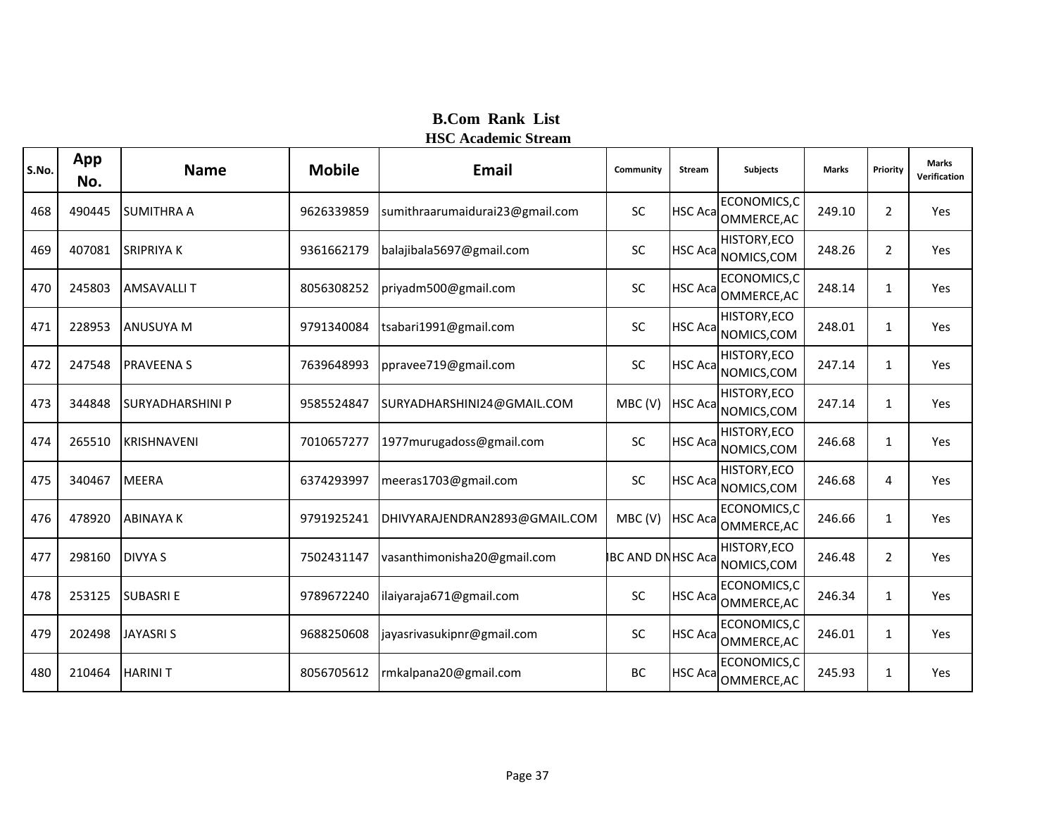## B.Com Rank List
### HSC Academic Stream

| S.No. | App No. | Name | Mobile | Email | Community | Stream | Subjects | Marks | Priority | Marks Verification |
|---|---|---|---|---|---|---|---|---|---|---|
| 468 | 490445 | SUMITHRA A | 9626339859 | sumithraarumaidurai23@gmail.com | SC | HSC Aca | ECONOMICS,COMMERCE,AC | 249.10 | 2 | Yes |
| 469 | 407081 | SRIPRIYA K | 9361662179 | balajibala5697@gmail.com | SC | HSC Aca | HISTORY,ECONOMICS,COM | 248.26 | 2 | Yes |
| 470 | 245803 | AMSAVALLI T | 8056308252 | priyadm500@gmail.com | SC | HSC Aca | ECONOMICS,COMMERCE,AC | 248.14 | 1 | Yes |
| 471 | 228953 | ANUSUYA M | 9791340084 | tsabari1991@gmail.com | SC | HSC Aca | HISTORY,ECONOMICS,COM | 248.01 | 1 | Yes |
| 472 | 247548 | PRAVEENA S | 7639648993 | ppravee719@gmail.com | SC | HSC Aca | HISTORY,ECONOMICS,COM | 247.14 | 1 | Yes |
| 473 | 344848 | SURYADHARSHINI P | 9585524847 | SURYADHARSHINI24@GMAIL.COM | MBC (V) | HSC Aca | HISTORY,ECONOMICS,COM | 247.14 | 1 | Yes |
| 474 | 265510 | KRISHNAVENI | 7010657277 | 1977murugadoss@gmail.com | SC | HSC Aca | HISTORY,ECONOMICS,COM | 246.68 | 1 | Yes |
| 475 | 340467 | MEERA | 6374293997 | meeras1703@gmail.com | SC | HSC Aca | HISTORY,ECONOMICS,COM | 246.68 | 4 | Yes |
| 476 | 478920 | ABINAYA K | 9791925241 | DHIVYARAJENDRAN2893@GMAIL.COM | MBC (V) | HSC Aca | ECONOMICS,COMMERCE,AC | 246.66 | 1 | Yes |
| 477 | 298160 | DIVYA S | 7502431147 | vasanthimonisha20@gmail.com | IBC AND DN | HSC Aca | HISTORY,ECONOMICS,COM | 246.48 | 2 | Yes |
| 478 | 253125 | SUBASRI E | 9789672240 | ilaiyaraja671@gmail.com | SC | HSC Aca | ECONOMICS,COMMERCE,AC | 246.34 | 1 | Yes |
| 479 | 202498 | JAYASRI S | 9688250608 | jayasrivasukipnr@gmail.com | SC | HSC Aca | ECONOMICS,COMMERCE,AC | 246.01 | 1 | Yes |
| 480 | 210464 | HARINI T | 8056705612 | rmkalpana20@gmail.com | BC | HSC Aca | ECONOMICS,COMMERCE,AC | 245.93 | 1 | Yes |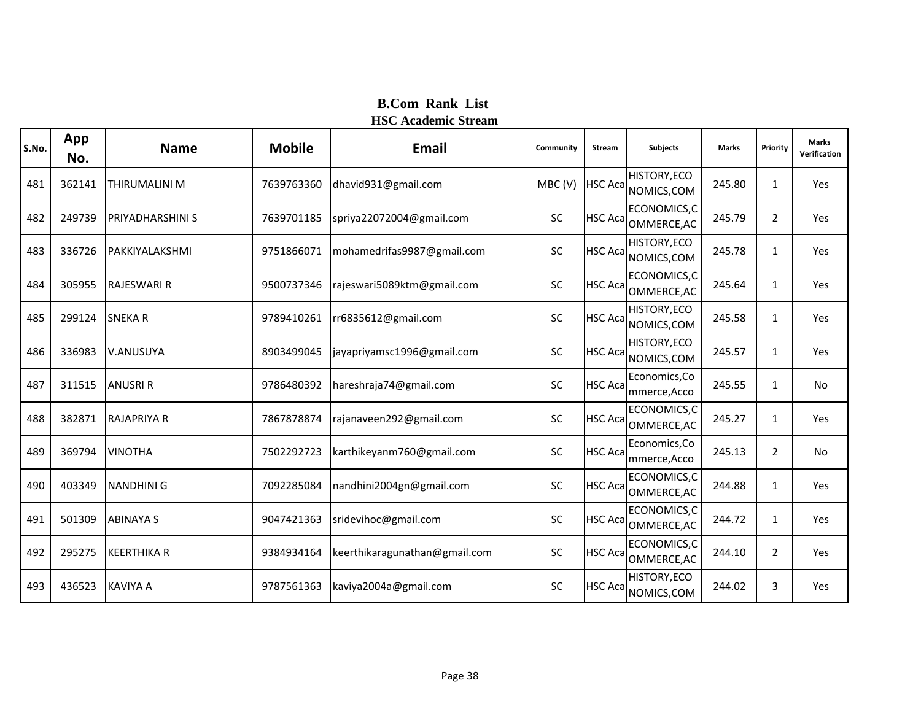# B.Com Rank List

## HSC Academic Stream

| S.No. | App No. | Name | Mobile | Email | Community | Stream | Subjects | Marks | Priority | Marks Verification |
|---|---|---|---|---|---|---|---|---|---|---|
| 481 | 362141 | THIRUMALINI M | 7639763360 | dhavid931@gmail.com | MBC (V) | HSC Aca | HISTORY,ECONOMICS,COM | 245.80 | 1 | Yes |
| 482 | 249739 | PRIYADHARSHINI S | 7639701185 | spriya22072004@gmail.com | SC | HSC Aca | ECONOMICS,COMMERCE,AC | 245.79 | 2 | Yes |
| 483 | 336726 | PAKKIYALAKSHMI | 9751866071 | mohamedrifas9987@gmail.com | SC | HSC Aca | HISTORY,ECONOMICS,COM | 245.78 | 1 | Yes |
| 484 | 305955 | RAJESWARI R | 9500737346 | rajeswari5089ktm@gmail.com | SC | HSC Aca | ECONOMICS,COMMERCE,AC | 245.64 | 1 | Yes |
| 485 | 299124 | SNEKA R | 9789410261 | rr6835612@gmail.com | SC | HSC Aca | HISTORY,ECONOMICS,COM | 245.58 | 1 | Yes |
| 486 | 336983 | V.ANUSUYA | 8903499045 | jayapriyamsc1996@gmail.com | SC | HSC Aca | HISTORY,ECONOMICS,COM | 245.57 | 1 | Yes |
| 487 | 311515 | ANUSRI R | 9786480392 | hareshraja74@gmail.com | SC | HSC Aca | Economics,Commerce,Acco | 245.55 | 1 | No |
| 488 | 382871 | RAJAPRIYA R | 7867878874 | rajanaveen292@gmail.com | SC | HSC Aca | ECONOMICS,COMMERCE,AC | 245.27 | 1 | Yes |
| 489 | 369794 | VINOTHA | 7502292723 | karthikeyanm760@gmail.com | SC | HSC Aca | Economics,Commerce,Acco | 245.13 | 2 | No |
| 490 | 403349 | NANDHINI G | 7092285084 | nandhini2004gn@gmail.com | SC | HSC Aca | ECONOMICS,COMMERCE,AC | 244.88 | 1 | Yes |
| 491 | 501309 | ABINAYA S | 9047421363 | sridevihoc@gmail.com | SC | HSC Aca | ECONOMICS,COMMERCE,AC | 244.72 | 1 | Yes |
| 492 | 295275 | KEERTHIKA R | 9384934164 | keerthikaragunathan@gmail.com | SC | HSC Aca | ECONOMICS,COMMERCE,AC | 244.10 | 2 | Yes |
| 493 | 436523 | KAVIYA A | 9787561363 | kaviya2004a@gmail.com | SC | HSC Aca | HISTORY,ECONOMICS,COM | 244.02 | 3 | Yes |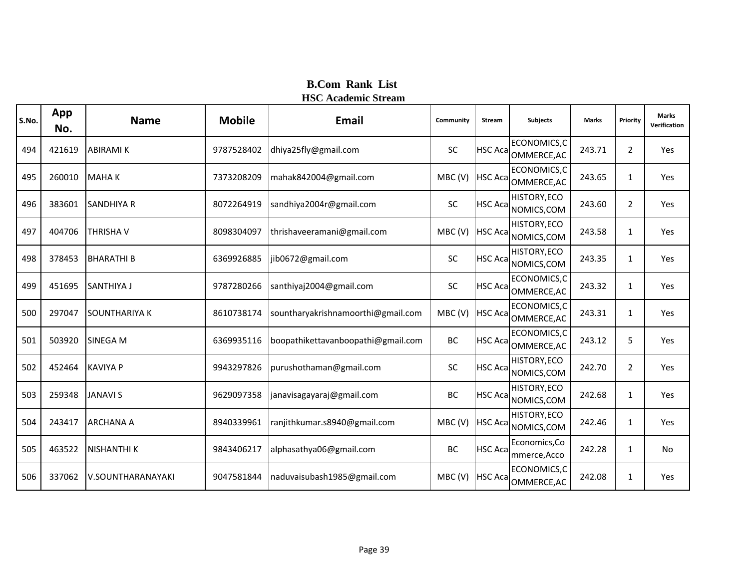## B.Com Rank List
### HSC Academic Stream

| S.No. | App No. | Name | Mobile | Email | Community | Stream | Subjects | Marks | Priority | Marks Verification |
|---|---|---|---|---|---|---|---|---|---|---|
| 494 | 421619 | ABIRAMI K | 9787528402 | dhiya25fly@gmail.com | SC | HSC Aca | ECONOMICS,COMMERCE,AC | 243.71 | 2 | Yes |
| 495 | 260010 | MAHA K | 7373208209 | mahak842004@gmail.com | MBC (V) | HSC Aca | ECONOMICS,COMMERCE,AC | 243.65 | 1 | Yes |
| 496 | 383601 | SANDHIYA R | 8072264919 | sandhiya2004r@gmail.com | SC | HSC Aca | HISTORY,ECONOMICS,COM | 243.60 | 2 | Yes |
| 497 | 404706 | THRISHA V | 8098304097 | thrishaveeramani@gmail.com | MBC (V) | HSC Aca | HISTORY,ECONOMICS,COM | 243.58 | 1 | Yes |
| 498 | 378453 | BHARATHI B | 6369926885 | jib0672@gmail.com | SC | HSC Aca | HISTORY,ECONOMICS,COM | 243.35 | 1 | Yes |
| 499 | 451695 | SANTHIYA J | 9787280266 | santhiyaj2004@gmail.com | SC | HSC Aca | ECONOMICS,COMMERCE,AC | 243.32 | 1 | Yes |
| 500 | 297047 | SOUNTHARIYA K | 8610738174 | sountharyakrishnamoorthi@gmail.com | MBC (V) | HSC Aca | ECONOMICS,COMMERCE,AC | 243.31 | 1 | Yes |
| 501 | 503920 | SINEGA M | 6369935116 | boopathikettavanboopathi@gmail.com | BC | HSC Aca | ECONOMICS,COMMERCE,AC | 243.12 | 5 | Yes |
| 502 | 452464 | KAVIYA P | 9943297826 | purushothaman@gmail.com | SC | HSC Aca | HISTORY,ECONOMICS,COM | 242.70 | 2 | Yes |
| 503 | 259348 | JANAVI S | 9629097358 | janavisagayaraj@gmail.com | BC | HSC Aca | HISTORY,ECONOMICS,COM | 242.68 | 1 | Yes |
| 504 | 243417 | ARCHANA A | 8940339961 | ranjithkumar.s8940@gmail.com | MBC (V) | HSC Aca | HISTORY,ECONOMICS,COM | 242.46 | 1 | Yes |
| 505 | 463522 | NISHANTHI K | 9843406217 | alphasathya06@gmail.com | BC | HSC Aca | Economics,Commerce,Acco | 242.28 | 1 | No |
| 506 | 337062 | V.SOUNTHARANAYAKI | 9047581844 | naduvaisubash1985@gmail.com | MBC (V) | HSC Aca | ECONOMICS,COMMERCE,AC | 242.08 | 1 | Yes |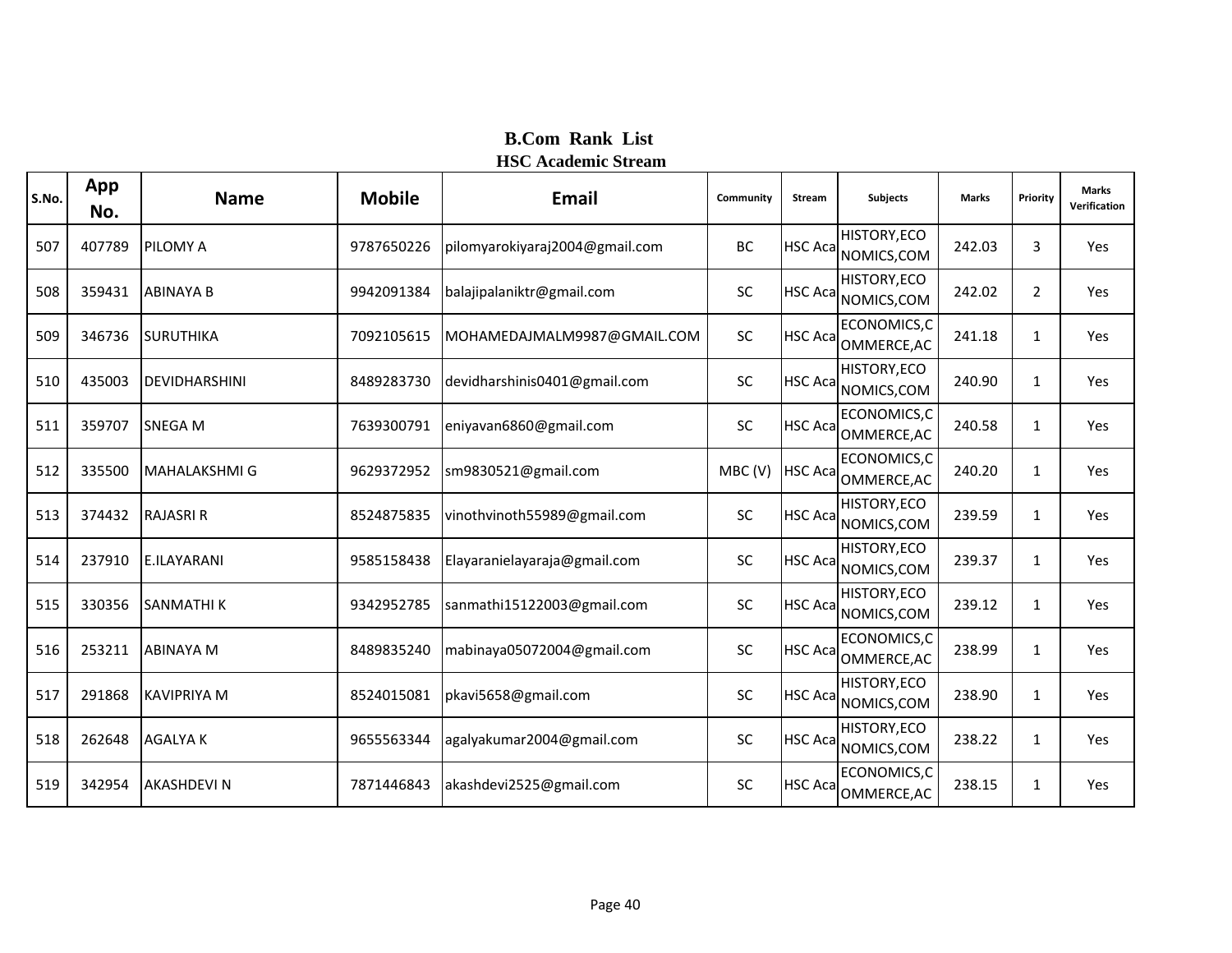# B.Com Rank List
## HSC Academic Stream

| S.No. | App No. | Name | Mobile | Email | Community | Stream | Subjects | Marks | Priority | Marks Verification |
|---|---|---|---|---|---|---|---|---|---|---|
| 507 | 407789 | PILOMY A | 9787650226 | pilomyarokiyaraj2004@gmail.com | BC | HSC Aca | HISTORY,ECONOMICS,COM | 242.03 | 3 | Yes |
| 508 | 359431 | ABINAYA B | 9942091384 | balajipalaniktr@gmail.com | SC | HSC Aca | HISTORY,ECONOMICS,COM | 242.02 | 2 | Yes |
| 509 | 346736 | SURUTHIKA | 7092105615 | MOHAMEDAJMALM9987@GMAIL.COM | SC | HSC Aca | ECONOMICS,COMMERCE,AC | 241.18 | 1 | Yes |
| 510 | 435003 | DEVIDHARSHINI | 8489283730 | devidharshinis0401@gmail.com | SC | HSC Aca | HISTORY,ECONOMICS,COM | 240.90 | 1 | Yes |
| 511 | 359707 | SNEGA M | 7639300791 | eniyavan6860@gmail.com | SC | HSC Aca | ECONOMICS,COMMERCE,AC | 240.58 | 1 | Yes |
| 512 | 335500 | MAHALAKSHMI G | 9629372952 | sm9830521@gmail.com | MBC (V) | HSC Aca | ECONOMICS,COMMERCE,AC | 240.20 | 1 | Yes |
| 513 | 374432 | RAJASRI R | 8524875835 | vinothvinoth55989@gmail.com | SC | HSC Aca | HISTORY,ECONOMICS,COM | 239.59 | 1 | Yes |
| 514 | 237910 | E.ILAYARANI | 9585158438 | Elayaranielayaraja@gmail.com | SC | HSC Aca | HISTORY,ECONOMICS,COM | 239.37 | 1 | Yes |
| 515 | 330356 | SANMATHI K | 9342952785 | sanmathi15122003@gmail.com | SC | HSC Aca | HISTORY,ECONOMICS,COM | 239.12 | 1 | Yes |
| 516 | 253211 | ABINAYA M | 8489835240 | mabinaya05072004@gmail.com | SC | HSC Aca | ECONOMICS,COMMERCE,AC | 238.99 | 1 | Yes |
| 517 | 291868 | KAVIPRIYA M | 8524015081 | pkavi5658@gmail.com | SC | HSC Aca | HISTORY,ECONOMICS,COM | 238.90 | 1 | Yes |
| 518 | 262648 | AGALYA K | 9655563344 | agalyakumar2004@gmail.com | SC | HSC Aca | HISTORY,ECONOMICS,COM | 238.22 | 1 | Yes |
| 519 | 342954 | AKASHDEVI N | 7871446843 | akashdevi2525@gmail.com | SC | HSC Aca | ECONOMICS,COMMERCE,AC | 238.15 | 1 | Yes |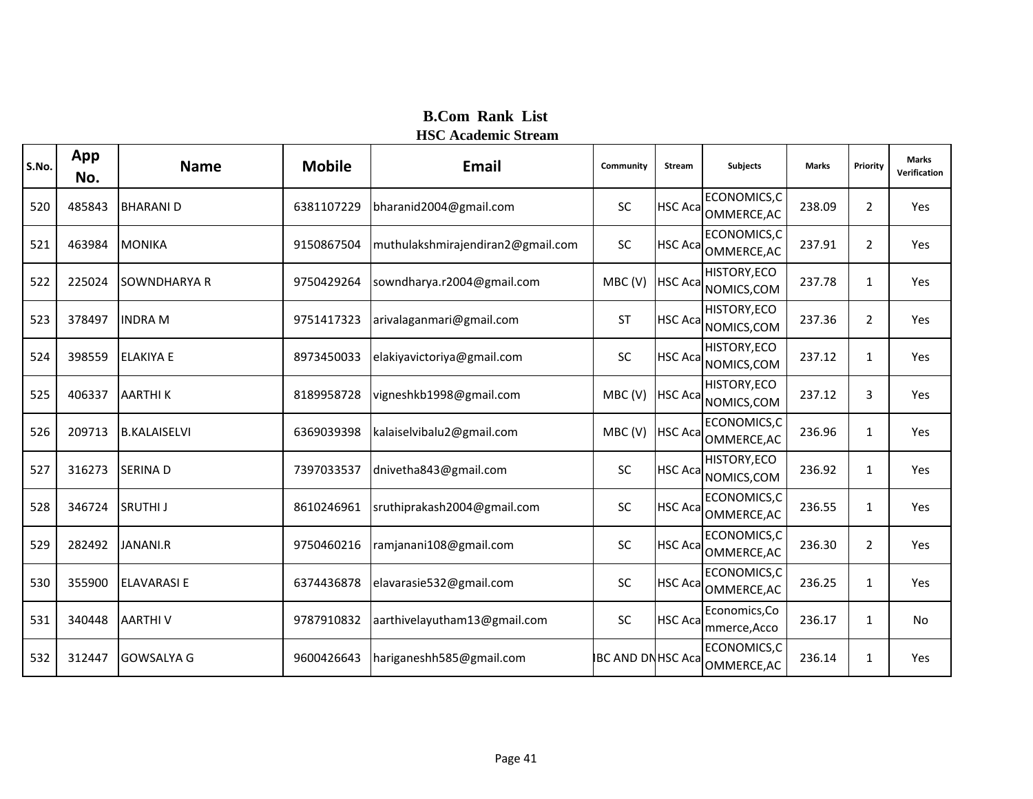# B.Com Rank List
## HSC Academic Stream

| S.No. | App No. | Name | Mobile | Email | Community | Stream | Subjects | Marks | Priority | Marks Verification |
|---|---|---|---|---|---|---|---|---|---|---|
| 520 | 485843 | BHARANI D | 6381107229 | bharanid2004@gmail.com | SC | HSC Aca | ECONOMICS,COMMERCE,AC | 238.09 | 2 | Yes |
| 521 | 463984 | MONIKA | 9150867504 | muthulakshmirajendiran2@gmail.com | SC | HSC Aca | ECONOMICS,COMMERCE,AC | 237.91 | 2 | Yes |
| 522 | 225024 | SOWNDHARYA R | 9750429264 | sowndharya.r2004@gmail.com | MBC (V) | HSC Aca | HISTORY,ECONOMICS,COM | 237.78 | 1 | Yes |
| 523 | 378497 | INDRA M | 9751417323 | arivalaganmari@gmail.com | ST | HSC Aca | HISTORY,ECONOMICS,COM | 237.36 | 2 | Yes |
| 524 | 398559 | ELAKIYA E | 8973450033 | elakiyavictoriya@gmail.com | SC | HSC Aca | HISTORY,ECONOMICS,COM | 237.12 | 1 | Yes |
| 525 | 406337 | AARTHI K | 8189958728 | vigneshkb1998@gmail.com | MBC (V) | HSC Aca | HISTORY,ECONOMICS,COM | 237.12 | 3 | Yes |
| 526 | 209713 | B.KALAISELVI | 6369039398 | kalaiselvibalu2@gmail.com | MBC (V) | HSC Aca | ECONOMICS,COMMERCE,AC | 236.96 | 1 | Yes |
| 527 | 316273 | SERINA D | 7397033537 | dnivetha843@gmail.com | SC | HSC Aca | HISTORY,ECONOMICS,COM | 236.92 | 1 | Yes |
| 528 | 346724 | SRUTHI J | 8610246961 | sruthiprakash2004@gmail.com | SC | HSC Aca | ECONOMICS,COMMERCE,AC | 236.55 | 1 | Yes |
| 529 | 282492 | JANANI.R | 9750460216 | ramjanani108@gmail.com | SC | HSC Aca | ECONOMICS,COMMERCE,AC | 236.30 | 2 | Yes |
| 530 | 355900 | ELAVARASI E | 6374436878 | elavarasie532@gmail.com | SC | HSC Aca | ECONOMICS,COMMERCE,AC | 236.25 | 1 | Yes |
| 531 | 340448 | AARTHI V | 9787910832 | aarthivelayutham13@gmail.com | SC | HSC Aca | Economics,Commerce,Acco | 236.17 | 1 | No |
| 532 | 312447 | GOWSALYA G | 9600426643 | hariganeshh585@gmail.com | BC AND DN | HSC Aca | ECONOMICS,COMMERCE,AC | 236.14 | 1 | Yes |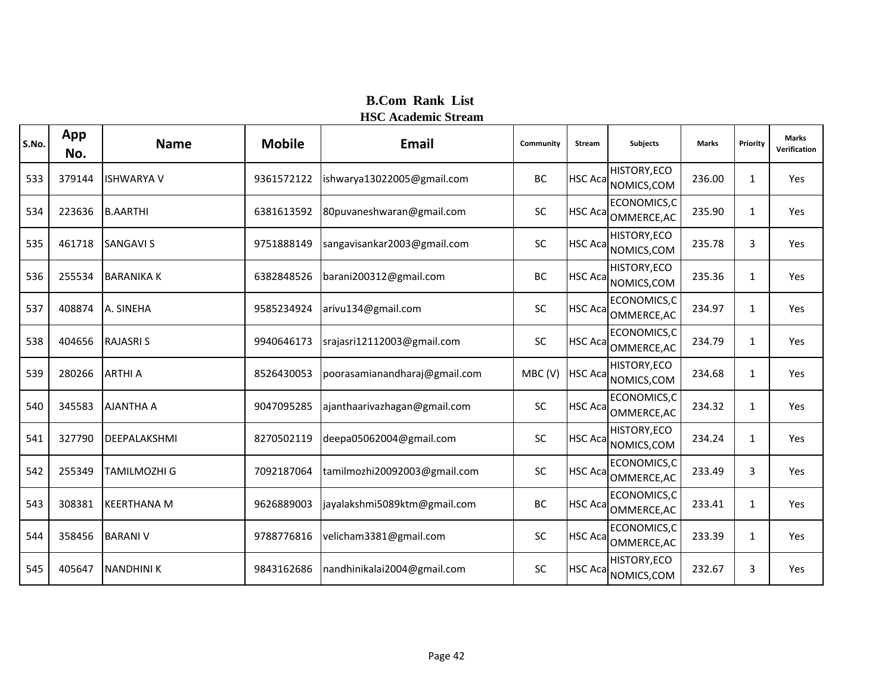# B.Com Rank List

## HSC Academic Stream

| S.No. | App No. | Name | Mobile | Email | Community | Stream | Subjects | Marks | Priority | Marks Verification |
|---|---|---|---|---|---|---|---|---|---|---|
| 533 | 379144 | ISHWARYA V | 9361572122 | ishwarya13022005@gmail.com | BC | HSC Aca | HISTORY,ECONOMICS,COM | 236.00 | 1 | Yes |
| 534 | 223636 | B.AARTHI | 6381613592 | 80puvaneshwaran@gmail.com | SC | HSC Aca | ECONOMICS,COMMERCE,AC | 235.90 | 1 | Yes |
| 535 | 461718 | SANGAVI S | 9751888149 | sangavisankar2003@gmail.com | SC | HSC Aca | HISTORY,ECONOMICS,COM | 235.78 | 3 | Yes |
| 536 | 255534 | BARANIKA K | 6382848526 | barani200312@gmail.com | BC | HSC Aca | HISTORY,ECONOMICS,COM | 235.36 | 1 | Yes |
| 537 | 408874 | A. SINEHA | 9585234924 | arivu134@gmail.com | SC | HSC Aca | ECONOMICS,COMMERCE,AC | 234.97 | 1 | Yes |
| 538 | 404656 | RAJASRI S | 9940646173 | srajasri12112003@gmail.com | SC | HSC Aca | ECONOMICS,COMMERCE,AC | 234.79 | 1 | Yes |
| 539 | 280266 | ARTHI A | 8526430053 | poorasamianandharaj@gmail.com | MBC (V) | HSC Aca | HISTORY,ECONOMICS,COM | 234.68 | 1 | Yes |
| 540 | 345583 | AJANTHA A | 9047095285 | ajanthaarivazhagan@gmail.com | SC | HSC Aca | ECONOMICS,COMMERCE,AC | 234.32 | 1 | Yes |
| 541 | 327790 | DEEPALAKSHMI | 8270502119 | deepa05062004@gmail.com | SC | HSC Aca | HISTORY,ECONOMICS,COM | 234.24 | 1 | Yes |
| 542 | 255349 | TAMILMOZHI G | 7092187064 | tamilmozhi20092003@gmail.com | SC | HSC Aca | ECONOMICS,COMMERCE,AC | 233.49 | 3 | Yes |
| 543 | 308381 | KEERTHANA M | 9626889003 | jayalakshmi5089ktm@gmail.com | BC | HSC Aca | ECONOMICS,COMMERCE,AC | 233.41 | 1 | Yes |
| 544 | 358456 | BARANI V | 9788776816 | velicham3381@gmail.com | SC | HSC Aca | ECONOMICS,COMMERCE,AC | 233.39 | 1 | Yes |
| 545 | 405647 | NANDHINI K | 9843162686 | nandhinikalai2004@gmail.com | SC | HSC Aca | HISTORY,ECONOMICS,COM | 232.67 | 3 | Yes |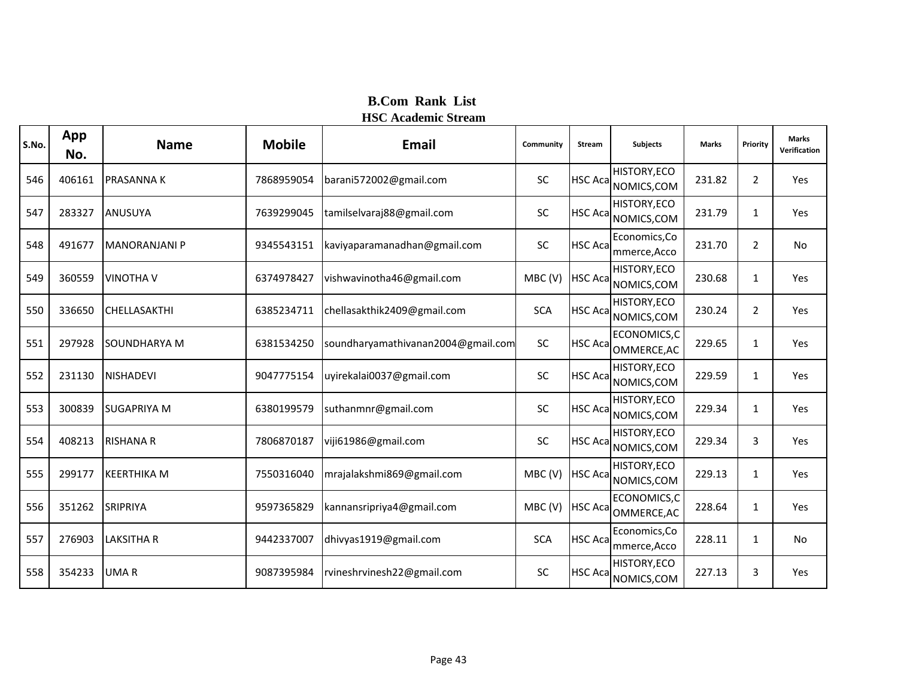## B.Com Rank List
### HSC Academic Stream

| S.No. | App No. | Name | Mobile | Email | Community | Stream | Subjects | Marks | Priority | Marks Verification |
|---|---|---|---|---|---|---|---|---|---|---|
| 546 | 406161 | PRASANNA K | 7868959054 | barani572002@gmail.com | SC | HSC Aca | HISTORY,ECONOMICS,COM | 231.82 | 2 | Yes |
| 547 | 283327 | ANUSUYA | 7639299045 | tamilselvaraj88@gmail.com | SC | HSC Aca | HISTORY,ECONOMICS,COM | 231.79 | 1 | Yes |
| 548 | 491677 | MANORANJANI P | 9345543151 | kaviyaparamanadhan@gmail.com | SC | HSC Aca | Economics,Commerce,Acco | 231.70 | 2 | No |
| 549 | 360559 | VINOTHA V | 6374978427 | vishwavinotha46@gmail.com | MBC (V) | HSC Aca | HISTORY,ECONOMICS,COM | 230.68 | 1 | Yes |
| 550 | 336650 | CHELLASAKTHI | 6385234711 | chellasakthik2409@gmail.com | SCA | HSC Aca | HISTORY,ECONOMICS,COM | 230.24 | 2 | Yes |
| 551 | 297928 | SOUNDHARYA M | 6381534250 | soundharyamathivanan2004@gmail.com | SC | HSC Aca | ECONOMICS,COMMERCE,AC | 229.65 | 1 | Yes |
| 552 | 231130 | NISHADEVI | 9047775154 | uyirekalai0037@gmail.com | SC | HSC Aca | HISTORY,ECONOMICS,COM | 229.59 | 1 | Yes |
| 553 | 300839 | SUGAPRIYA M | 6380199579 | suthanmnr@gmail.com | SC | HSC Aca | HISTORY,ECONOMICS,COM | 229.34 | 1 | Yes |
| 554 | 408213 | RISHANA R | 7806870187 | viji61986@gmail.com | SC | HSC Aca | HISTORY,ECONOMICS,COM | 229.34 | 3 | Yes |
| 555 | 299177 | KEERTHIKA M | 7550316040 | mrajalakshmi869@gmail.com | MBC (V) | HSC Aca | HISTORY,ECONOMICS,COM | 229.13 | 1 | Yes |
| 556 | 351262 | SRIPRIYA | 9597365829 | kannansripriya4@gmail.com | MBC (V) | HSC Aca | ECONOMICS,COMMERCE,AC | 228.64 | 1 | Yes |
| 557 | 276903 | LAKSITHA R | 9442337007 | dhivyas1919@gmail.com | SCA | HSC Aca | Economics,Commerce,Acco | 228.11 | 1 | No |
| 558 | 354233 | UMA R | 9087395984 | rvineshrvinesh22@gmail.com | SC | HSC Aca | HISTORY,ECONOMICS,COM | 227.13 | 3 | Yes |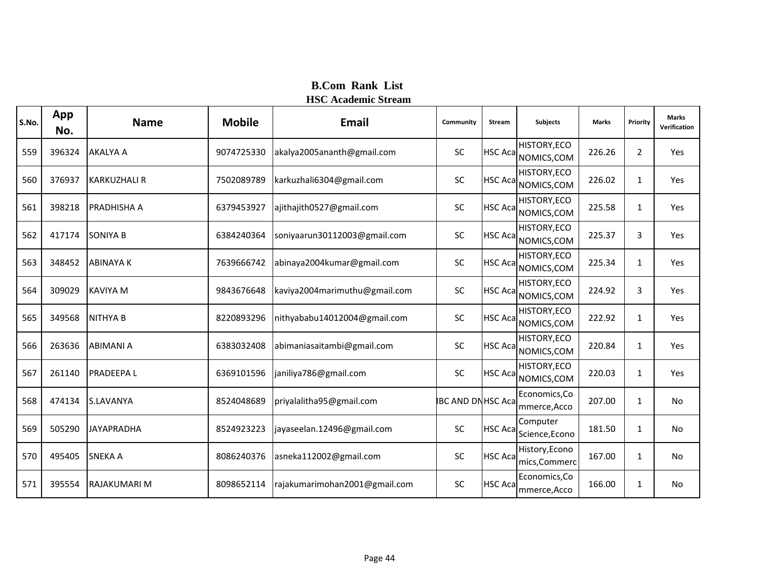# B.Com Rank List
## HSC Academic Stream

| S.No. | App No. | Name | Mobile | Email | Community | Stream | Subjects | Marks | Priority | Marks Verification |
|---|---|---|---|---|---|---|---|---|---|---|
| 559 | 396324 | AKALYA A | 9074725330 | akalya2005ananth@gmail.com | SC | HSC Aca | HISTORY,ECONOMICS,COM | 226.26 | 2 | Yes |
| 560 | 376937 | KARKUZHALI R | 7502089789 | karkuzhali6304@gmail.com | SC | HSC Aca | HISTORY,ECONOMICS,COM | 226.02 | 1 | Yes |
| 561 | 398218 | PRADHISHA A | 6379453927 | ajithajith0527@gmail.com | SC | HSC Aca | HISTORY,ECONOMICS,COM | 225.58 | 1 | Yes |
| 562 | 417174 | SONIYA B | 6384240364 | soniyaarun30112003@gmail.com | SC | HSC Aca | HISTORY,ECONOMICS,COM | 225.37 | 3 | Yes |
| 563 | 348452 | ABINAYA K | 7639666742 | abinaya2004kumar@gmail.com | SC | HSC Aca | HISTORY,ECONOMICS,COM | 225.34 | 1 | Yes |
| 564 | 309029 | KAVIYA M | 9843676648 | kaviya2004marimuthu@gmail.com | SC | HSC Aca | HISTORY,ECONOMICS,COM | 224.92 | 3 | Yes |
| 565 | 349568 | NITHYA B | 8220893296 | nithyababu14012004@gmail.com | SC | HSC Aca | HISTORY,ECONOMICS,COM | 222.92 | 1 | Yes |
| 566 | 263636 | ABIMANI A | 6383032408 | abimaniasaitambi@gmail.com | SC | HSC Aca | HISTORY,ECONOMICS,COM | 220.84 | 1 | Yes |
| 567 | 261140 | PRADEEPA L | 6369101596 | janiliya786@gmail.com | SC | HSC Aca | HISTORY,ECONOMICS,COM | 220.03 | 1 | Yes |
| 568 | 474134 | S.LAVANYA | 8524048689 | priyalalitha95@gmail.com | IBC AND DN | HSC Aca | Economics,Commerce,Acco | 207.00 | 1 | No |
| 569 | 505290 | JAYAPRADHA | 8524923223 | jayaseelan.12496@gmail.com | SC | HSC Aca | Computer Science,Econo | 181.50 | 1 | No |
| 570 | 495405 | SNEKA A | 8086240376 | asneka112002@gmail.com | SC | HSC Aca | History,Economics,Commerc | 167.00 | 1 | No |
| 571 | 395554 | RAJAKUMARI M | 8098652114 | rajakumarimohan2001@gmail.com | SC | HSC Aca | Economics,Commerce,Acco | 166.00 | 1 | No |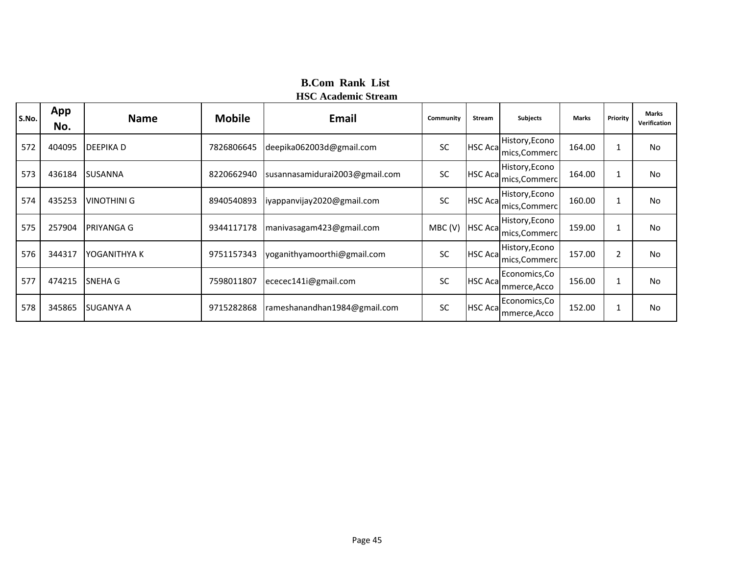## B.Com Rank List

### HSC Academic Stream

| S.No. | App No. | Name | Mobile | Email | Community | Stream | Subjects | Marks | Priority | Marks Verification |
|---|---|---|---|---|---|---|---|---|---|---|
| 572 | 404095 | DEEPIKA D | 7826806645 | deepika062003d@gmail.com | SC | HSC Aca | History,Economics,Commerc | 164.00 | 1 | No |
| 573 | 436184 | SUSANNA | 8220662940 | susannasamidurai2003@gmail.com | SC | HSC Aca | History,Economics,Commerc | 164.00 | 1 | No |
| 574 | 435253 | VINOTHINI G | 8940540893 | iyappanvijay2020@gmail.com | SC | HSC Aca | History,Economics,Commerc | 160.00 | 1 | No |
| 575 | 257904 | PRIYANGA G | 9344117178 | manivasagam423@gmail.com | MBC (V) | HSC Aca | History,Economics,Commerc | 159.00 | 1 | No |
| 576 | 344317 | YOGANITHYA K | 9751157343 | yoganithyamoorthi@gmail.com | SC | HSC Aca | History,Economics,Commerc | 157.00 | 2 | No |
| 577 | 474215 | SNEHA G | 7598011807 | ececec141i@gmail.com | SC | HSC Aca | Economics,Commerce,Acco | 156.00 | 1 | No |
| 578 | 345865 | SUGANYA A | 9715282868 | rameshanandhan1984@gmail.com | SC | HSC Aca | Economics,Commerce,Acco | 152.00 | 1 | No |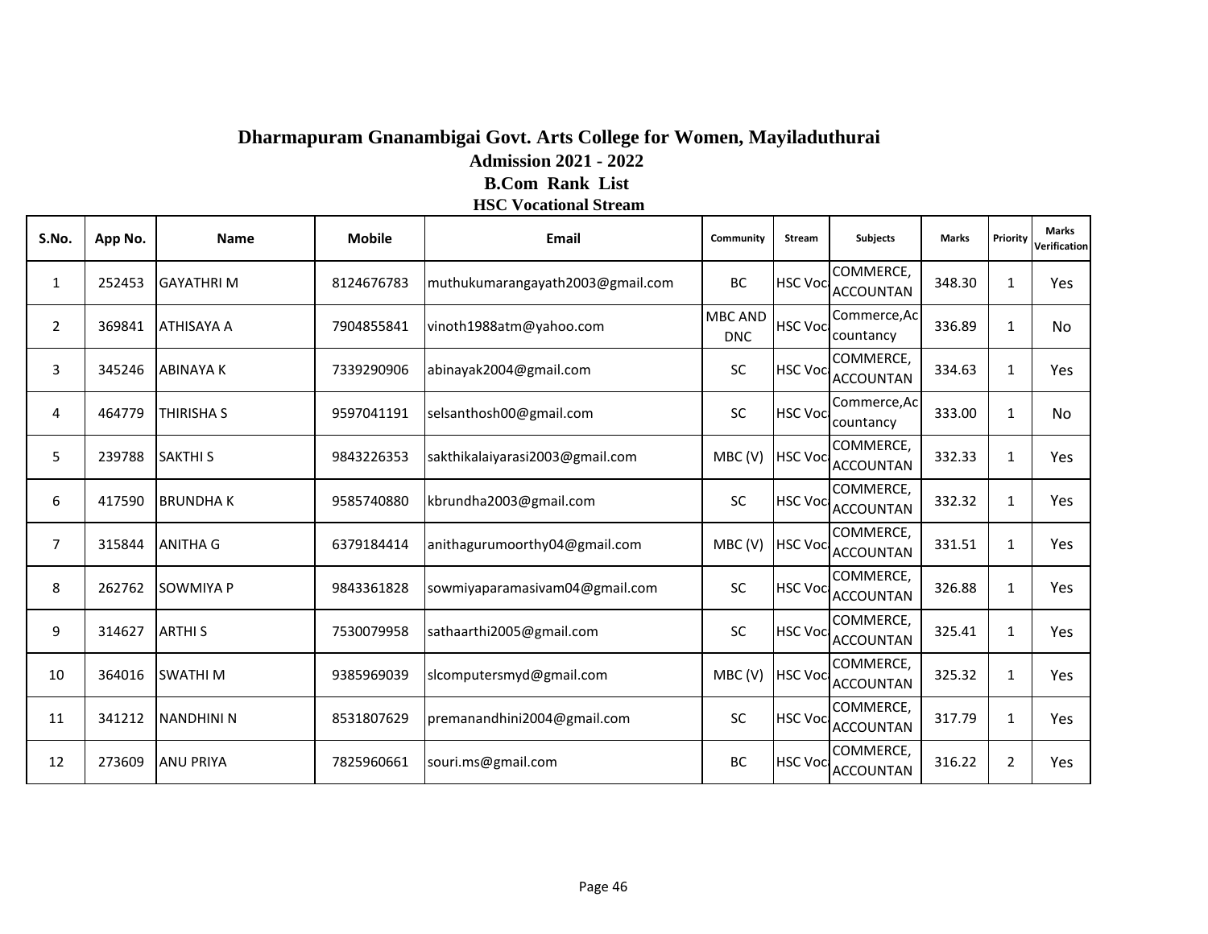# Dharmapuram Gnanambigai Govt. Arts College for Women, Mayiladuthurai

## Admission 2021 - 2022

### B.Com Rank List

### HSC Vocational Stream

| S.No. | App No. | Name | Mobile | Email | Community | Stream | Subjects | Marks | Priority | Marks Verification |
|---|---|---|---|---|---|---|---|---|---|---|
| 1 | 252453 | GAYATHRI M | 8124676783 | muthukumarangayath2003@gmail.com | BC | HSC Voc | COMMERCE, ACCOUNTAN | 348.30 | 1 | Yes |
| 2 | 369841 | ATHISAYA A | 7904855841 | vinoth1988atm@yahoo.com | MBC AND DNC | HSC Voc | Commerce,Accountancy | 336.89 | 1 | No |
| 3 | 345246 | ABINAYA K | 7339290906 | abinayak2004@gmail.com | SC | HSC Voc | COMMERCE, ACCOUNTAN | 334.63 | 1 | Yes |
| 4 | 464779 | THIRISHA S | 9597041191 | selsanthosh00@gmail.com | SC | HSC Voc | Commerce,Accountancy | 333.00 | 1 | No |
| 5 | 239788 | SAKTHI S | 9843226353 | sakthikalaiyarasi2003@gmail.com | MBC (V) | HSC Voc | COMMERCE, ACCOUNTAN | 332.33 | 1 | Yes |
| 6 | 417590 | BRUNDHA K | 9585740880 | kbrundha2003@gmail.com | SC | HSC Voc | COMMERCE, ACCOUNTAN | 332.32 | 1 | Yes |
| 7 | 315844 | ANITHA G | 6379184414 | anithagurumoorthy04@gmail.com | MBC (V) | HSC Voc | COMMERCE, ACCOUNTAN | 331.51 | 1 | Yes |
| 8 | 262762 | SOWMIYA P | 9843361828 | sowmiyaparamasivam04@gmail.com | SC | HSC Voc | COMMERCE, ACCOUNTAN | 326.88 | 1 | Yes |
| 9 | 314627 | ARTHI S | 7530079958 | sathaarthi2005@gmail.com | SC | HSC Voc | COMMERCE, ACCOUNTAN | 325.41 | 1 | Yes |
| 10 | 364016 | SWATHI M | 9385969039 | slcomputersmyd@gmail.com | MBC (V) | HSC Voc | COMMERCE, ACCOUNTAN | 325.32 | 1 | Yes |
| 11 | 341212 | NANDHINI N | 8531807629 | premanandhini2004@gmail.com | SC | HSC Voc | COMMERCE, ACCOUNTAN | 317.79 | 1 | Yes |
| 12 | 273609 | ANU PRIYA | 7825960661 | souri.ms@gmail.com | BC | HSC Voc | COMMERCE, ACCOUNTAN | 316.22 | 2 | Yes |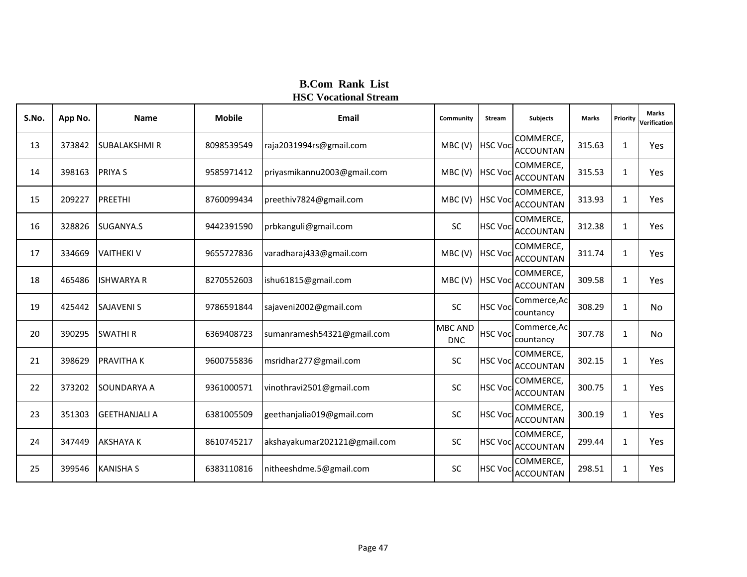## B.Com Rank List
### HSC Vocational Stream

| S.No. | App No. | Name | Mobile | Email | Community | Stream | Subjects | Marks | Priority | Marks Verification |
|---|---|---|---|---|---|---|---|---|---|---|
| 13 | 373842 | SUBALAKSHMI R | 8098539549 | raja2031994rs@gmail.com | MBC (V) | HSC Voc | COMMERCE, ACCOUNTAN | 315.63 | 1 | Yes |
| 14 | 398163 | PRIYA S | 9585971412 | priyasmikannu2003@gmail.com | MBC (V) | HSC Voc | COMMERCE, ACCOUNTAN | 315.53 | 1 | Yes |
| 15 | 209227 | PREETHI | 8760099434 | preethiv7824@gmail.com | MBC (V) | HSC Voc | COMMERCE, ACCOUNTAN | 313.93 | 1 | Yes |
| 16 | 328826 | SUGANYA.S | 9442391590 | prbkanguli@gmail.com | SC | HSC Voc | COMMERCE, ACCOUNTAN | 312.38 | 1 | Yes |
| 17 | 334669 | VAITHEKI V | 9655727836 | varadharaj433@gmail.com | MBC (V) | HSC Voc | COMMERCE, ACCOUNTAN | 311.74 | 1 | Yes |
| 18 | 465486 | ISHWARYA R | 8270552603 | ishu61815@gmail.com | MBC (V) | HSC Voc | COMMERCE, ACCOUNTAN | 309.58 | 1 | Yes |
| 19 | 425442 | SAJAVENI S | 9786591844 | sajaveni2002@gmail.com | SC | HSC Voc | Commerce,Accountancy | 308.29 | 1 | No |
| 20 | 390295 | SWATHI R | 6369408723 | sumanramesh54321@gmail.com | MBC AND DNC | HSC Voc | Commerce,Accountancy | 307.78 | 1 | No |
| 21 | 398629 | PRAVITHA K | 9600755836 | msridhar277@gmail.com | SC | HSC Voc | COMMERCE, ACCOUNTAN | 302.15 | 1 | Yes |
| 22 | 373202 | SOUNDARYA A | 9361000571 | vinothravi2501@gmail.com | SC | HSC Voc | COMMERCE, ACCOUNTAN | 300.75 | 1 | Yes |
| 23 | 351303 | GEETHANJALI A | 6381005509 | geethanjalia019@gmail.com | SC | HSC Voc | COMMERCE, ACCOUNTAN | 300.19 | 1 | Yes |
| 24 | 347449 | AKSHAYA K | 8610745217 | akshayakumar202121@gmail.com | SC | HSC Voc | COMMERCE, ACCOUNTAN | 299.44 | 1 | Yes |
| 25 | 399546 | KANISHA S | 6383110816 | nitheeshdme.5@gmail.com | SC | HSC Voc | COMMERCE, ACCOUNTAN | 298.51 | 1 | Yes |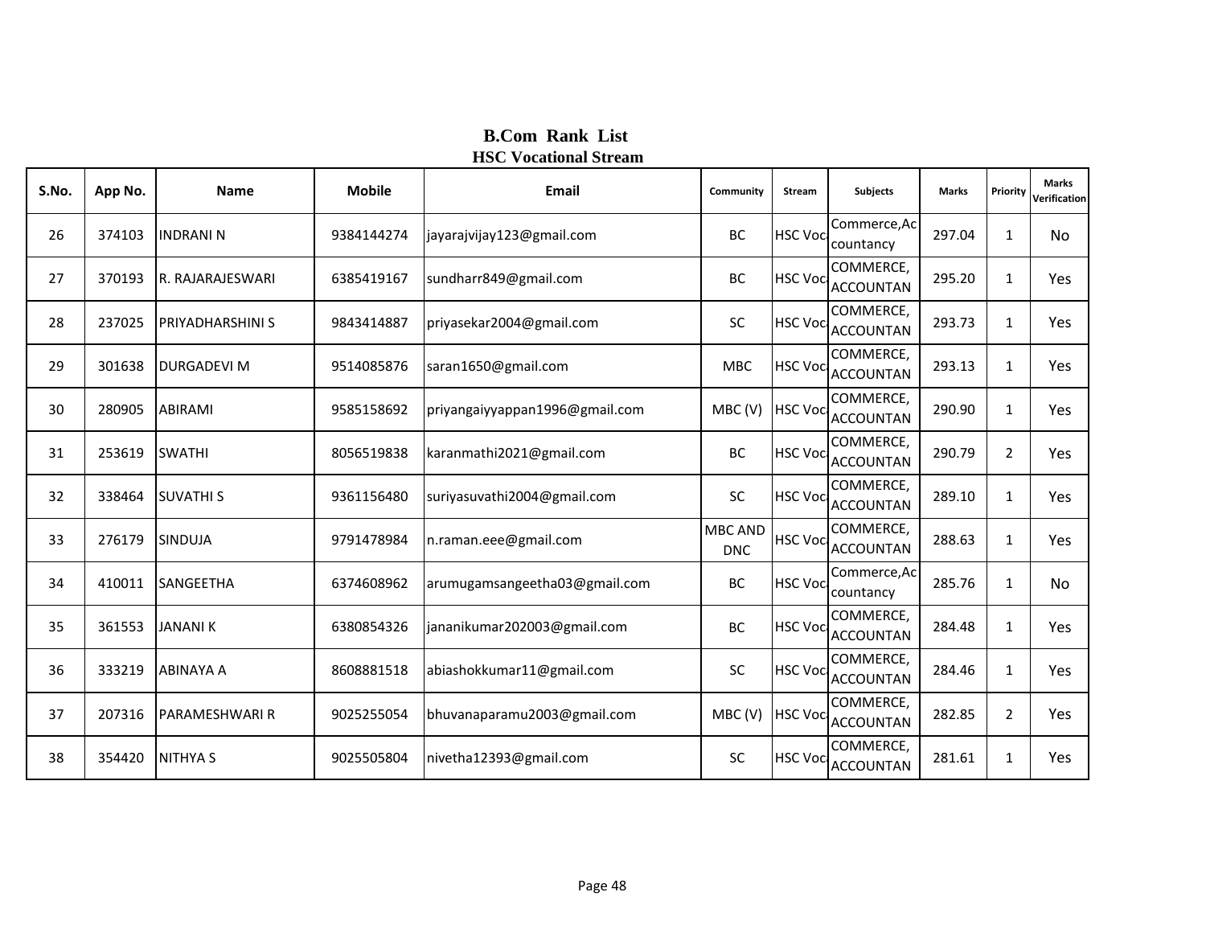# B.Com Rank List

## HSC Vocational Stream

| S.No. | App No. | Name | Mobile | Email | Community | Stream | Subjects | Marks | Priority | Marks Verification |
|---|---|---|---|---|---|---|---|---|---|---|
| 26 | 374103 | INDRANI N | 9384144274 | jayarajvijay123@gmail.com | BC | HSC Voc | Commerce,Accountancy | 297.04 | 1 | No |
| 27 | 370193 | R. RAJARAJESWARI | 6385419167 | sundharr849@gmail.com | BC | HSC Voc | COMMERCE, ACCOUNTAN | 295.20 | 1 | Yes |
| 28 | 237025 | PRIYADHARSHINI S | 9843414887 | priyasekar2004@gmail.com | SC | HSC Voc | COMMERCE, ACCOUNTAN | 293.73 | 1 | Yes |
| 29 | 301638 | DURGADEVI M | 9514085876 | saran1650@gmail.com | MBC | HSC Voc | COMMERCE, ACCOUNTAN | 293.13 | 1 | Yes |
| 30 | 280905 | ABIRAMI | 9585158692 | priyangaiyyappan1996@gmail.com | MBC (V) | HSC Voc | COMMERCE, ACCOUNTAN | 290.90 | 1 | Yes |
| 31 | 253619 | SWATHI | 8056519838 | karanmathi2021@gmail.com | BC | HSC Voc | COMMERCE, ACCOUNTAN | 290.79 | 2 | Yes |
| 32 | 338464 | SUVATHI S | 9361156480 | suriyasuvathi2004@gmail.com | SC | HSC Voc | COMMERCE, ACCOUNTAN | 289.10 | 1 | Yes |
| 33 | 276179 | SINDUJA | 9791478984 | n.raman.eee@gmail.com | MBC AND DNC | HSC Voc | COMMERCE, ACCOUNTAN | 288.63 | 1 | Yes |
| 34 | 410011 | SANGEETHA | 6374608962 | arumugamsangeetha03@gmail.com | BC | HSC Voc | Commerce,Accountancy | 285.76 | 1 | No |
| 35 | 361553 | JANANI K | 6380854326 | jananikumar202003@gmail.com | BC | HSC Voc | COMMERCE, ACCOUNTAN | 284.48 | 1 | Yes |
| 36 | 333219 | ABINAYA A | 8608881518 | abiashokkumar11@gmail.com | SC | HSC Voc | COMMERCE, ACCOUNTAN | 284.46 | 1 | Yes |
| 37 | 207316 | PARAMESHWARI R | 9025255054 | bhuvanaparamu2003@gmail.com | MBC (V) | HSC Voc | COMMERCE, ACCOUNTAN | 282.85 | 2 | Yes |
| 38 | 354420 | NITHYA S | 9025505804 | nivetha12393@gmail.com | SC | HSC Voc | COMMERCE, ACCOUNTAN | 281.61 | 1 | Yes |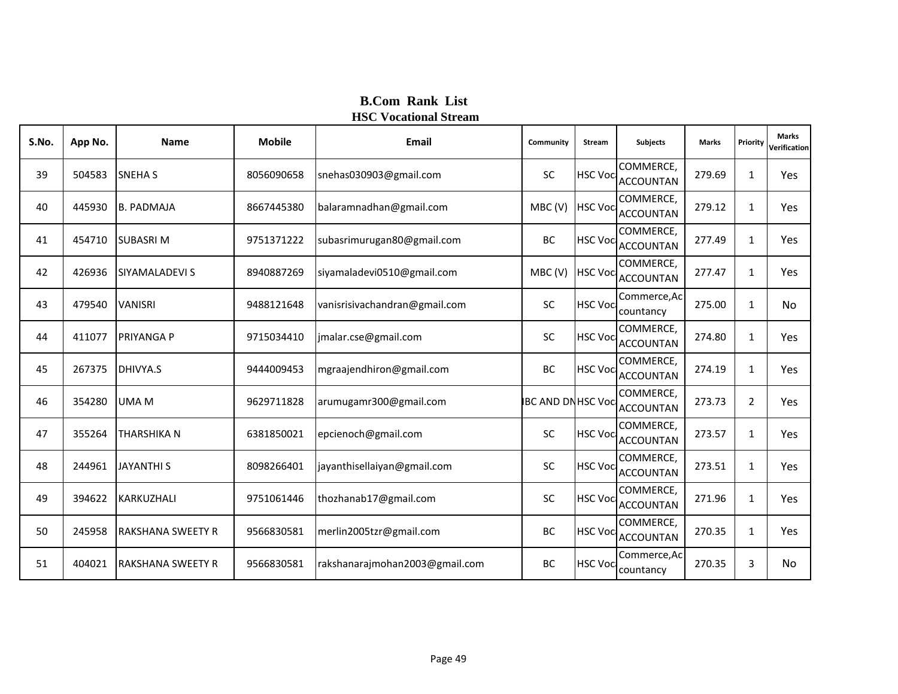# B.Com Rank List
## HSC Vocational Stream

| S.No. | App No. | Name | Mobile | Email | Community | Stream | Subjects | Marks | Priority | Marks Verification |
|---|---|---|---|---|---|---|---|---|---|---|
| 39 | 504583 | SNEHA S | 8056090658 | snehas030903@gmail.com | SC | HSC Voc | COMMERCE, ACCOUNTAN | 279.69 | 1 | Yes |
| 40 | 445930 | B. PADMAJA | 8667445380 | balaramnadhan@gmail.com | MBC (V) | HSC Voc | COMMERCE, ACCOUNTAN | 279.12 | 1 | Yes |
| 41 | 454710 | SUBASRI M | 9751371222 | subasrimurugan80@gmail.com | BC | HSC Voc | COMMERCE, ACCOUNTAN | 277.49 | 1 | Yes |
| 42 | 426936 | SIYAMALADEVI S | 8940887269 | siyamaladevi0510@gmail.com | MBC (V) | HSC Voc | COMMERCE, ACCOUNTAN | 277.47 | 1 | Yes |
| 43 | 479540 | VANISRI | 9488121648 | vanisrisivachandran@gmail.com | SC | HSC Voc | Commerce,Accountancy | 275.00 | 1 | No |
| 44 | 411077 | PRIYANGA P | 9715034410 | jmalar.cse@gmail.com | SC | HSC Voc | COMMERCE, ACCOUNTAN | 274.80 | 1 | Yes |
| 45 | 267375 | DHIVYA.S | 9444009453 | mgraajendhiron@gmail.com | BC | HSC Voc | COMMERCE, ACCOUNTAN | 274.19 | 1 | Yes |
| 46 | 354280 | UMA M | 9629711828 | arumugamr300@gmail.com | BC AND DN | HSC Voc | COMMERCE, ACCOUNTAN | 273.73 | 2 | Yes |
| 47 | 355264 | THARSHIKA N | 6381850021 | epcienoch@gmail.com | SC | HSC Voc | COMMERCE, ACCOUNTAN | 273.57 | 1 | Yes |
| 48 | 244961 | JAYANTHI S | 8098266401 | jayanthisellaiyan@gmail.com | SC | HSC Voc | COMMERCE, ACCOUNTAN | 273.51 | 1 | Yes |
| 49 | 394622 | KARKUZHALI | 9751061446 | thozhanab17@gmail.com | SC | HSC Voc | COMMERCE, ACCOUNTAN | 271.96 | 1 | Yes |
| 50 | 245958 | RAKSHANA SWEETY R | 9566830581 | merlin2005tzr@gmail.com | BC | HSC Voc | COMMERCE, ACCOUNTAN | 270.35 | 1 | Yes |
| 51 | 404021 | RAKSHANA SWEETY R | 9566830581 | rakshanarajmohan2003@gmail.com | BC | HSC Voc | Commerce,Accountancy | 270.35 | 3 | No |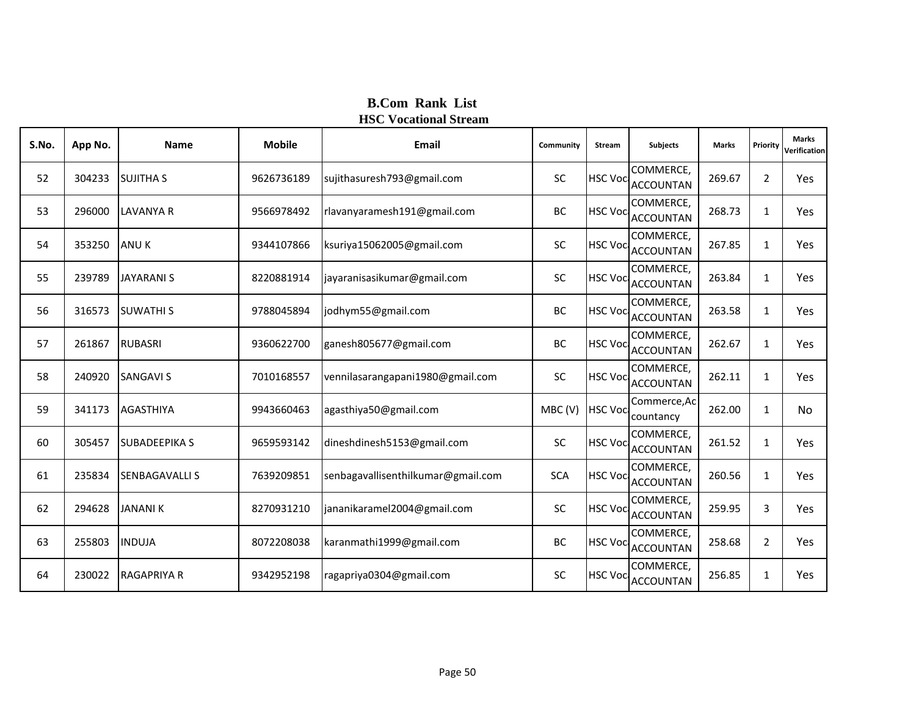## B.Com Rank List

### HSC Vocational Stream

| S.No. | App No. | Name | Mobile | Email | Community | Stream | Subjects | Marks | Priority | Marks Verification |
|---|---|---|---|---|---|---|---|---|---|---|
| 52 | 304233 | SUJITHA S | 9626736189 | sujithasuresh793@gmail.com | SC | HSC Voc | COMMERCE, ACCOUNTAN | 269.67 | 2 | Yes |
| 53 | 296000 | LAVANYA R | 9566978492 | rlavanyaramesh191@gmail.com | BC | HSC Voc | COMMERCE, ACCOUNTAN | 268.73 | 1 | Yes |
| 54 | 353250 | ANU K | 9344107866 | ksuriya15062005@gmail.com | SC | HSC Voc | COMMERCE, ACCOUNTAN | 267.85 | 1 | Yes |
| 55 | 239789 | JAYARANI S | 8220881914 | jayaranisasikumar@gmail.com | SC | HSC Voc | COMMERCE, ACCOUNTAN | 263.84 | 1 | Yes |
| 56 | 316573 | SUWATHI S | 9788045894 | jodhym55@gmail.com | BC | HSC Voc | COMMERCE, ACCOUNTAN | 263.58 | 1 | Yes |
| 57 | 261867 | RUBASRI | 9360622700 | ganesh805677@gmail.com | BC | HSC Voc | COMMERCE, ACCOUNTAN | 262.67 | 1 | Yes |
| 58 | 240920 | SANGAVI S | 7010168557 | vennilasarangapani1980@gmail.com | SC | HSC Voc | COMMERCE, ACCOUNTAN | 262.11 | 1 | Yes |
| 59 | 341173 | AGASTHIYA | 9943660463 | agasthiya50@gmail.com | MBC (V) | HSC Voc | Commerce,Accountancy | 262.00 | 1 | No |
| 60 | 305457 | SUBADEEPIKA S | 9659593142 | dineshdinesh5153@gmail.com | SC | HSC Voc | COMMERCE, ACCOUNTAN | 261.52 | 1 | Yes |
| 61 | 235834 | SENBAGAVALLI S | 7639209851 | senbagavallisenthilkumar@gmail.com | SCA | HSC Voc | COMMERCE, ACCOUNTAN | 260.56 | 1 | Yes |
| 62 | 294628 | JANANI K | 8270931210 | jananikaramel2004@gmail.com | SC | HSC Voc | COMMERCE, ACCOUNTAN | 259.95 | 3 | Yes |
| 63 | 255803 | INDUJA | 8072208038 | karanmathi1999@gmail.com | BC | HSC Voc | COMMERCE, ACCOUNTAN | 258.68 | 2 | Yes |
| 64 | 230022 | RAGAPRIYA R | 9342952198 | ragapriya0304@gmail.com | SC | HSC Voc | COMMERCE, ACCOUNTAN | 256.85 | 1 | Yes |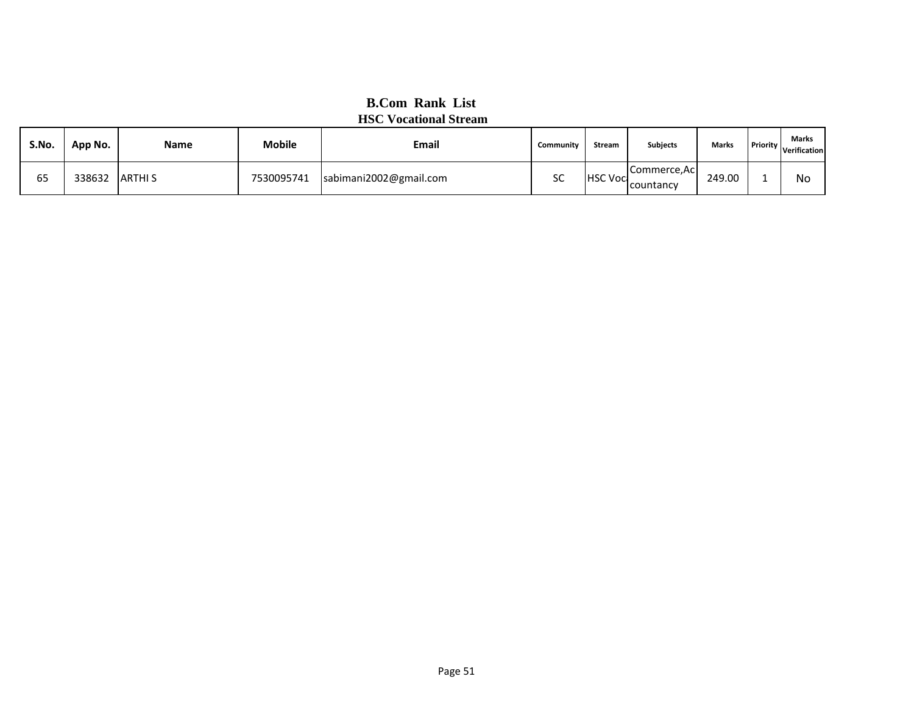## B.Com Rank List
### HSC Vocational Stream

| S.No. | App No. | Name | Mobile | Email | Community | Stream | Subjects | Marks | Priority | Marks Verification |
|---|---|---|---|---|---|---|---|---|---|---|
| 65 | 338632 | ARTHI S | 7530095741 | sabimani2002@gmail.com | SC | HSC Voc | Commerce,Accountancy | 249.00 | 1 | No |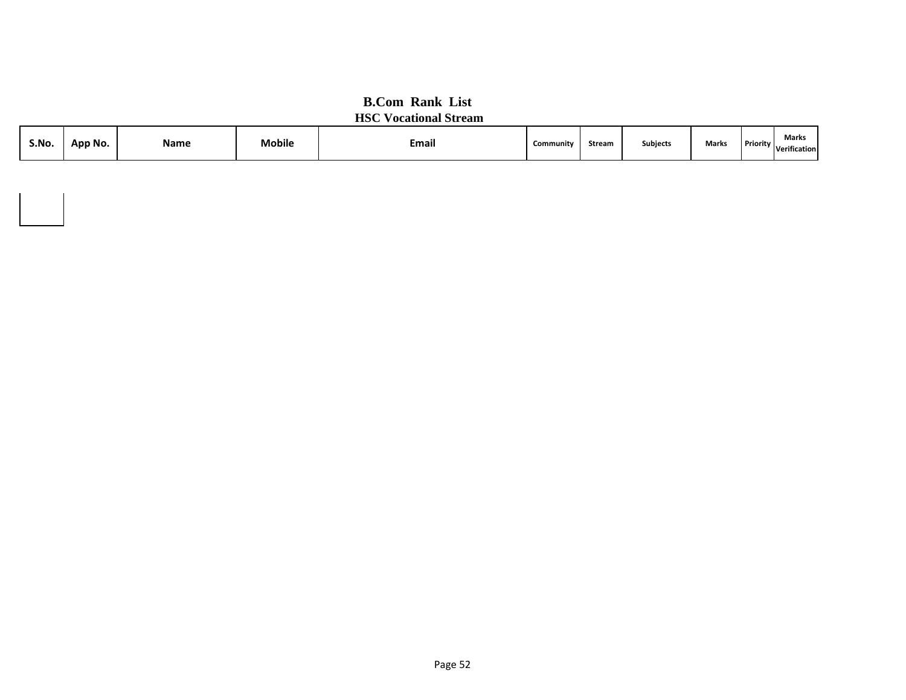# B.Com Rank List

## HSC Vocational Stream

| S.No. | App No. | Name | Mobile | Email | Community | Stream | Subjects | Marks | Priority | Marks Verification |
|---|---|---|---|---|---|---|---|---|---|---|